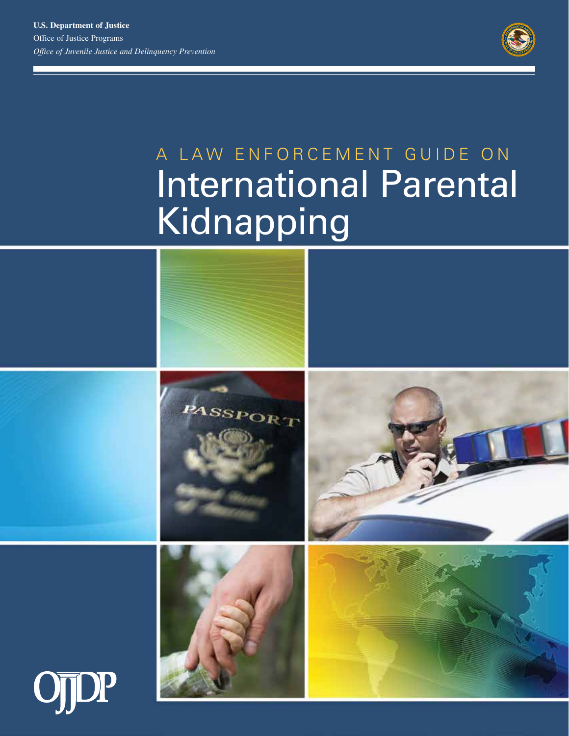**U.S. Department of Justice**
Office of Justice Programs
*Office of Juvenile Justice and Delinquency Prevention*

# A LAW ENFORCEMENT GUIDE ON International Parental Kidnapping

OJJDP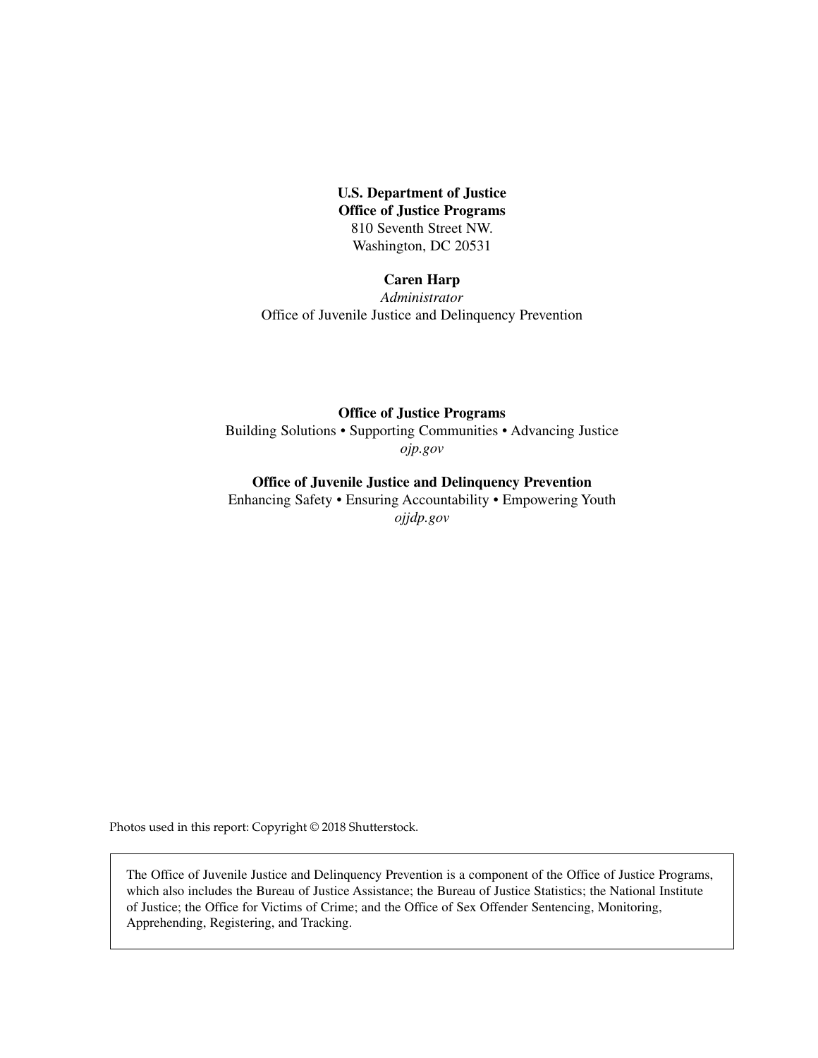**U.S. Department of Justice**
**Office of Justice Programs**
810 Seventh Street NW.
Washington, DC 20531

**Caren Harp**
*Administrator*
Office of Juvenile Justice and Delinquency Prevention

**Office of Justice Programs**
Building Solutions • Supporting Communities • Advancing Justice
*ojp.gov*

**Office of Juvenile Justice and Delinquency Prevention**
Enhancing Safety • Ensuring Accountability • Empowering Youth
*ojjdp.gov*

Photos used in this report: Copyright © 2018 Shutterstock.

The Office of Juvenile Justice and Delinquency Prevention is a component of the Office of Justice Programs, which also includes the Bureau of Justice Assistance; the Bureau of Justice Statistics; the National Institute of Justice; the Office for Victims of Crime; and the Office of Sex Offender Sentencing, Monitoring, Apprehending, Registering, and Tracking.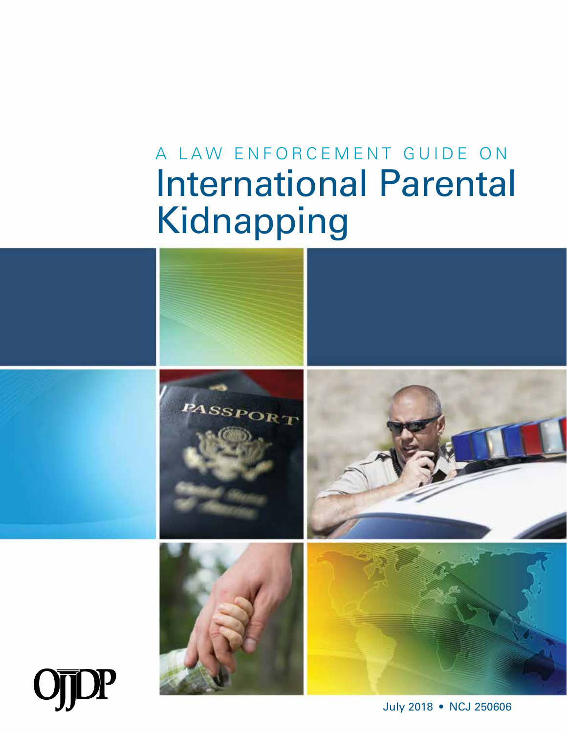# A LAW ENFORCEMENT GUIDE ON International Parental Kidnapping

OJJDP

July 2018 • NCJ 250606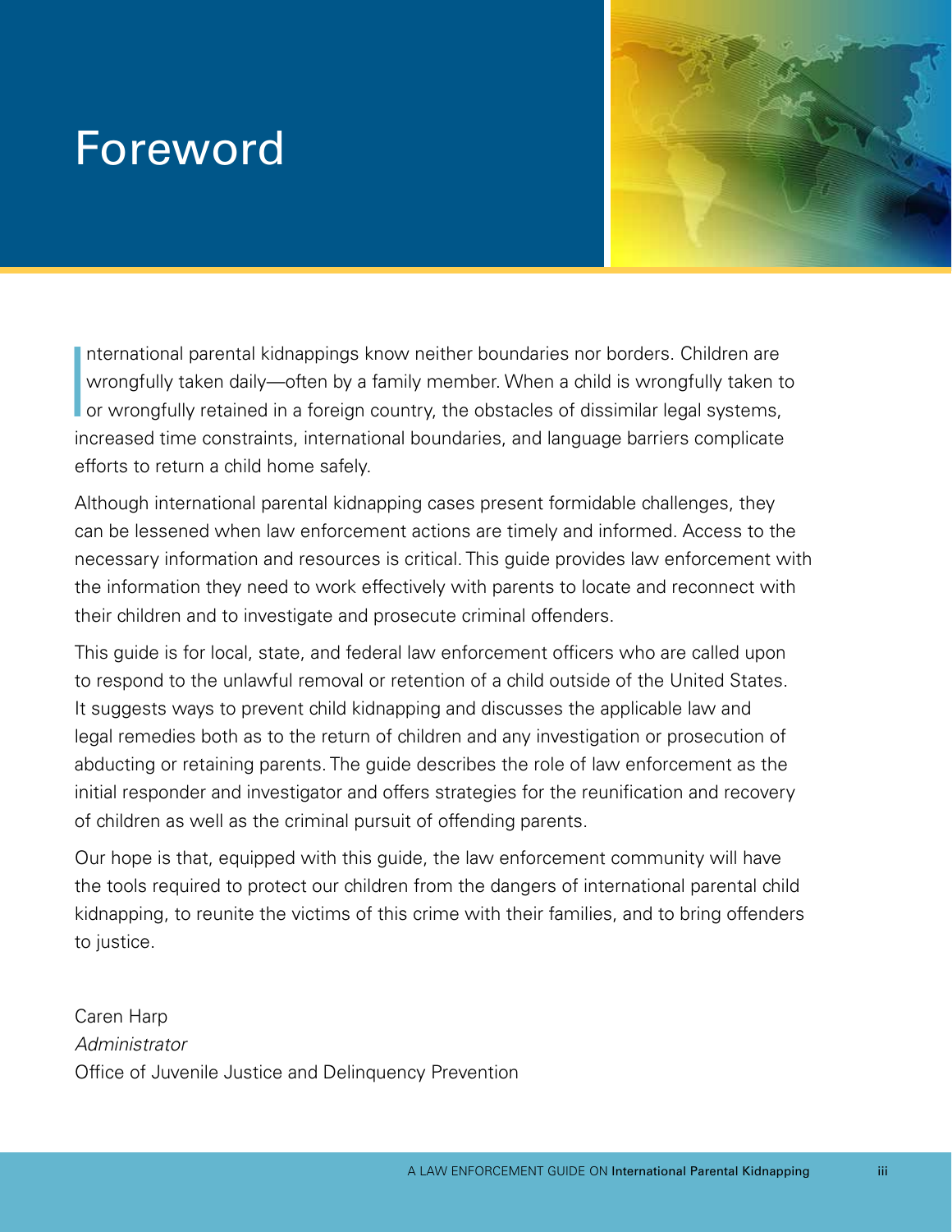# Foreword

International parental kidnappings know neither boundaries nor borders. Children are wrongfully taken daily—often by a family member. When a child is wrongfully taken to or wrongfully retained in a foreign country, the obstacles of dissimilar legal systems, increased time constraints, international boundaries, and language barriers complicate efforts to return a child home safely.

Although international parental kidnapping cases present formidable challenges, they can be lessened when law enforcement actions are timely and informed. Access to the necessary information and resources is critical. This guide provides law enforcement with the information they need to work effectively with parents to locate and reconnect with their children and to investigate and prosecute criminal offenders.

This guide is for local, state, and federal law enforcement officers who are called upon to respond to the unlawful removal or retention of a child outside of the United States. It suggests ways to prevent child kidnapping and discusses the applicable law and legal remedies both as to the return of children and any investigation or prosecution of abducting or retaining parents. The guide describes the role of law enforcement as the initial responder and investigator and offers strategies for the reunification and recovery of children as well as the criminal pursuit of offending parents.

Our hope is that, equipped with this guide, the law enforcement community will have the tools required to protect our children from the dangers of international parental child kidnapping, to reunite the victims of this crime with their families, and to bring offenders to justice.

Caren Harp  
*Administrator*  
Office of Juvenile Justice and Delinquency Prevention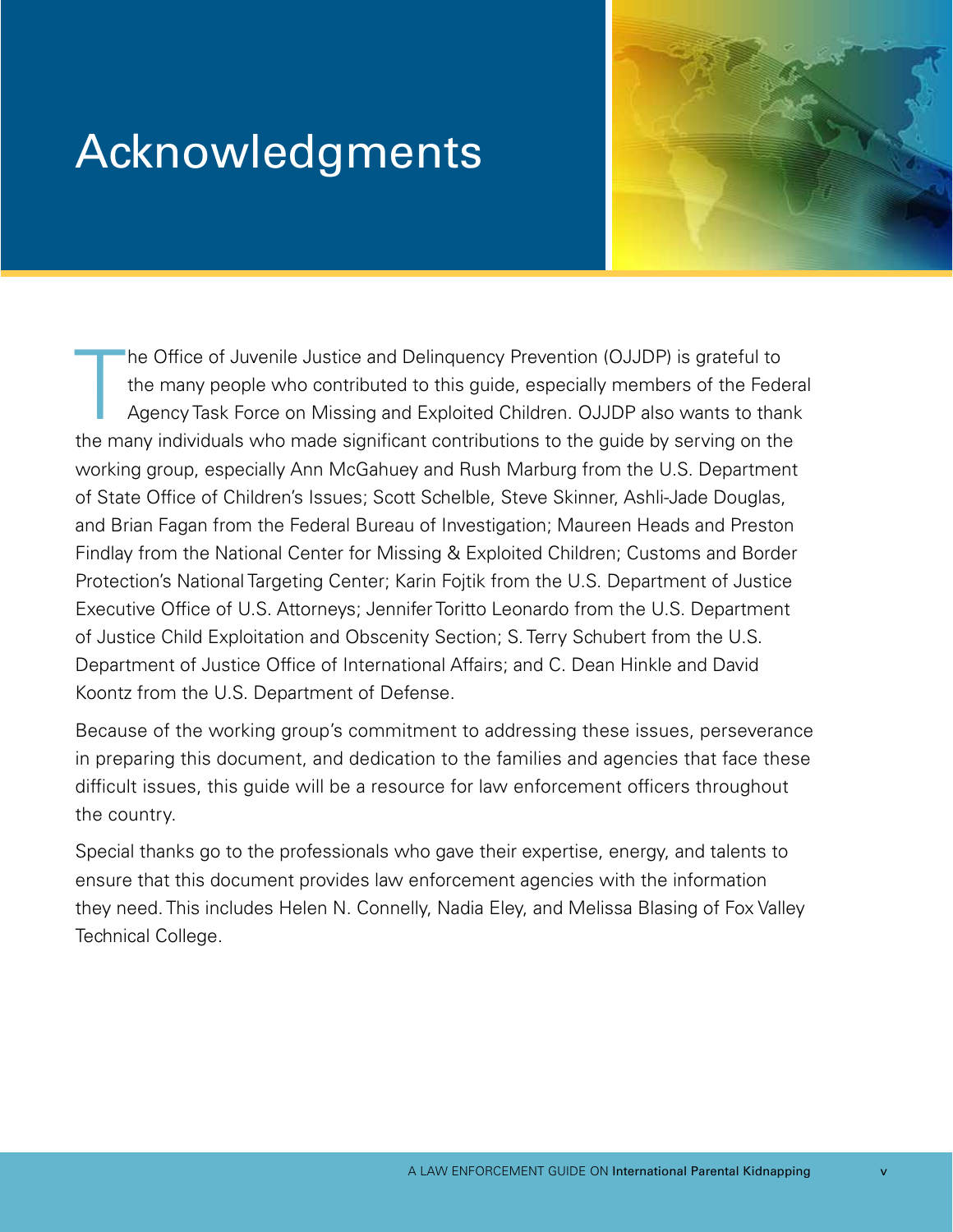# Acknowledgments

The Office of Juvenile Justice and Delinquency Prevention (OJJDP) is grateful to the many people who contributed to this guide, especially members of the Federal Agency Task Force on Missing and Exploited Children. OJJDP also wants to thank the many individuals who made significant contributions to the guide by serving on the working group, especially Ann McGahuey and Rush Marburg from the U.S. Department of State Office of Children's Issues; Scott Schelble, Steve Skinner, Ashli-Jade Douglas, and Brian Fagan from the Federal Bureau of Investigation; Maureen Heads and Preston Findlay from the National Center for Missing & Exploited Children; Customs and Border Protection's National Targeting Center; Karin Fojtik from the U.S. Department of Justice Executive Office of U.S. Attorneys; Jennifer Toritto Leonardo from the U.S. Department of Justice Child Exploitation and Obscenity Section; S. Terry Schubert from the U.S. Department of Justice Office of International Affairs; and C. Dean Hinkle and David Koontz from the U.S. Department of Defense.

Because of the working group's commitment to addressing these issues, perseverance in preparing this document, and dedication to the families and agencies that face these difficult issues, this guide will be a resource for law enforcement officers throughout the country.

Special thanks go to the professionals who gave their expertise, energy, and talents to ensure that this document provides law enforcement agencies with the information they need. This includes Helen N. Connelly, Nadia Eley, and Melissa Blasing of Fox Valley Technical College.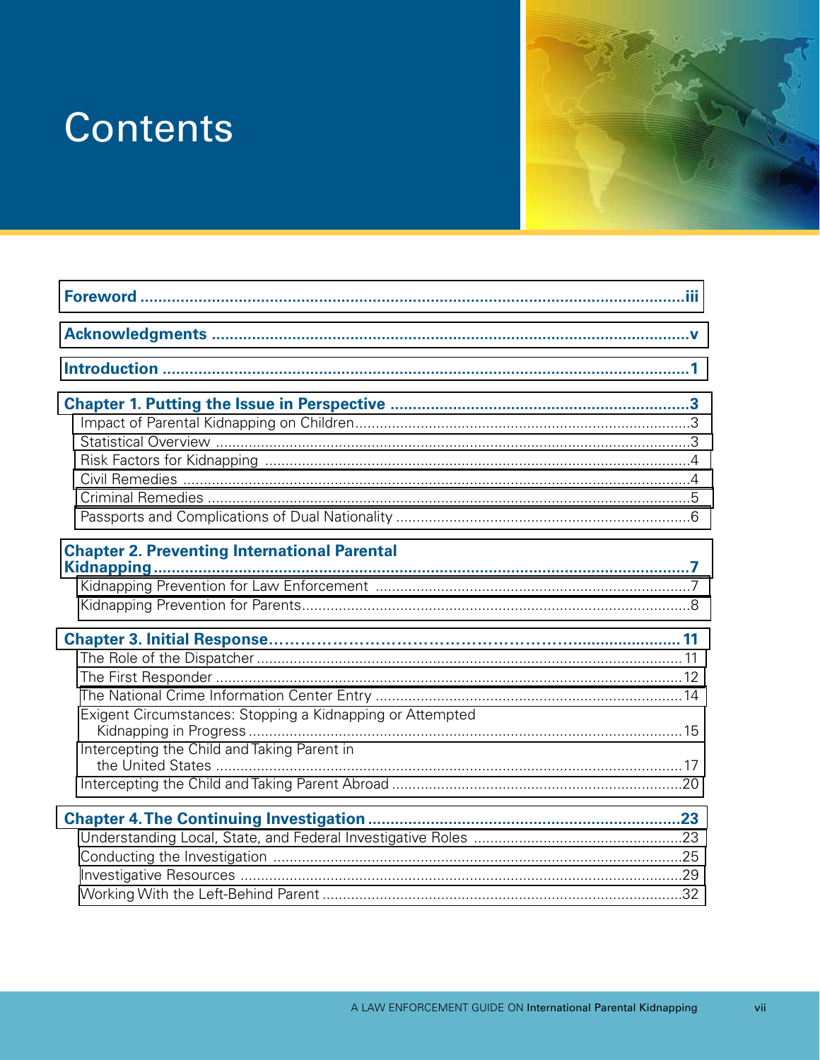# Contents

**Foreword** .......... iii

**Acknowledgments** .......... v

**Introduction** .......... 1

**Chapter 1. Putting the Issue in Perspective** .......... 3

- Impact of Parental Kidnapping on Children .......... 3
- Statistical Overview .......... 3
- Risk Factors for Kidnapping .......... 4
- Civil Remedies .......... 4
- Criminal Remedies .......... 5
- Passports and Complications of Dual Nationality .......... 6

**Chapter 2. Preventing International Parental Kidnapping** .......... 7

- Kidnapping Prevention for Law Enforcement .......... 7
- Kidnapping Prevention for Parents .......... 8

**Chapter 3. Initial Response** .......... 11

- The Role of the Dispatcher .......... 11
- The First Responder .......... 12
- The National Crime Information Center Entry .......... 14
- Exigent Circumstances: Stopping a Kidnapping or Attempted Kidnapping in Progress .......... 15
- Intercepting the Child and Taking Parent in the United States .......... 17
- Intercepting the Child and Taking Parent Abroad .......... 20

**Chapter 4. The Continuing Investigation** .......... 23

- Understanding Local, State, and Federal Investigative Roles .......... 23
- Conducting the Investigation .......... 25
- Investigative Resources .......... 29
- Working With the Left-Behind Parent .......... 32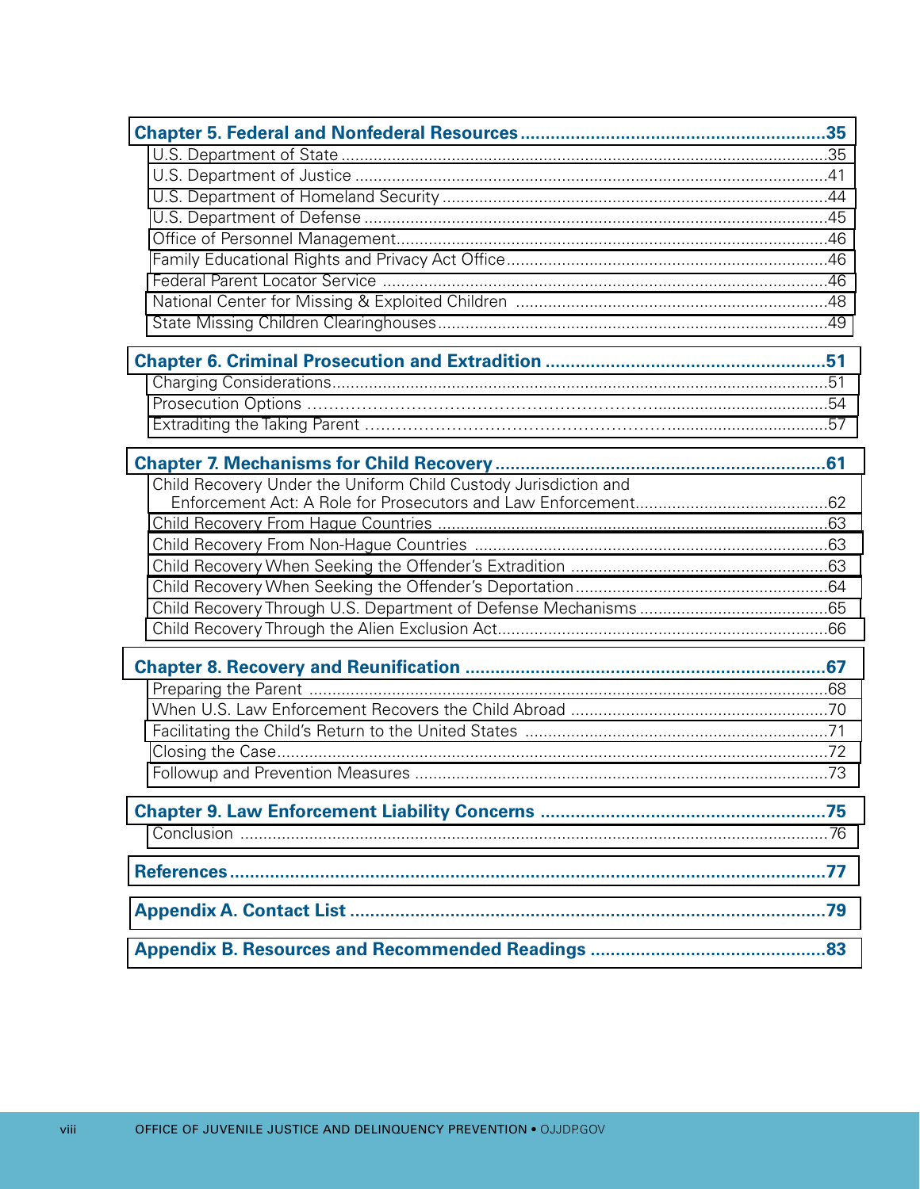**Chapter 5. Federal and Nonfederal Resources ....35**

- U.S. Department of State ....35
- U.S. Department of Justice ....41
- U.S. Department of Homeland Security ....44
- U.S. Department of Defense ....45
- Office of Personnel Management....46
- Family Educational Rights and Privacy Act Office....46
- Federal Parent Locator Service ....46
- National Center for Missing & Exploited Children ....48
- State Missing Children Clearinghouses....49

**Chapter 6. Criminal Prosecution and Extradition ....51**

- Charging Considerations....51
- Prosecution Options ....54
- Extraditing the Taking Parent ....57

**Chapter 7. Mechanisms for Child Recovery ....61**

- Child Recovery Under the Uniform Child Custody Jurisdiction and Enforcement Act: A Role for Prosecutors and Law Enforcement....62
- Child Recovery From Hague Countries ....63
- Child Recovery From Non-Hague Countries ....63
- Child Recovery When Seeking the Offender's Extradition ....63
- Child Recovery When Seeking the Offender's Deportation....64
- Child Recovery Through U.S. Department of Defense Mechanisms ....65
- Child Recovery Through the Alien Exclusion Act....66

**Chapter 8. Recovery and Reunification ....67**

- Preparing the Parent ....68
- When U.S. Law Enforcement Recovers the Child Abroad ....70
- Facilitating the Child's Return to the United States ....71
- Closing the Case....72
- Followup and Prevention Measures ....73

**Chapter 9. Law Enforcement Liability Concerns ....75**

- Conclusion ....76

**References....77**

**Appendix A. Contact List ....79**

**Appendix B. Resources and Recommended Readings ....83**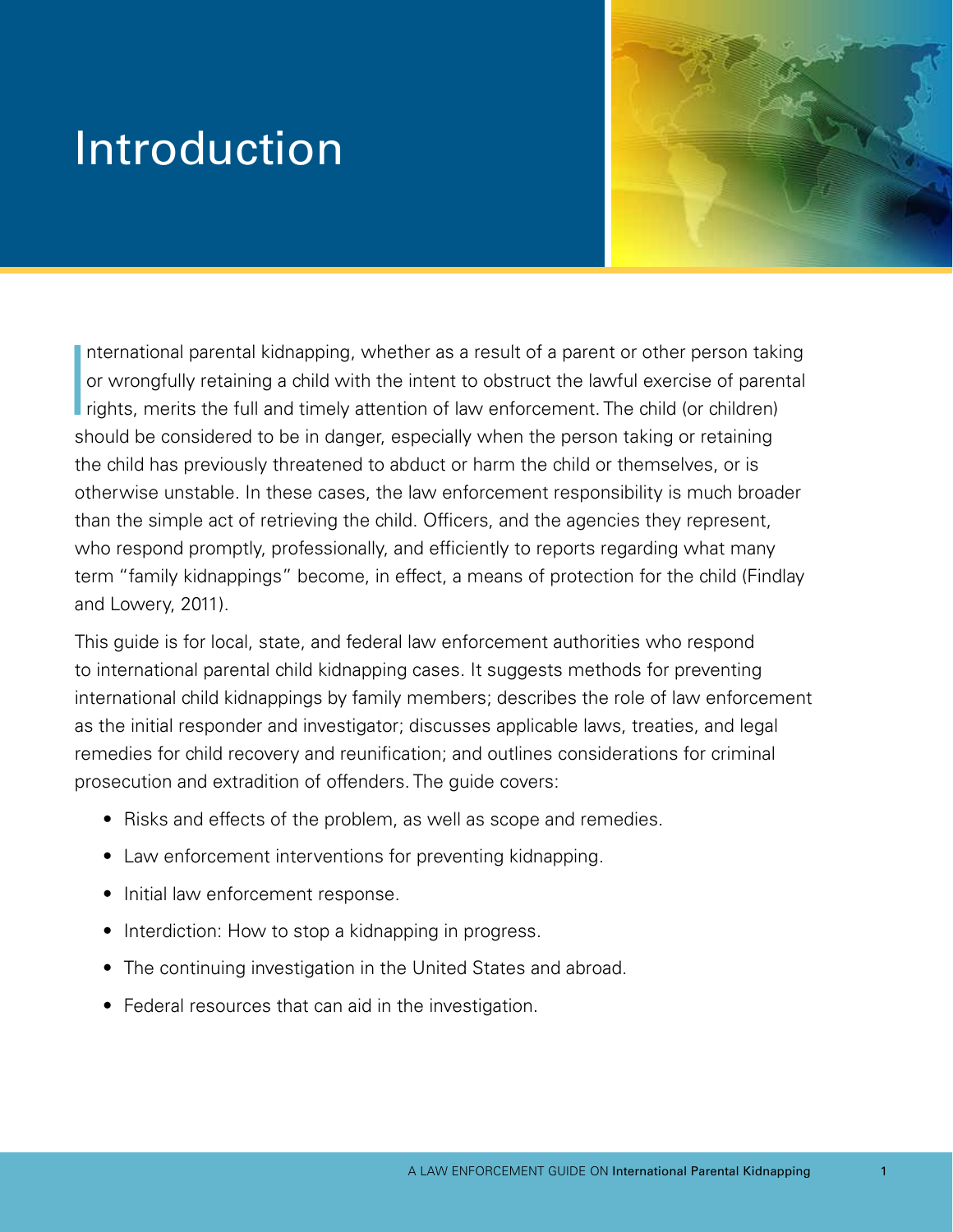# Introduction

International parental kidnapping, whether as a result of a parent or other person taking or wrongfully retaining a child with the intent to obstruct the lawful exercise of parental rights, merits the full and timely attention of law enforcement. The child (or children) should be considered to be in danger, especially when the person taking or retaining the child has previously threatened to abduct or harm the child or themselves, or is otherwise unstable. In these cases, the law enforcement responsibility is much broader than the simple act of retrieving the child. Officers, and the agencies they represent, who respond promptly, professionally, and efficiently to reports regarding what many term "family kidnappings" become, in effect, a means of protection for the child (Findlay and Lowery, 2011).

This guide is for local, state, and federal law enforcement authorities who respond to international parental child kidnapping cases. It suggests methods for preventing international child kidnappings by family members; describes the role of law enforcement as the initial responder and investigator; discusses applicable laws, treaties, and legal remedies for child recovery and reunification; and outlines considerations for criminal prosecution and extradition of offenders. The guide covers:

- Risks and effects of the problem, as well as scope and remedies.
- Law enforcement interventions for preventing kidnapping.
- Initial law enforcement response.
- Interdiction: How to stop a kidnapping in progress.
- The continuing investigation in the United States and abroad.
- Federal resources that can aid in the investigation.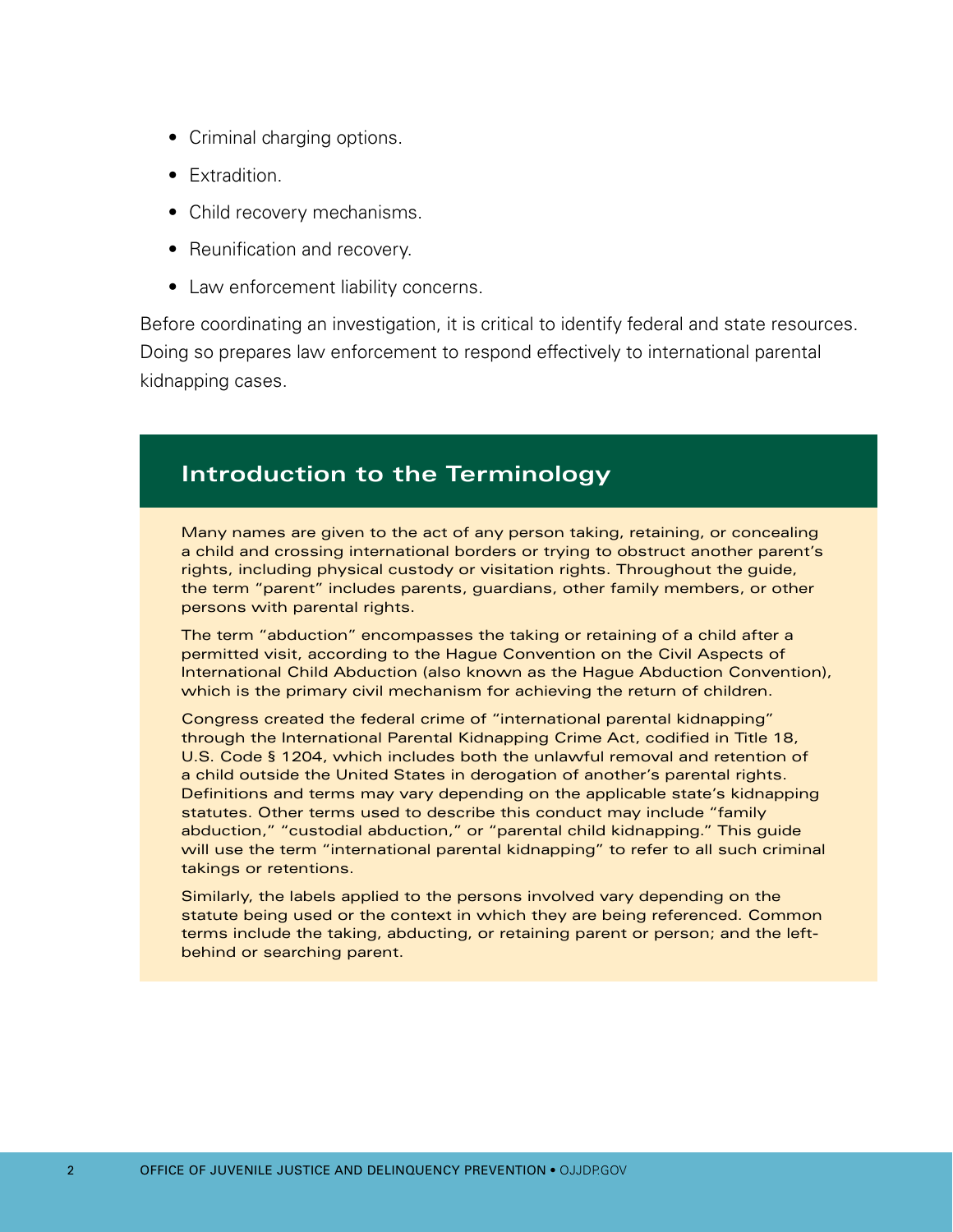- Criminal charging options.
- Extradition.
- Child recovery mechanisms.
- Reunification and recovery.
- Law enforcement liability concerns.

Before coordinating an investigation, it is critical to identify federal and state resources. Doing so prepares law enforcement to respond effectively to international parental kidnapping cases.

## Introduction to the Terminology

Many names are given to the act of any person taking, retaining, or concealing a child and crossing international borders or trying to obstruct another parent's rights, including physical custody or visitation rights. Throughout the guide, the term "parent" includes parents, guardians, other family members, or other persons with parental rights.

The term "abduction" encompasses the taking or retaining of a child after a permitted visit, according to the Hague Convention on the Civil Aspects of International Child Abduction (also known as the Hague Abduction Convention), which is the primary civil mechanism for achieving the return of children.

Congress created the federal crime of "international parental kidnapping" through the International Parental Kidnapping Crime Act, codified in Title 18, U.S. Code § 1204, which includes both the unlawful removal and retention of a child outside the United States in derogation of another's parental rights. Definitions and terms may vary depending on the applicable state's kidnapping statutes. Other terms used to describe this conduct may include "family abduction," "custodial abduction," or "parental child kidnapping." This guide will use the term "international parental kidnapping" to refer to all such criminal takings or retentions.

Similarly, the labels applied to the persons involved vary depending on the statute being used or the context in which they are being referenced. Common terms include the taking, abducting, or retaining parent or person; and the left-behind or searching parent.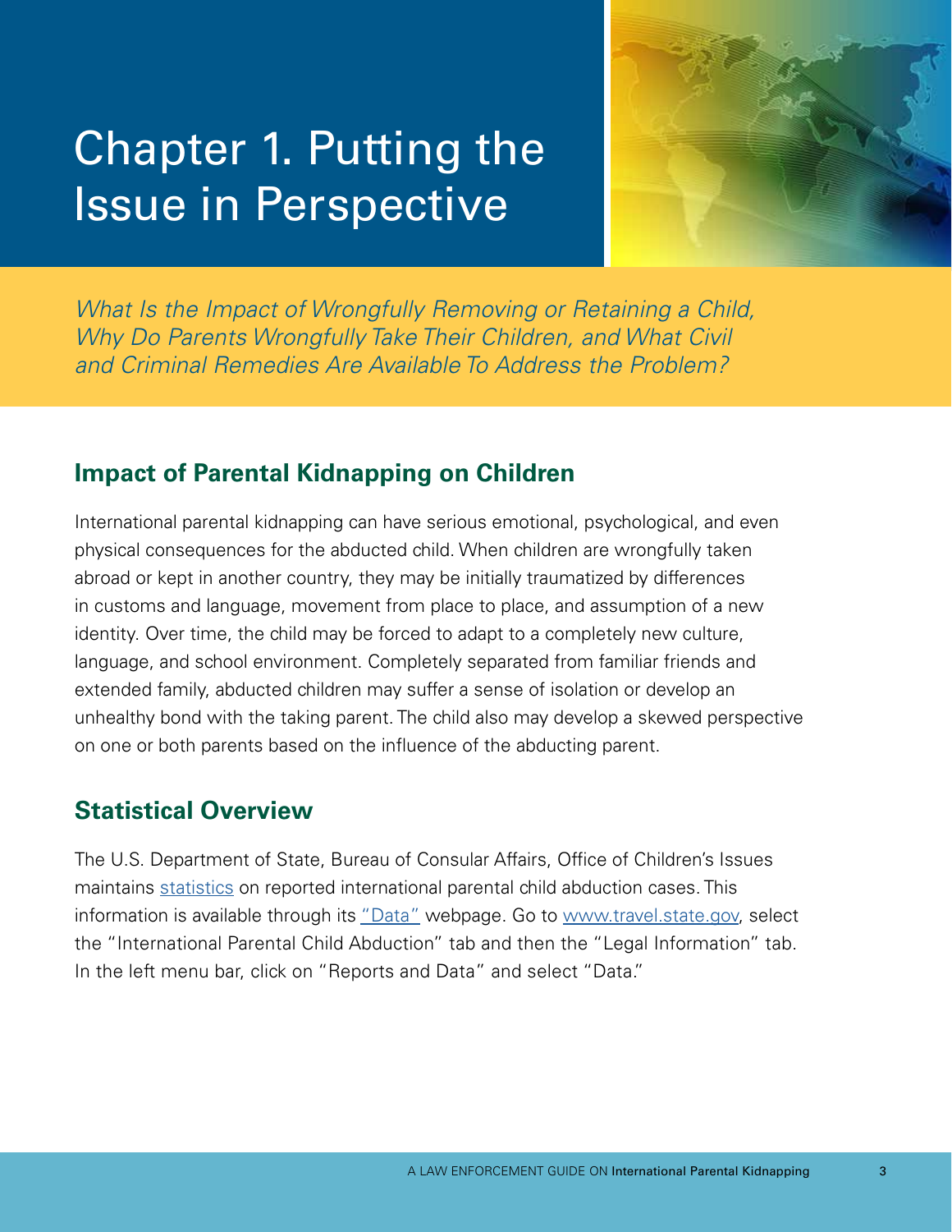# Chapter 1. Putting the Issue in Perspective

*What Is the Impact of Wrongfully Removing or Retaining a Child, Why Do Parents Wrongfully Take Their Children, and What Civil and Criminal Remedies Are Available To Address the Problem?*

## Impact of Parental Kidnapping on Children

International parental kidnapping can have serious emotional, psychological, and even physical consequences for the abducted child. When children are wrongfully taken abroad or kept in another country, they may be initially traumatized by differences in customs and language, movement from place to place, and assumption of a new identity. Over time, the child may be forced to adapt to a completely new culture, language, and school environment. Completely separated from familiar friends and extended family, abducted children may suffer a sense of isolation or develop an unhealthy bond with the taking parent. The child also may develop a skewed perspective on one or both parents based on the influence of the abducting parent.

## Statistical Overview

The U.S. Department of State, Bureau of Consular Affairs, Office of Children's Issues maintains statistics on reported international parental child abduction cases. This information is available through its "Data" webpage. Go to www.travel.state.gov, select the "International Parental Child Abduction" tab and then the "Legal Information" tab. In the left menu bar, click on "Reports and Data" and select "Data."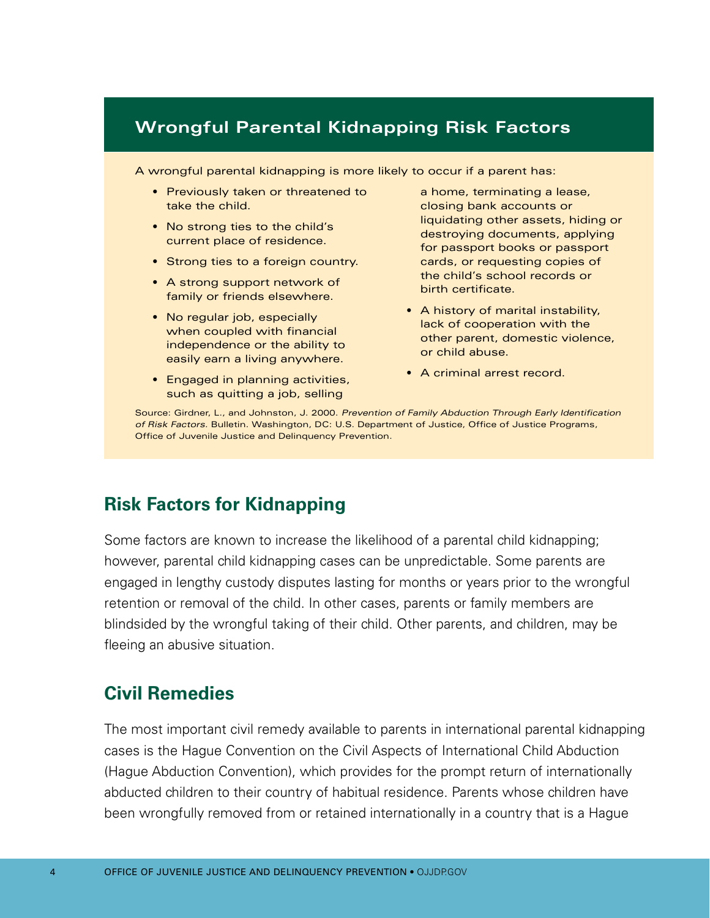## Wrongful Parental Kidnapping Risk Factors

A wrongful parental kidnapping is more likely to occur if a parent has:

- Previously taken or threatened to take the child.
- No strong ties to the child's current place of residence.
- Strong ties to a foreign country.
- A strong support network of family or friends elsewhere.
- No regular job, especially when coupled with financial independence or the ability to easily earn a living anywhere.
- Engaged in planning activities, such as quitting a job, selling a home, terminating a lease, closing bank accounts or liquidating other assets, hiding or destroying documents, applying for passport books or passport cards, or requesting copies of the child's school records or birth certificate.
- A history of marital instability, lack of cooperation with the other parent, domestic violence, or child abuse.
- A criminal arrest record.

Source: Girdner, L., and Johnston, J. 2000. *Prevention of Family Abduction Through Early Identification of Risk Factors*. Bulletin. Washington, DC: U.S. Department of Justice, Office of Justice Programs, Office of Juvenile Justice and Delinquency Prevention.

## Risk Factors for Kidnapping

Some factors are known to increase the likelihood of a parental child kidnapping; however, parental child kidnapping cases can be unpredictable. Some parents are engaged in lengthy custody disputes lasting for months or years prior to the wrongful retention or removal of the child. In other cases, parents or family members are blindsided by the wrongful taking of their child. Other parents, and children, may be fleeing an abusive situation.

## Civil Remedies

The most important civil remedy available to parents in international parental kidnapping cases is the Hague Convention on the Civil Aspects of International Child Abduction (Hague Abduction Convention), which provides for the prompt return of internationally abducted children to their country of habitual residence. Parents whose children have been wrongfully removed from or retained internationally in a country that is a Hague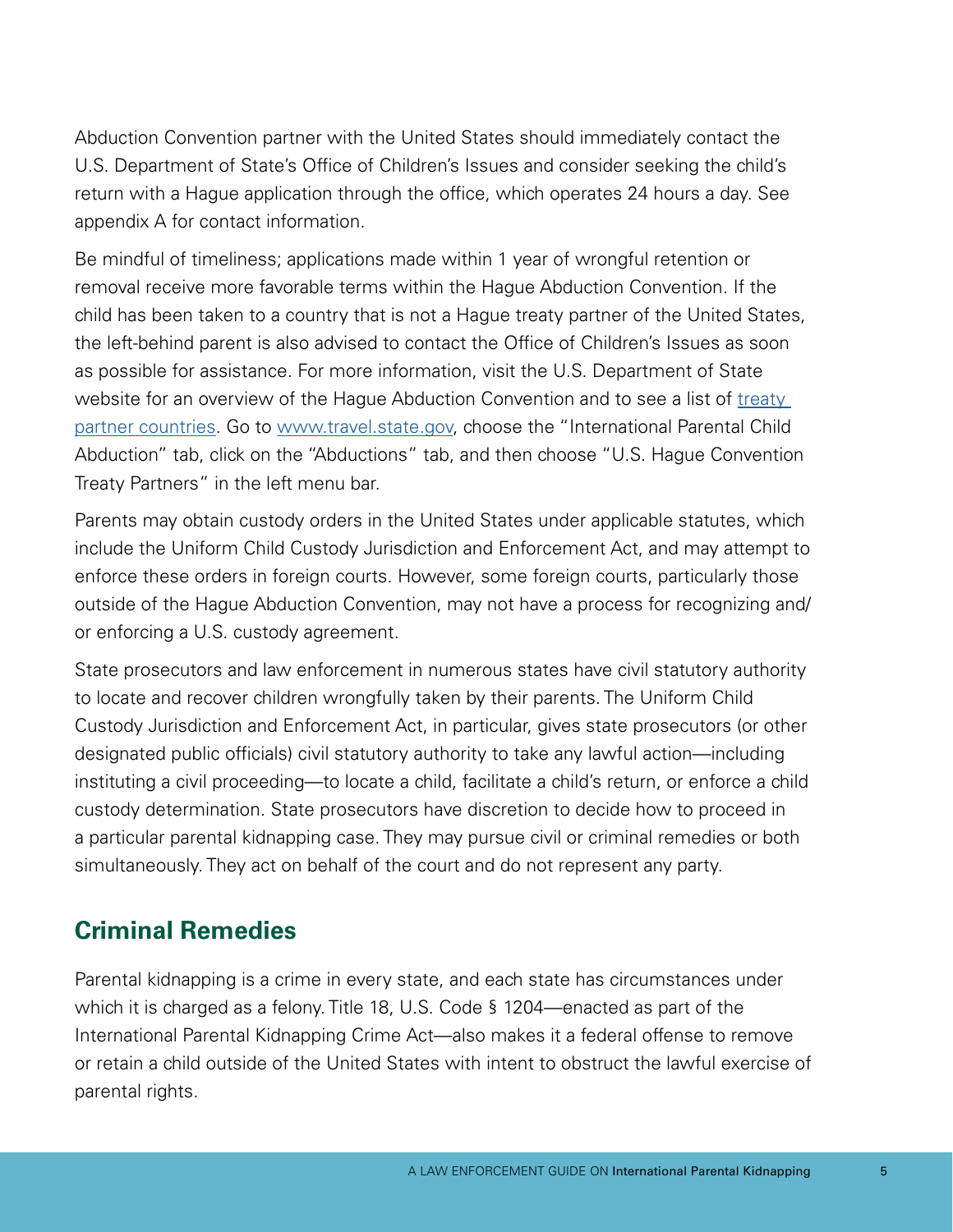Abduction Convention partner with the United States should immediately contact the U.S. Department of State's Office of Children's Issues and consider seeking the child's return with a Hague application through the office, which operates 24 hours a day. See appendix A for contact information.

Be mindful of timeliness; applications made within 1 year of wrongful retention or removal receive more favorable terms within the Hague Abduction Convention. If the child has been taken to a country that is not a Hague treaty partner of the United States, the left-behind parent is also advised to contact the Office of Children's Issues as soon as possible for assistance. For more information, visit the U.S. Department of State website for an overview of the Hague Abduction Convention and to see a list of treaty partner countries. Go to www.travel.state.gov, choose the "International Parental Child Abduction" tab, click on the "Abductions" tab, and then choose "U.S. Hague Convention Treaty Partners" in the left menu bar.

Parents may obtain custody orders in the United States under applicable statutes, which include the Uniform Child Custody Jurisdiction and Enforcement Act, and may attempt to enforce these orders in foreign courts. However, some foreign courts, particularly those outside of the Hague Abduction Convention, may not have a process for recognizing and/or enforcing a U.S. custody agreement.

State prosecutors and law enforcement in numerous states have civil statutory authority to locate and recover children wrongfully taken by their parents. The Uniform Child Custody Jurisdiction and Enforcement Act, in particular, gives state prosecutors (or other designated public officials) civil statutory authority to take any lawful action—including instituting a civil proceeding—to locate a child, facilitate a child's return, or enforce a child custody determination. State prosecutors have discretion to decide how to proceed in a particular parental kidnapping case. They may pursue civil or criminal remedies or both simultaneously. They act on behalf of the court and do not represent any party.

## Criminal Remedies

Parental kidnapping is a crime in every state, and each state has circumstances under which it is charged as a felony. Title 18, U.S. Code § 1204—enacted as part of the International Parental Kidnapping Crime Act—also makes it a federal offense to remove or retain a child outside of the United States with intent to obstruct the lawful exercise of parental rights.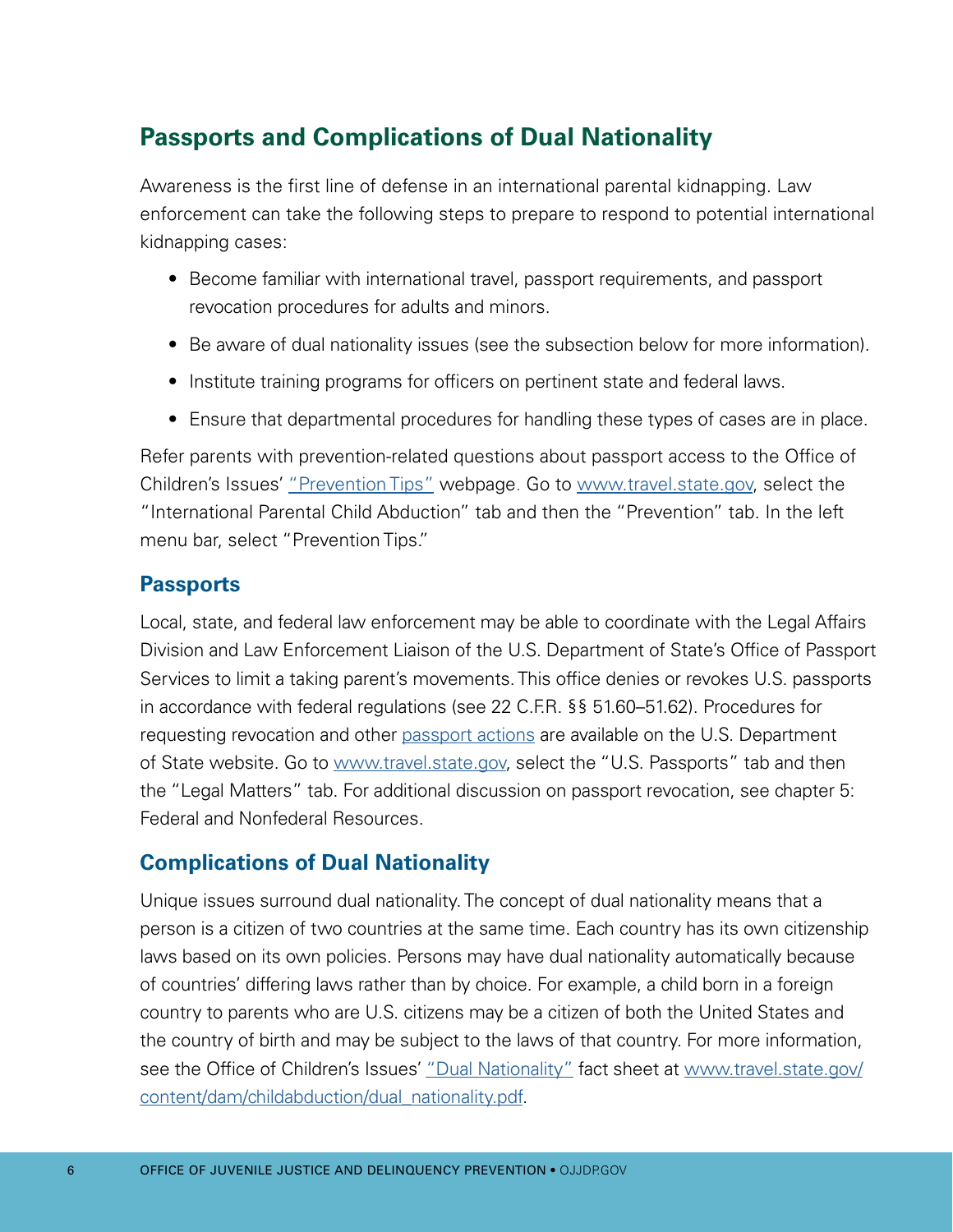## Passports and Complications of Dual Nationality

Awareness is the first line of defense in an international parental kidnapping. Law enforcement can take the following steps to prepare to respond to potential international kidnapping cases:

- Become familiar with international travel, passport requirements, and passport revocation procedures for adults and minors.
- Be aware of dual nationality issues (see the subsection below for more information).
- Institute training programs for officers on pertinent state and federal laws.
- Ensure that departmental procedures for handling these types of cases are in place.

Refer parents with prevention-related questions about passport access to the Office of Children's Issues' "Prevention Tips" webpage. Go to www.travel.state.gov, select the "International Parental Child Abduction" tab and then the "Prevention" tab. In the left menu bar, select "Prevention Tips."

### Passports

Local, state, and federal law enforcement may be able to coordinate with the Legal Affairs Division and Law Enforcement Liaison of the U.S. Department of State's Office of Passport Services to limit a taking parent's movements. This office denies or revokes U.S. passports in accordance with federal regulations (see 22 C.F.R. §§ 51.60–51.62). Procedures for requesting revocation and other passport actions are available on the U.S. Department of State website. Go to www.travel.state.gov, select the "U.S. Passports" tab and then the "Legal Matters" tab. For additional discussion on passport revocation, see chapter 5: Federal and Nonfederal Resources.

### Complications of Dual Nationality

Unique issues surround dual nationality. The concept of dual nationality means that a person is a citizen of two countries at the same time. Each country has its own citizenship laws based on its own policies. Persons may have dual nationality automatically because of countries' differing laws rather than by choice. For example, a child born in a foreign country to parents who are U.S. citizens may be a citizen of both the United States and the country of birth and may be subject to the laws of that country. For more information, see the Office of Children's Issues' "Dual Nationality" fact sheet at www.travel.state.gov/content/dam/childabduction/dual_nationality.pdf.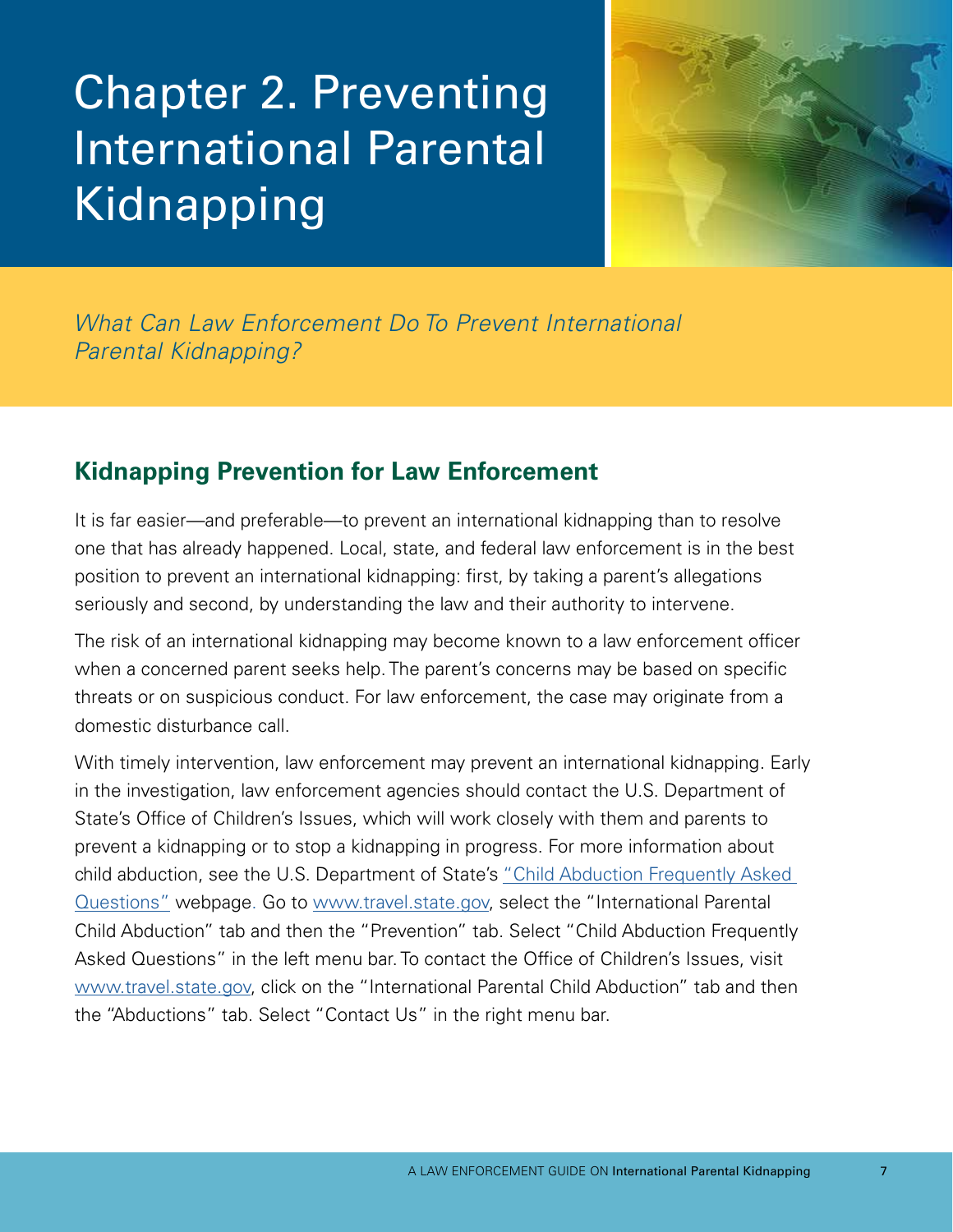# Chapter 2. Preventing International Parental Kidnapping

*What Can Law Enforcement Do To Prevent International Parental Kidnapping?*

## Kidnapping Prevention for Law Enforcement

It is far easier—and preferable—to prevent an international kidnapping than to resolve one that has already happened. Local, state, and federal law enforcement is in the best position to prevent an international kidnapping: first, by taking a parent's allegations seriously and second, by understanding the law and their authority to intervene.

The risk of an international kidnapping may become known to a law enforcement officer when a concerned parent seeks help. The parent's concerns may be based on specific threats or on suspicious conduct. For law enforcement, the case may originate from a domestic disturbance call.

With timely intervention, law enforcement may prevent an international kidnapping. Early in the investigation, law enforcement agencies should contact the U.S. Department of State's Office of Children's Issues, which will work closely with them and parents to prevent a kidnapping or to stop a kidnapping in progress. For more information about child abduction, see the U.S. Department of State's "Child Abduction Frequently Asked Questions" webpage. Go to www.travel.state.gov, select the "International Parental Child Abduction" tab and then the "Prevention" tab. Select "Child Abduction Frequently Asked Questions" in the left menu bar. To contact the Office of Children's Issues, visit www.travel.state.gov, click on the "International Parental Child Abduction" tab and then the "Abductions" tab. Select "Contact Us" in the right menu bar.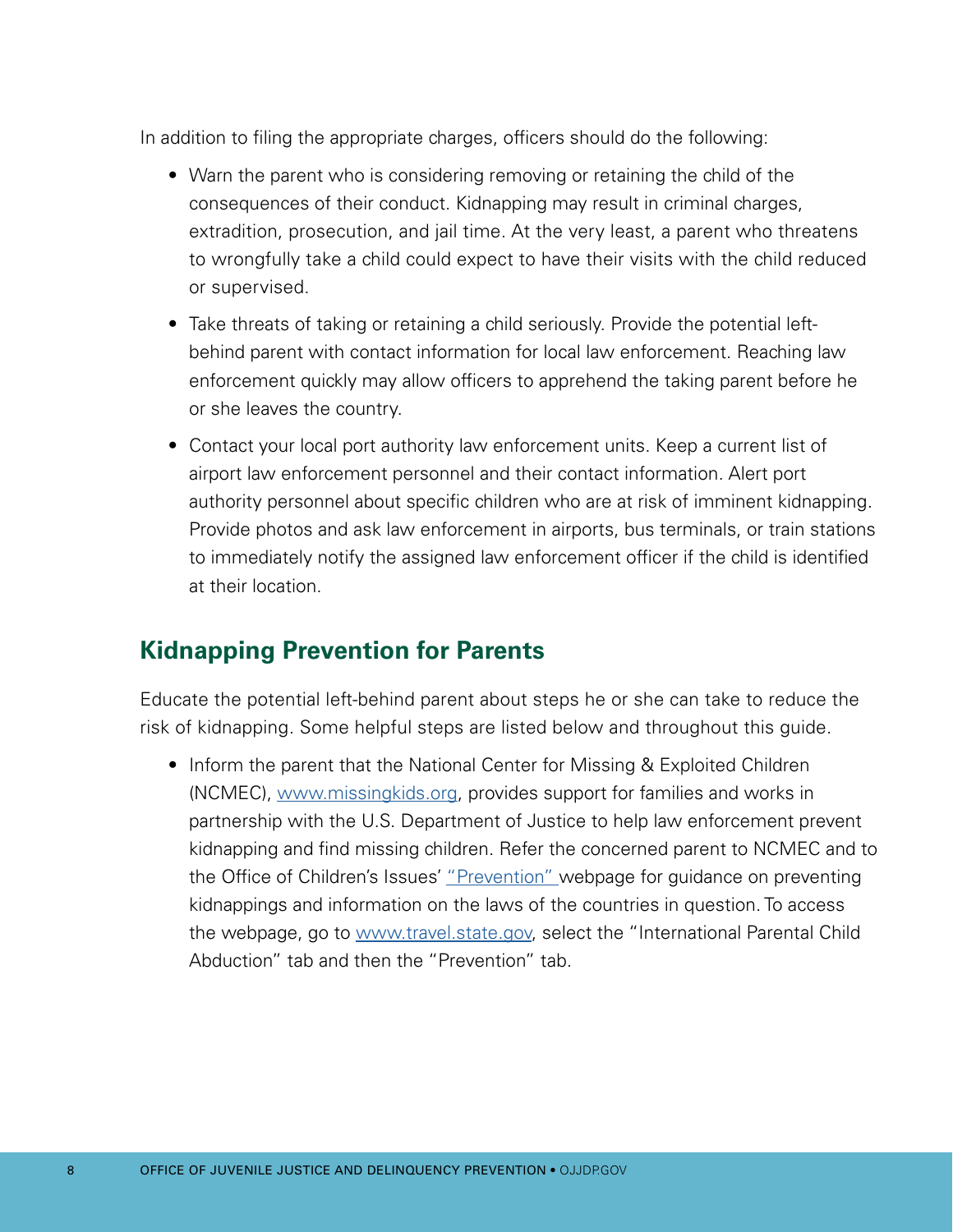In addition to filing the appropriate charges, officers should do the following:

- Warn the parent who is considering removing or retaining the child of the consequences of their conduct. Kidnapping may result in criminal charges, extradition, prosecution, and jail time. At the very least, a parent who threatens to wrongfully take a child could expect to have their visits with the child reduced or supervised.
- Take threats of taking or retaining a child seriously. Provide the potential left-behind parent with contact information for local law enforcement. Reaching law enforcement quickly may allow officers to apprehend the taking parent before he or she leaves the country.
- Contact your local port authority law enforcement units. Keep a current list of airport law enforcement personnel and their contact information. Alert port authority personnel about specific children who are at risk of imminent kidnapping. Provide photos and ask law enforcement in airports, bus terminals, or train stations to immediately notify the assigned law enforcement officer if the child is identified at their location.

## Kidnapping Prevention for Parents

Educate the potential left-behind parent about steps he or she can take to reduce the risk of kidnapping. Some helpful steps are listed below and throughout this guide.

- Inform the parent that the National Center for Missing & Exploited Children (NCMEC), www.missingkids.org, provides support for families and works in partnership with the U.S. Department of Justice to help law enforcement prevent kidnapping and find missing children. Refer the concerned parent to NCMEC and to the Office of Children's Issues' "Prevention" webpage for guidance on preventing kidnappings and information on the laws of the countries in question. To access the webpage, go to www.travel.state.gov, select the "International Parental Child Abduction" tab and then the "Prevention" tab.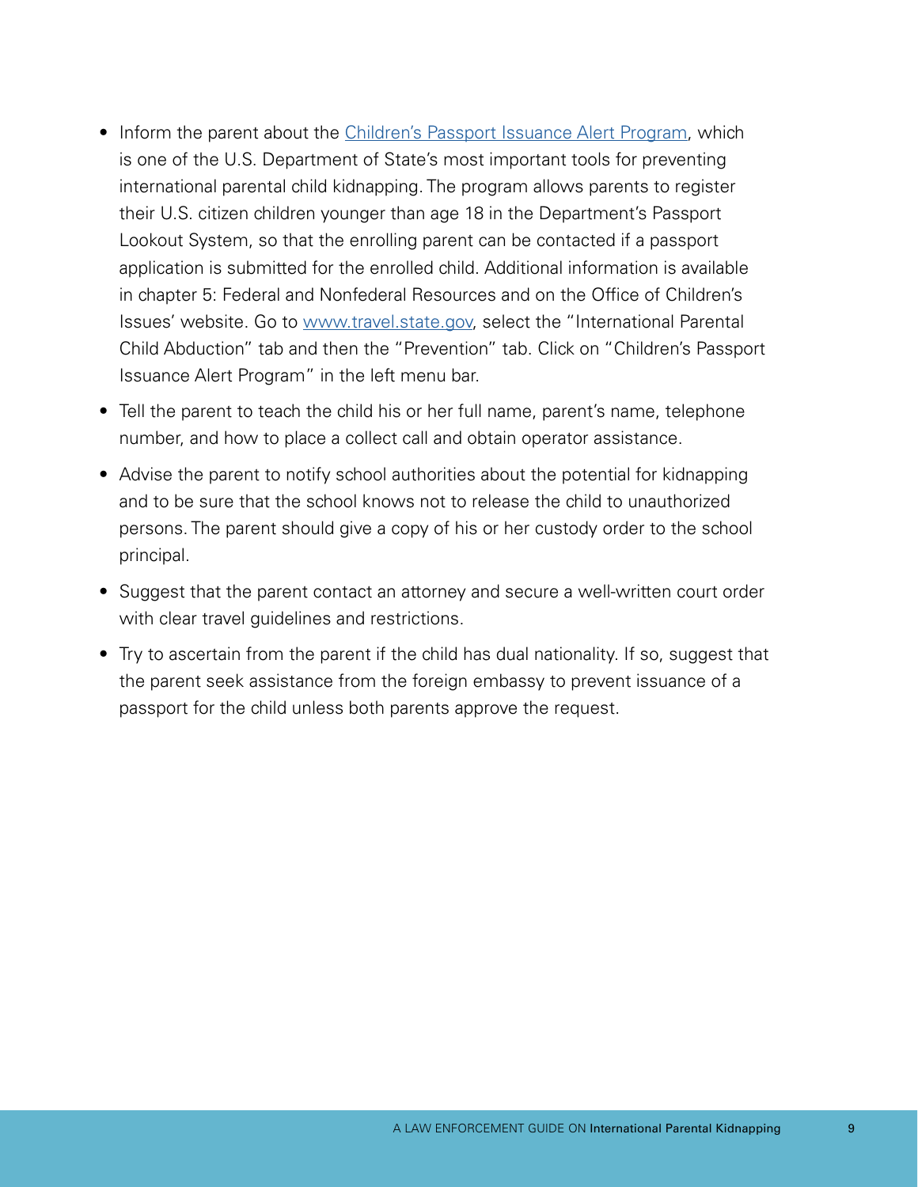- Inform the parent about the [Children's Passport Issuance Alert Program](), which is one of the U.S. Department of State's most important tools for preventing international parental child kidnapping. The program allows parents to register their U.S. citizen children younger than age 18 in the Department's Passport Lookout System, so that the enrolling parent can be contacted if a passport application is submitted for the enrolled child. Additional information is available in chapter 5: Federal and Nonfederal Resources and on the Office of Children's Issues' website. Go to [www.travel.state.gov](www.travel.state.gov), select the "International Parental Child Abduction" tab and then the "Prevention" tab. Click on "Children's Passport Issuance Alert Program" in the left menu bar.
- Tell the parent to teach the child his or her full name, parent's name, telephone number, and how to place a collect call and obtain operator assistance.
- Advise the parent to notify school authorities about the potential for kidnapping and to be sure that the school knows not to release the child to unauthorized persons. The parent should give a copy of his or her custody order to the school principal.
- Suggest that the parent contact an attorney and secure a well-written court order with clear travel guidelines and restrictions.
- Try to ascertain from the parent if the child has dual nationality. If so, suggest that the parent seek assistance from the foreign embassy to prevent issuance of a passport for the child unless both parents approve the request.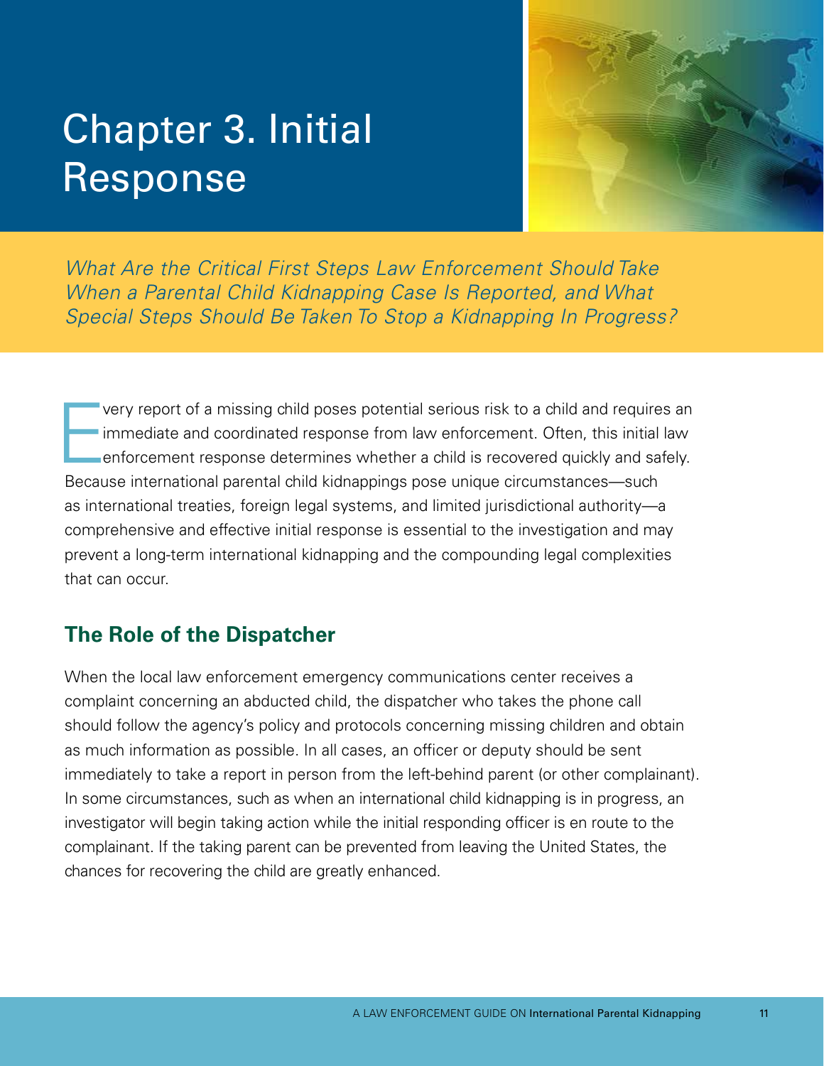# Chapter 3. Initial Response

*What Are the Critical First Steps Law Enforcement Should Take When a Parental Child Kidnapping Case Is Reported, and What Special Steps Should Be Taken To Stop a Kidnapping In Progress?*

Every report of a missing child poses potential serious risk to a child and requires an immediate and coordinated response from law enforcement. Often, this initial law enforcement response determines whether a child is recovered quickly and safely. Because international parental child kidnappings pose unique circumstances—such as international treaties, foreign legal systems, and limited jurisdictional authority—a comprehensive and effective initial response is essential to the investigation and may prevent a long-term international kidnapping and the compounding legal complexities that can occur.

## The Role of the Dispatcher

When the local law enforcement emergency communications center receives a complaint concerning an abducted child, the dispatcher who takes the phone call should follow the agency's policy and protocols concerning missing children and obtain as much information as possible. In all cases, an officer or deputy should be sent immediately to take a report in person from the left-behind parent (or other complainant). In some circumstances, such as when an international child kidnapping is in progress, an investigator will begin taking action while the initial responding officer is en route to the complainant. If the taking parent can be prevented from leaving the United States, the chances for recovering the child are greatly enhanced.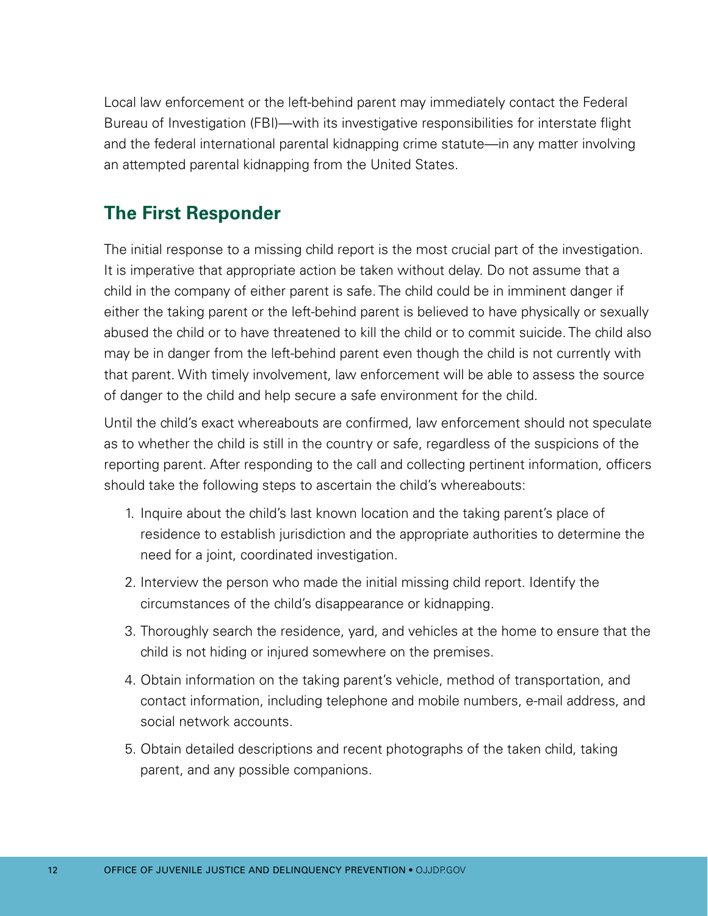Local law enforcement or the left-behind parent may immediately contact the Federal Bureau of Investigation (FBI)—with its investigative responsibilities for interstate flight and the federal international parental kidnapping crime statute—in any matter involving an attempted parental kidnapping from the United States.

## The First Responder

The initial response to a missing child report is the most crucial part of the investigation. It is imperative that appropriate action be taken without delay. Do not assume that a child in the company of either parent is safe. The child could be in imminent danger if either the taking parent or the left-behind parent is believed to have physically or sexually abused the child or to have threatened to kill the child or to commit suicide. The child also may be in danger from the left-behind parent even though the child is not currently with that parent. With timely involvement, law enforcement will be able to assess the source of danger to the child and help secure a safe environment for the child.

Until the child's exact whereabouts are confirmed, law enforcement should not speculate as to whether the child is still in the country or safe, regardless of the suspicions of the reporting parent. After responding to the call and collecting pertinent information, officers should take the following steps to ascertain the child's whereabouts:

1. Inquire about the child's last known location and the taking parent's place of residence to establish jurisdiction and the appropriate authorities to determine the need for a joint, coordinated investigation.
2. Interview the person who made the initial missing child report. Identify the circumstances of the child's disappearance or kidnapping.
3. Thoroughly search the residence, yard, and vehicles at the home to ensure that the child is not hiding or injured somewhere on the premises.
4. Obtain information on the taking parent's vehicle, method of transportation, and contact information, including telephone and mobile numbers, e-mail address, and social network accounts.
5. Obtain detailed descriptions and recent photographs of the taken child, taking parent, and any possible companions.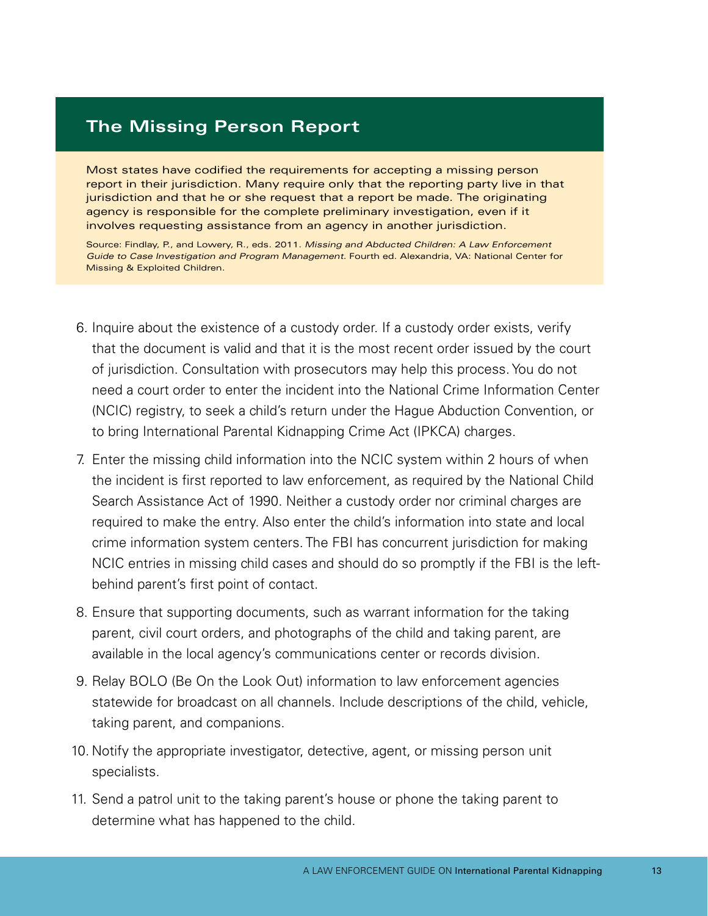## The Missing Person Report

Most states have codified the requirements for accepting a missing person report in their jurisdiction. Many require only that the reporting party live in that jurisdiction and that he or she request that a report be made. The originating agency is responsible for the complete preliminary investigation, even if it involves requesting assistance from an agency in another jurisdiction.

Source: Findlay, P., and Lowery, R., eds. 2011. *Missing and Abducted Children: A Law Enforcement Guide to Case Investigation and Program Management*. Fourth ed. Alexandria, VA: National Center for Missing & Exploited Children.

6. Inquire about the existence of a custody order. If a custody order exists, verify that the document is valid and that it is the most recent order issued by the court of jurisdiction. Consultation with prosecutors may help this process. You do not need a court order to enter the incident into the National Crime Information Center (NCIC) registry, to seek a child's return under the Hague Abduction Convention, or to bring International Parental Kidnapping Crime Act (IPKCA) charges.
7. Enter the missing child information into the NCIC system within 2 hours of when the incident is first reported to law enforcement, as required by the National Child Search Assistance Act of 1990. Neither a custody order nor criminal charges are required to make the entry. Also enter the child's information into state and local crime information system centers. The FBI has concurrent jurisdiction for making NCIC entries in missing child cases and should do so promptly if the FBI is the left-behind parent's first point of contact.
8. Ensure that supporting documents, such as warrant information for the taking parent, civil court orders, and photographs of the child and taking parent, are available in the local agency's communications center or records division.
9. Relay BOLO (Be On the Look Out) information to law enforcement agencies statewide for broadcast on all channels. Include descriptions of the child, vehicle, taking parent, and companions.
10. Notify the appropriate investigator, detective, agent, or missing person unit specialists.
11. Send a patrol unit to the taking parent's house or phone the taking parent to determine what has happened to the child.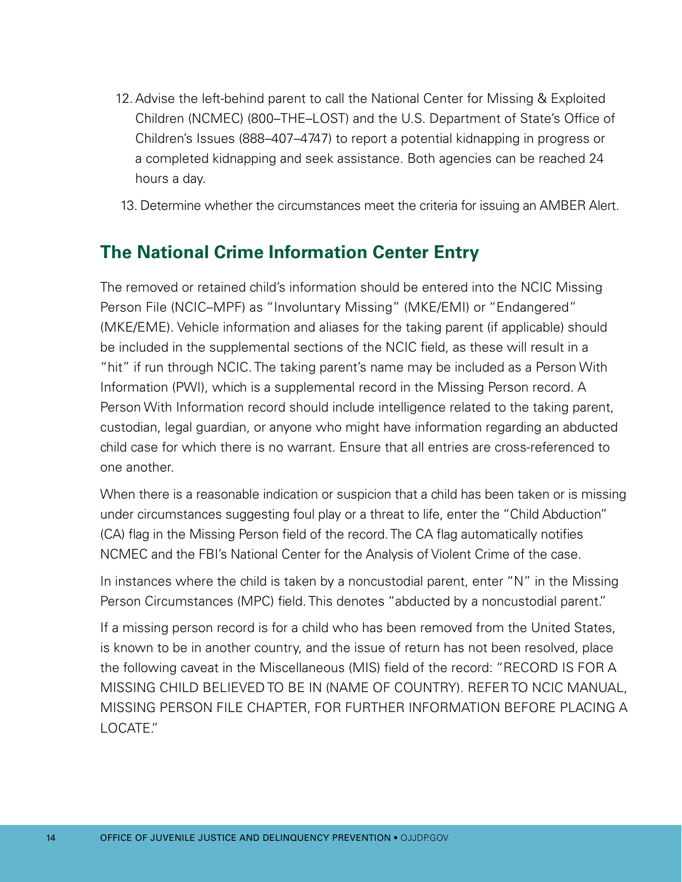12. Advise the left-behind parent to call the National Center for Missing & Exploited Children (NCMEC) (800–THE–LOST) and the U.S. Department of State's Office of Children's Issues (888–407–4747) to report a potential kidnapping in progress or a completed kidnapping and seek assistance. Both agencies can be reached 24 hours a day.
13. Determine whether the circumstances meet the criteria for issuing an AMBER Alert.

## The National Crime Information Center Entry

The removed or retained child's information should be entered into the NCIC Missing Person File (NCIC–MPF) as "Involuntary Missing" (MKE/EMI) or "Endangered" (MKE/EME). Vehicle information and aliases for the taking parent (if applicable) should be included in the supplemental sections of the NCIC field, as these will result in a "hit" if run through NCIC. The taking parent's name may be included as a Person With Information (PWI), which is a supplemental record in the Missing Person record. A Person With Information record should include intelligence related to the taking parent, custodian, legal guardian, or anyone who might have information regarding an abducted child case for which there is no warrant. Ensure that all entries are cross-referenced to one another.

When there is a reasonable indication or suspicion that a child has been taken or is missing under circumstances suggesting foul play or a threat to life, enter the "Child Abduction" (CA) flag in the Missing Person field of the record. The CA flag automatically notifies NCMEC and the FBI's National Center for the Analysis of Violent Crime of the case.

In instances where the child is taken by a noncustodial parent, enter "N" in the Missing Person Circumstances (MPC) field. This denotes "abducted by a noncustodial parent."

If a missing person record is for a child who has been removed from the United States, is known to be in another country, and the issue of return has not been resolved, place the following caveat in the Miscellaneous (MIS) field of the record: "RECORD IS FOR A MISSING CHILD BELIEVED TO BE IN (NAME OF COUNTRY). REFER TO NCIC MANUAL, MISSING PERSON FILE CHAPTER, FOR FURTHER INFORMATION BEFORE PLACING A LOCATE."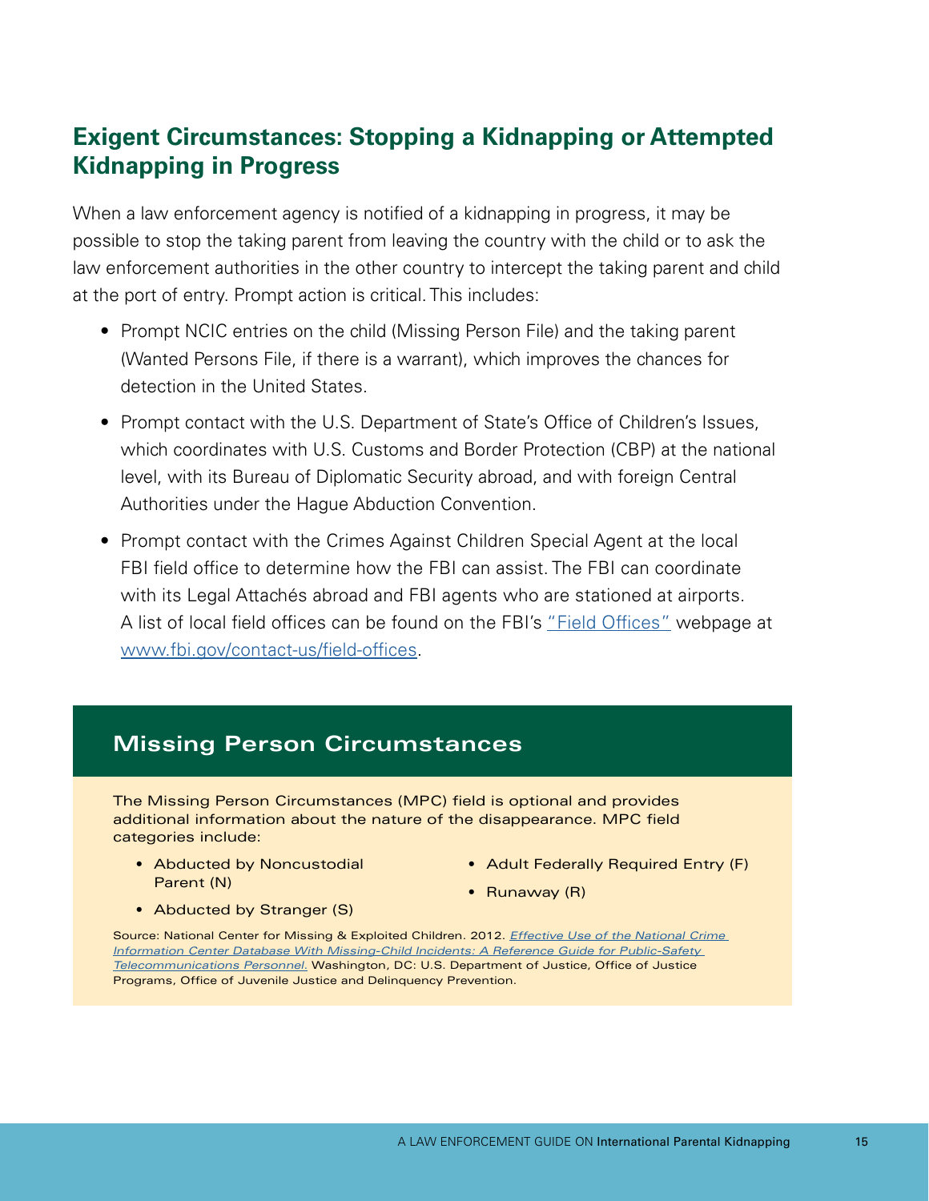## Exigent Circumstances: Stopping a Kidnapping or Attempted Kidnapping in Progress

When a law enforcement agency is notified of a kidnapping in progress, it may be possible to stop the taking parent from leaving the country with the child or to ask the law enforcement authorities in the other country to intercept the taking parent and child at the port of entry. Prompt action is critical. This includes:

- Prompt NCIC entries on the child (Missing Person File) and the taking parent (Wanted Persons File, if there is a warrant), which improves the chances for detection in the United States.
- Prompt contact with the U.S. Department of State's Office of Children's Issues, which coordinates with U.S. Customs and Border Protection (CBP) at the national level, with its Bureau of Diplomatic Security abroad, and with foreign Central Authorities under the Hague Abduction Convention.
- Prompt contact with the Crimes Against Children Special Agent at the local FBI field office to determine how the FBI can assist. The FBI can coordinate with its Legal Attachés abroad and FBI agents who are stationed at airports. A list of local field offices can be found on the FBI's "Field Offices" webpage at www.fbi.gov/contact-us/field-offices.

### Missing Person Circumstances

The Missing Person Circumstances (MPC) field is optional and provides additional information about the nature of the disappearance. MPC field categories include:

- Abducted by Noncustodial Parent (N)
- Abducted by Stranger (S)
- Adult Federally Required Entry (F)
- Runaway (R)

Source: National Center for Missing & Exploited Children. 2012. *Effective Use of the National Crime Information Center Database With Missing-Child Incidents: A Reference Guide for Public-Safety Telecommunications Personnel.* Washington, DC: U.S. Department of Justice, Office of Justice Programs, Office of Juvenile Justice and Delinquency Prevention.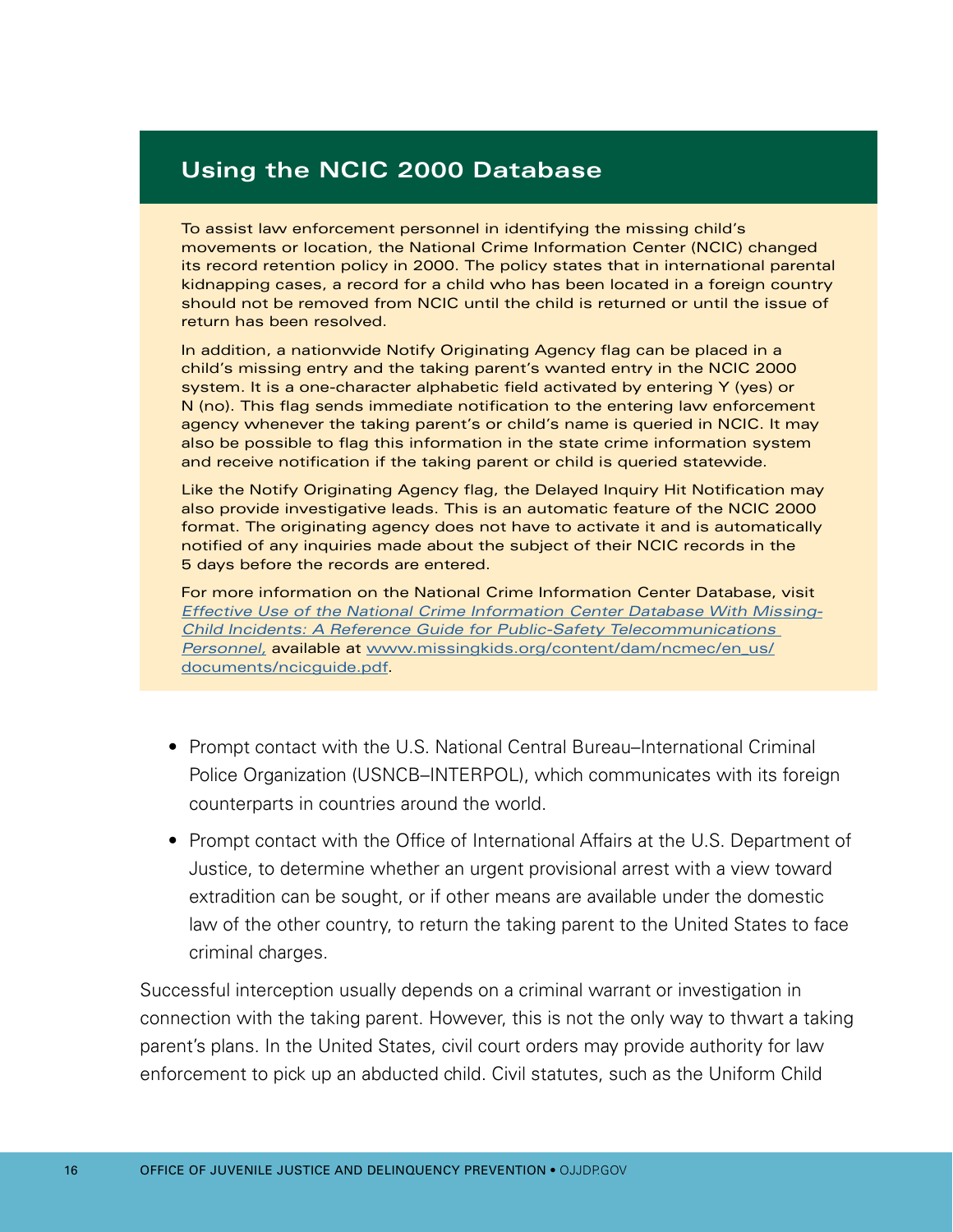## Using the NCIC 2000 Database

To assist law enforcement personnel in identifying the missing child's movements or location, the National Crime Information Center (NCIC) changed its record retention policy in 2000. The policy states that in international parental kidnapping cases, a record for a child who has been located in a foreign country should not be removed from NCIC until the child is returned or until the issue of return has been resolved.

In addition, a nationwide Notify Originating Agency flag can be placed in a child's missing entry and the taking parent's wanted entry in the NCIC 2000 system. It is a one-character alphabetic field activated by entering Y (yes) or N (no). This flag sends immediate notification to the entering law enforcement agency whenever the taking parent's or child's name is queried in NCIC. It may also be possible to flag this information in the state crime information system and receive notification if the taking parent or child is queried statewide.

Like the Notify Originating Agency flag, the Delayed Inquiry Hit Notification may also provide investigative leads. This is an automatic feature of the NCIC 2000 format. The originating agency does not have to activate it and is automatically notified of any inquiries made about the subject of their NCIC records in the 5 days before the records are entered.

For more information on the National Crime Information Center Database, visit *Effective Use of the National Crime Information Center Database With Missing-Child Incidents: A Reference Guide for Public-Safety Telecommunications Personnel,* available at www.missingkids.org/content/dam/ncmec/en_us/documents/ncicguide.pdf.

- Prompt contact with the U.S. National Central Bureau–International Criminal Police Organization (USNCB–INTERPOL), which communicates with its foreign counterparts in countries around the world.
- Prompt contact with the Office of International Affairs at the U.S. Department of Justice, to determine whether an urgent provisional arrest with a view toward extradition can be sought, or if other means are available under the domestic law of the other country, to return the taking parent to the United States to face criminal charges.

Successful interception usually depends on a criminal warrant or investigation in connection with the taking parent. However, this is not the only way to thwart a taking parent's plans. In the United States, civil court orders may provide authority for law enforcement to pick up an abducted child. Civil statutes, such as the Uniform Child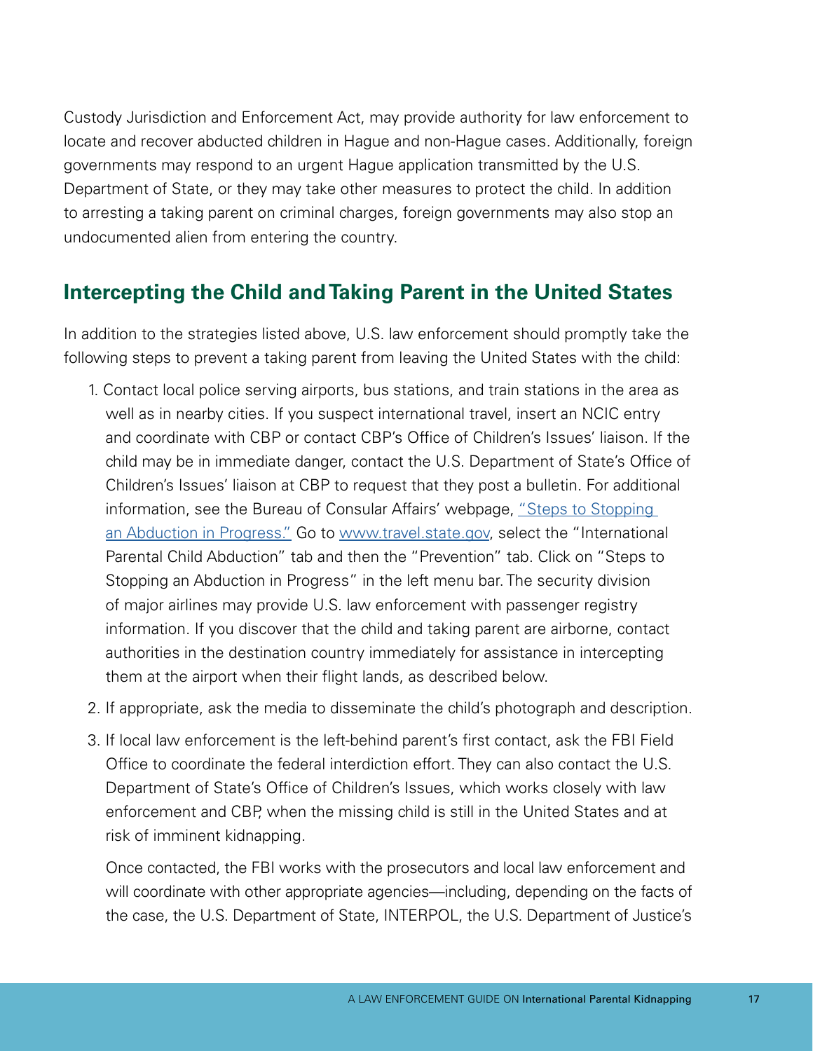Custody Jurisdiction and Enforcement Act, may provide authority for law enforcement to locate and recover abducted children in Hague and non-Hague cases. Additionally, foreign governments may respond to an urgent Hague application transmitted by the U.S. Department of State, or they may take other measures to protect the child. In addition to arresting a taking parent on criminal charges, foreign governments may also stop an undocumented alien from entering the country.

## Intercepting the Child and Taking Parent in the United States

In addition to the strategies listed above, U.S. law enforcement should promptly take the following steps to prevent a taking parent from leaving the United States with the child:

1. Contact local police serving airports, bus stations, and train stations in the area as well as in nearby cities. If you suspect international travel, insert an NCIC entry and coordinate with CBP or contact CBP's Office of Children's Issues' liaison. If the child may be in immediate danger, contact the U.S. Department of State's Office of Children's Issues' liaison at CBP to request that they post a bulletin. For additional information, see the Bureau of Consular Affairs' webpage, "Steps to Stopping an Abduction in Progress." Go to www.travel.state.gov, select the "International Parental Child Abduction" tab and then the "Prevention" tab. Click on "Steps to Stopping an Abduction in Progress" in the left menu bar. The security division of major airlines may provide U.S. law enforcement with passenger registry information. If you discover that the child and taking parent are airborne, contact authorities in the destination country immediately for assistance in intercepting them at the airport when their flight lands, as described below.
2. If appropriate, ask the media to disseminate the child's photograph and description.
3. If local law enforcement is the left-behind parent's first contact, ask the FBI Field Office to coordinate the federal interdiction effort. They can also contact the U.S. Department of State's Office of Children's Issues, which works closely with law enforcement and CBP, when the missing child is still in the United States and at risk of imminent kidnapping.

   Once contacted, the FBI works with the prosecutors and local law enforcement and will coordinate with other appropriate agencies—including, depending on the facts of the case, the U.S. Department of State, INTERPOL, the U.S. Department of Justice's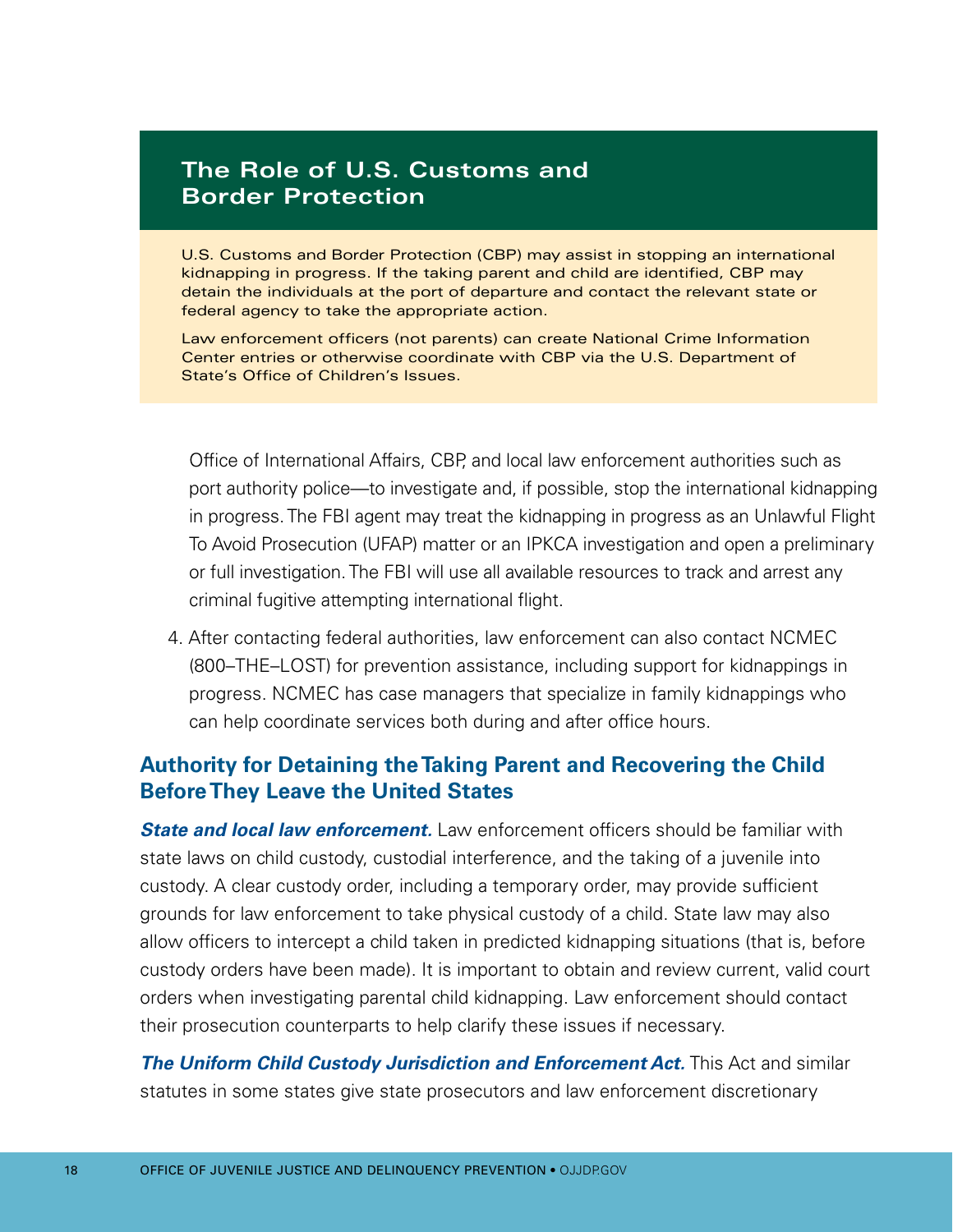## The Role of U.S. Customs and Border Protection

U.S. Customs and Border Protection (CBP) may assist in stopping an international kidnapping in progress. If the taking parent and child are identified, CBP may detain the individuals at the port of departure and contact the relevant state or federal agency to take the appropriate action.

Law enforcement officers (not parents) can create National Crime Information Center entries or otherwise coordinate with CBP via the U.S. Department of State's Office of Children's Issues.

Office of International Affairs, CBP, and local law enforcement authorities such as port authority police—to investigate and, if possible, stop the international kidnapping in progress. The FBI agent may treat the kidnapping in progress as an Unlawful Flight To Avoid Prosecution (UFAP) matter or an IPKCA investigation and open a preliminary or full investigation. The FBI will use all available resources to track and arrest any criminal fugitive attempting international flight.

4. After contacting federal authorities, law enforcement can also contact NCMEC (800–THE–LOST) for prevention assistance, including support for kidnappings in progress. NCMEC has case managers that specialize in family kidnappings who can help coordinate services both during and after office hours.

### Authority for Detaining the Taking Parent and Recovering the Child Before They Leave the United States

***State and local law enforcement.*** Law enforcement officers should be familiar with state laws on child custody, custodial interference, and the taking of a juvenile into custody. A clear custody order, including a temporary order, may provide sufficient grounds for law enforcement to take physical custody of a child. State law may also allow officers to intercept a child taken in predicted kidnapping situations (that is, before custody orders have been made). It is important to obtain and review current, valid court orders when investigating parental child kidnapping. Law enforcement should contact their prosecution counterparts to help clarify these issues if necessary.

***The Uniform Child Custody Jurisdiction and Enforcement Act.*** This Act and similar statutes in some states give state prosecutors and law enforcement discretionary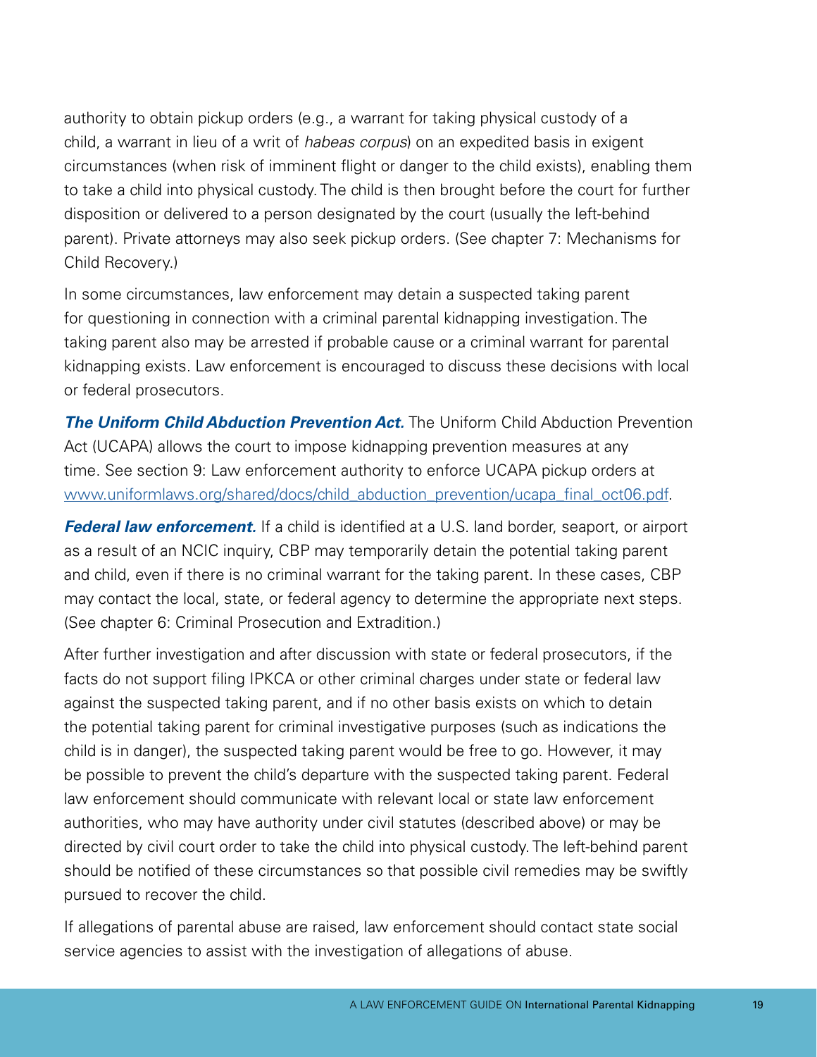authority to obtain pickup orders (e.g., a warrant for taking physical custody of a child, a warrant in lieu of a writ of *habeas corpus*) on an expedited basis in exigent circumstances (when risk of imminent flight or danger to the child exists), enabling them to take a child into physical custody. The child is then brought before the court for further disposition or delivered to a person designated by the court (usually the left-behind parent). Private attorneys may also seek pickup orders. (See chapter 7: Mechanisms for Child Recovery.)

In some circumstances, law enforcement may detain a suspected taking parent for questioning in connection with a criminal parental kidnapping investigation. The taking parent also may be arrested if probable cause or a criminal warrant for parental kidnapping exists. Law enforcement is encouraged to discuss these decisions with local or federal prosecutors.

***The Uniform Child Abduction Prevention Act.*** The Uniform Child Abduction Prevention Act (UCAPA) allows the court to impose kidnapping prevention measures at any time. See section 9: Law enforcement authority to enforce UCAPA pickup orders at [www.uniformlaws.org/shared/docs/child_abduction_prevention/ucapa_final_oct06.pdf](www.uniformlaws.org/shared/docs/child_abduction_prevention/ucapa_final_oct06.pdf).

***Federal law enforcement.*** If a child is identified at a U.S. land border, seaport, or airport as a result of an NCIC inquiry, CBP may temporarily detain the potential taking parent and child, even if there is no criminal warrant for the taking parent. In these cases, CBP may contact the local, state, or federal agency to determine the appropriate next steps. (See chapter 6: Criminal Prosecution and Extradition.)

After further investigation and after discussion with state or federal prosecutors, if the facts do not support filing IPKCA or other criminal charges under state or federal law against the suspected taking parent, and if no other basis exists on which to detain the potential taking parent for criminal investigative purposes (such as indications the child is in danger), the suspected taking parent would be free to go. However, it may be possible to prevent the child's departure with the suspected taking parent. Federal law enforcement should communicate with relevant local or state law enforcement authorities, who may have authority under civil statutes (described above) or may be directed by civil court order to take the child into physical custody. The left-behind parent should be notified of these circumstances so that possible civil remedies may be swiftly pursued to recover the child.

If allegations of parental abuse are raised, law enforcement should contact state social service agencies to assist with the investigation of allegations of abuse.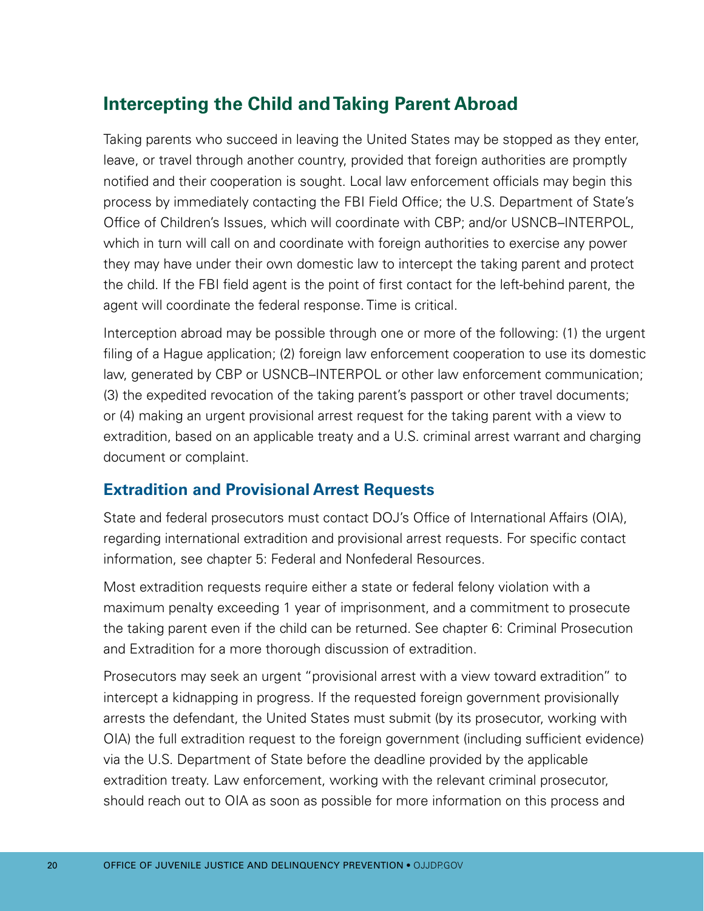## Intercepting the Child and Taking Parent Abroad

Taking parents who succeed in leaving the United States may be stopped as they enter, leave, or travel through another country, provided that foreign authorities are promptly notified and their cooperation is sought. Local law enforcement officials may begin this process by immediately contacting the FBI Field Office; the U.S. Department of State's Office of Children's Issues, which will coordinate with CBP; and/or USNCB–INTERPOL, which in turn will call on and coordinate with foreign authorities to exercise any power they may have under their own domestic law to intercept the taking parent and protect the child. If the FBI field agent is the point of first contact for the left-behind parent, the agent will coordinate the federal response. Time is critical.

Interception abroad may be possible through one or more of the following: (1) the urgent filing of a Hague application; (2) foreign law enforcement cooperation to use its domestic law, generated by CBP or USNCB–INTERPOL or other law enforcement communication; (3) the expedited revocation of the taking parent's passport or other travel documents; or (4) making an urgent provisional arrest request for the taking parent with a view to extradition, based on an applicable treaty and a U.S. criminal arrest warrant and charging document or complaint.

### Extradition and Provisional Arrest Requests

State and federal prosecutors must contact DOJ's Office of International Affairs (OIA), regarding international extradition and provisional arrest requests. For specific contact information, see chapter 5: Federal and Nonfederal Resources.

Most extradition requests require either a state or federal felony violation with a maximum penalty exceeding 1 year of imprisonment, and a commitment to prosecute the taking parent even if the child can be returned. See chapter 6: Criminal Prosecution and Extradition for a more thorough discussion of extradition.

Prosecutors may seek an urgent "provisional arrest with a view toward extradition" to intercept a kidnapping in progress. If the requested foreign government provisionally arrests the defendant, the United States must submit (by its prosecutor, working with OIA) the full extradition request to the foreign government (including sufficient evidence) via the U.S. Department of State before the deadline provided by the applicable extradition treaty. Law enforcement, working with the relevant criminal prosecutor, should reach out to OIA as soon as possible for more information on this process and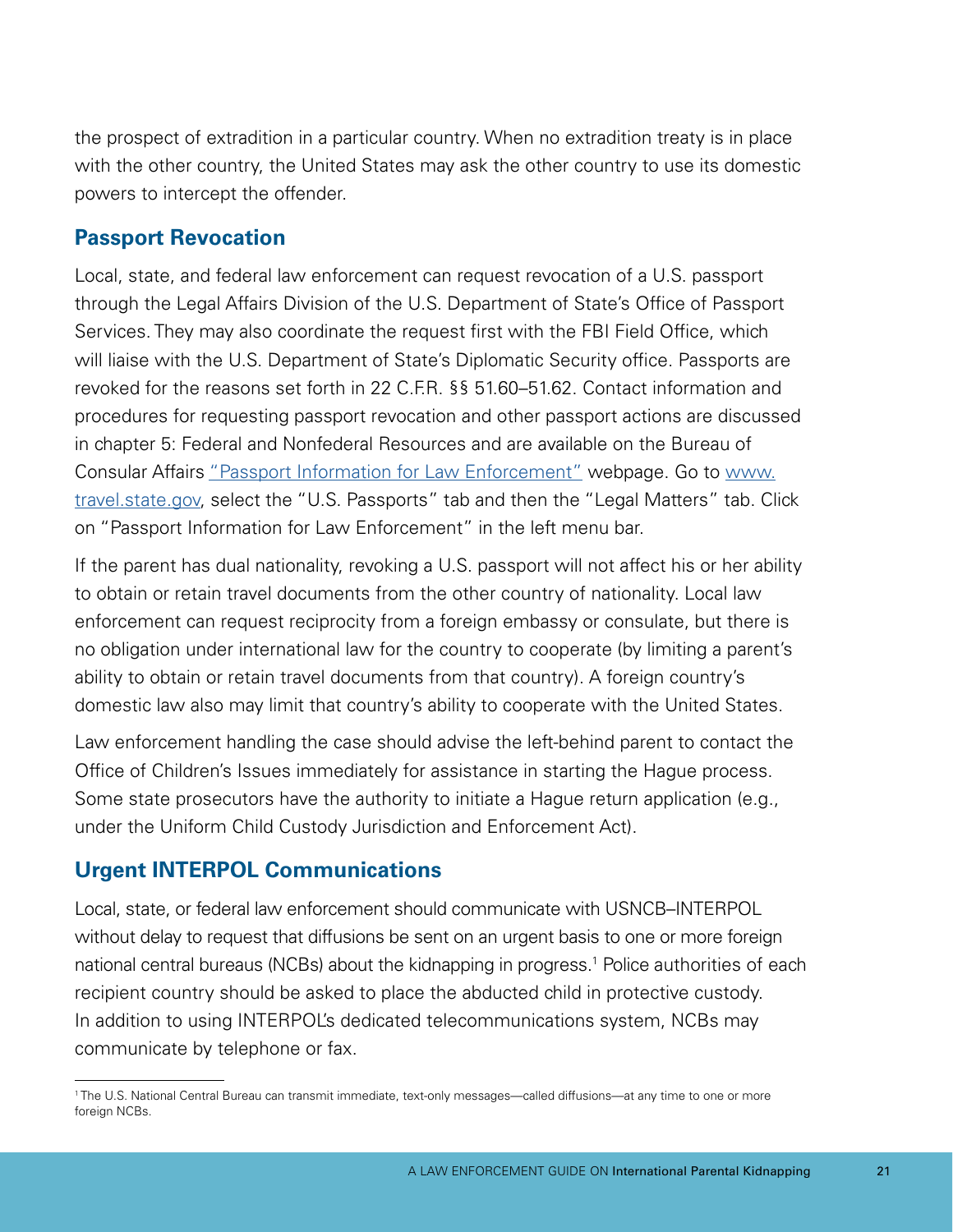the prospect of extradition in a particular country. When no extradition treaty is in place with the other country, the United States may ask the other country to use its domestic powers to intercept the offender.

## Passport Revocation

Local, state, and federal law enforcement can request revocation of a U.S. passport through the Legal Affairs Division of the U.S. Department of State's Office of Passport Services. They may also coordinate the request first with the FBI Field Office, which will liaise with the U.S. Department of State's Diplomatic Security office. Passports are revoked for the reasons set forth in 22 C.F.R. §§ 51.60–51.62. Contact information and procedures for requesting passport revocation and other passport actions are discussed in chapter 5: Federal and Nonfederal Resources and are available on the Bureau of Consular Affairs "Passport Information for Law Enforcement" webpage. Go to www.travel.state.gov, select the "U.S. Passports" tab and then the "Legal Matters" tab. Click on "Passport Information for Law Enforcement" in the left menu bar.

If the parent has dual nationality, revoking a U.S. passport will not affect his or her ability to obtain or retain travel documents from the other country of nationality. Local law enforcement can request reciprocity from a foreign embassy or consulate, but there is no obligation under international law for the country to cooperate (by limiting a parent's ability to obtain or retain travel documents from that country). A foreign country's domestic law also may limit that country's ability to cooperate with the United States.

Law enforcement handling the case should advise the left-behind parent to contact the Office of Children's Issues immediately for assistance in starting the Hague process. Some state prosecutors have the authority to initiate a Hague return application (e.g., under the Uniform Child Custody Jurisdiction and Enforcement Act).

## Urgent INTERPOL Communications

Local, state, or federal law enforcement should communicate with USNCB–INTERPOL without delay to request that diffusions be sent on an urgent basis to one or more foreign national central bureaus (NCBs) about the kidnapping in progress.[1] Police authorities of each recipient country should be asked to place the abducted child in protective custody. In addition to using INTERPOL's dedicated telecommunications system, NCBs may communicate by telephone or fax.

[1] The U.S. National Central Bureau can transmit immediate, text-only messages—called diffusions—at any time to one or more foreign NCBs.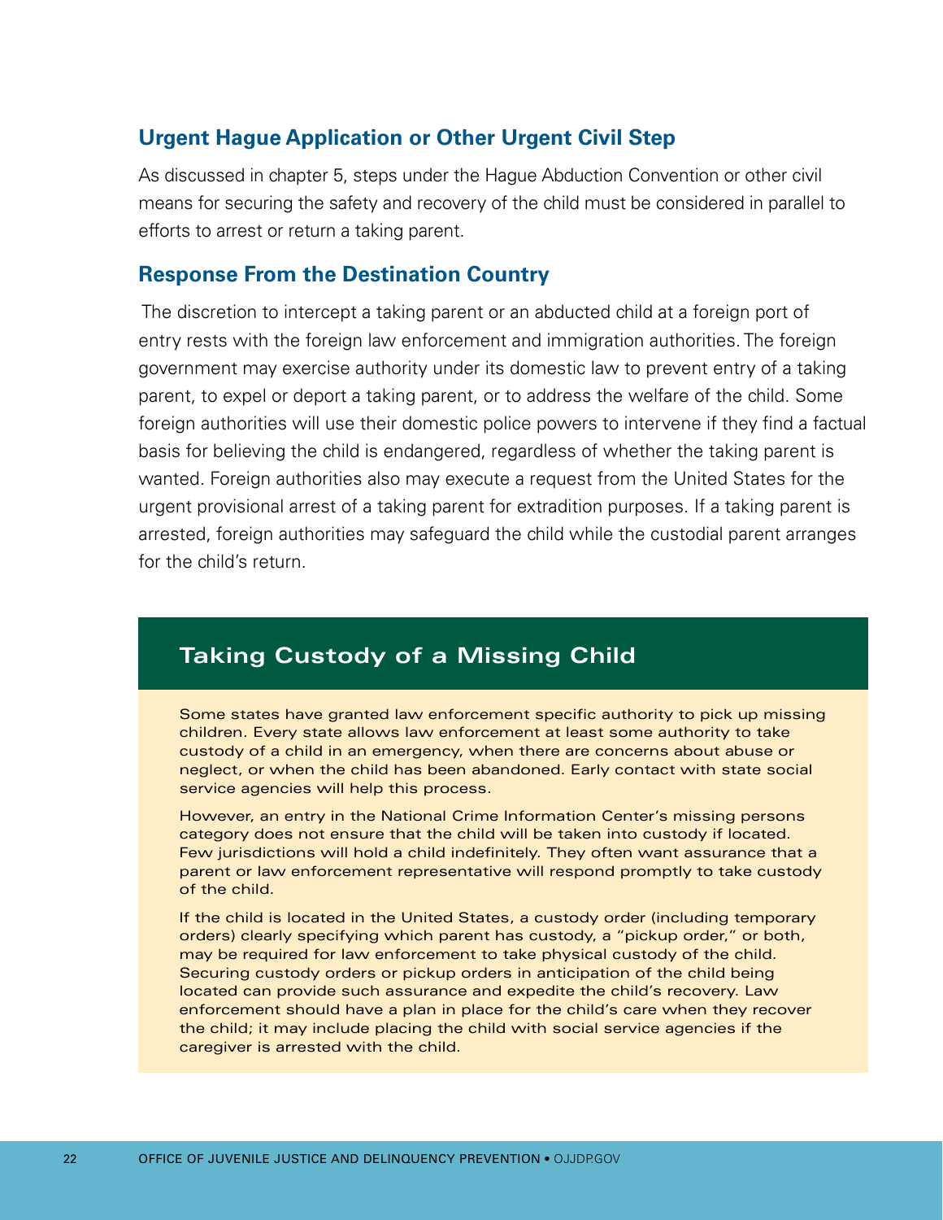### Urgent Hague Application or Other Urgent Civil Step

As discussed in chapter 5, steps under the Hague Abduction Convention or other civil means for securing the safety and recovery of the child must be considered in parallel to efforts to arrest or return a taking parent.

### Response From the Destination Country

The discretion to intercept a taking parent or an abducted child at a foreign port of entry rests with the foreign law enforcement and immigration authorities. The foreign government may exercise authority under its domestic law to prevent entry of a taking parent, to expel or deport a taking parent, or to address the welfare of the child. Some foreign authorities will use their domestic police powers to intervene if they find a factual basis for believing the child is endangered, regardless of whether the taking parent is wanted. Foreign authorities also may execute a request from the United States for the urgent provisional arrest of a taking parent for extradition purposes. If a taking parent is arrested, foreign authorities may safeguard the child while the custodial parent arranges for the child's return.

## Taking Custody of a Missing Child

Some states have granted law enforcement specific authority to pick up missing children. Every state allows law enforcement at least some authority to take custody of a child in an emergency, when there are concerns about abuse or neglect, or when the child has been abandoned. Early contact with state social service agencies will help this process.

However, an entry in the National Crime Information Center's missing persons category does not ensure that the child will be taken into custody if located. Few jurisdictions will hold a child indefinitely. They often want assurance that a parent or law enforcement representative will respond promptly to take custody of the child.

If the child is located in the United States, a custody order (including temporary orders) clearly specifying which parent has custody, a "pickup order," or both, may be required for law enforcement to take physical custody of the child. Securing custody orders or pickup orders in anticipation of the child being located can provide such assurance and expedite the child's recovery. Law enforcement should have a plan in place for the child's care when they recover the child; it may include placing the child with social service agencies if the caregiver is arrested with the child.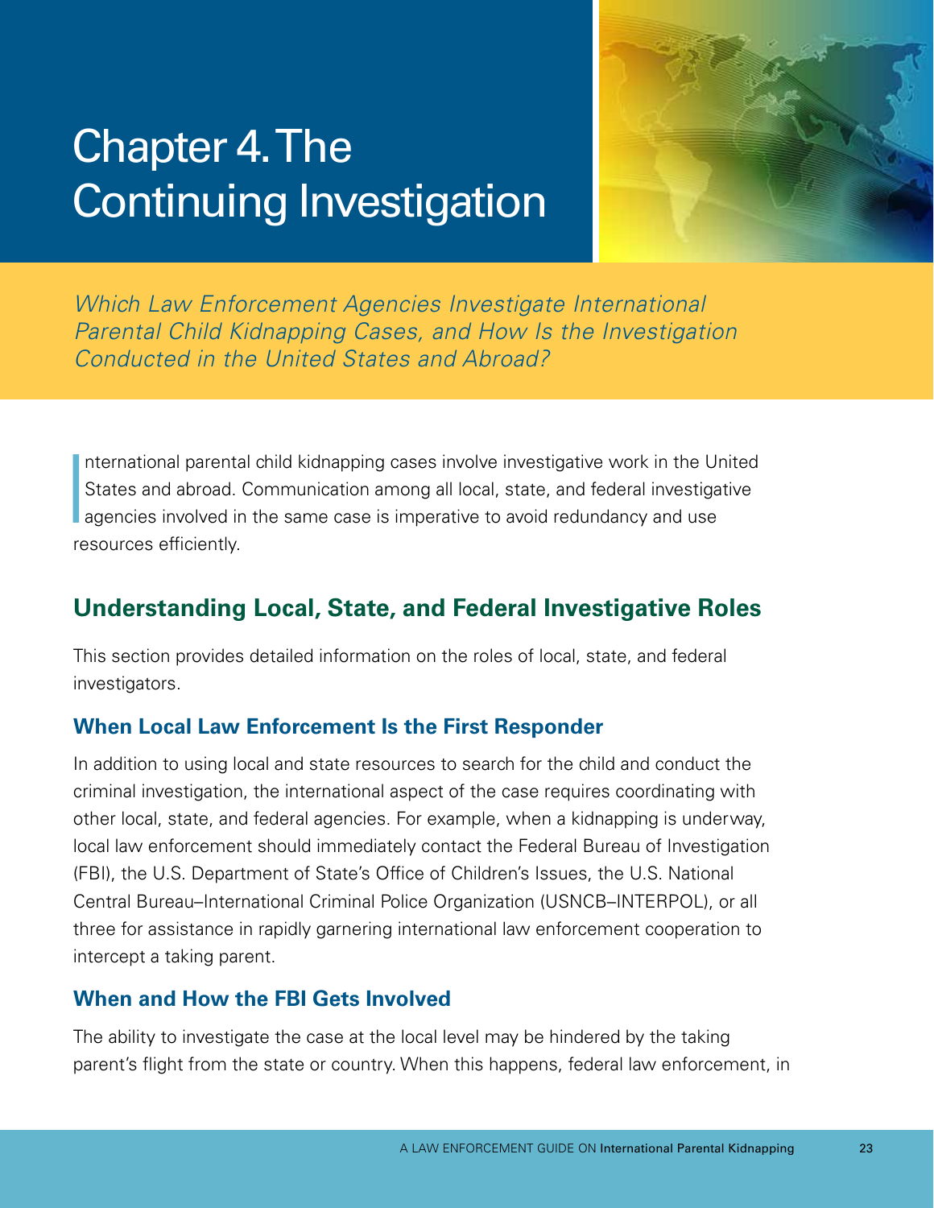# Chapter 4. The Continuing Investigation

*Which Law Enforcement Agencies Investigate International Parental Child Kidnapping Cases, and How Is the Investigation Conducted in the United States and Abroad?*

International parental child kidnapping cases involve investigative work in the United States and abroad. Communication among all local, state, and federal investigative agencies involved in the same case is imperative to avoid redundancy and use resources efficiently.

## Understanding Local, State, and Federal Investigative Roles

This section provides detailed information on the roles of local, state, and federal investigators.

### When Local Law Enforcement Is the First Responder

In addition to using local and state resources to search for the child and conduct the criminal investigation, the international aspect of the case requires coordinating with other local, state, and federal agencies. For example, when a kidnapping is underway, local law enforcement should immediately contact the Federal Bureau of Investigation (FBI), the U.S. Department of State's Office of Children's Issues, the U.S. National Central Bureau–International Criminal Police Organization (USNCB–INTERPOL), or all three for assistance in rapidly garnering international law enforcement cooperation to intercept a taking parent.

### When and How the FBI Gets Involved

The ability to investigate the case at the local level may be hindered by the taking parent's flight from the state or country. When this happens, federal law enforcement, in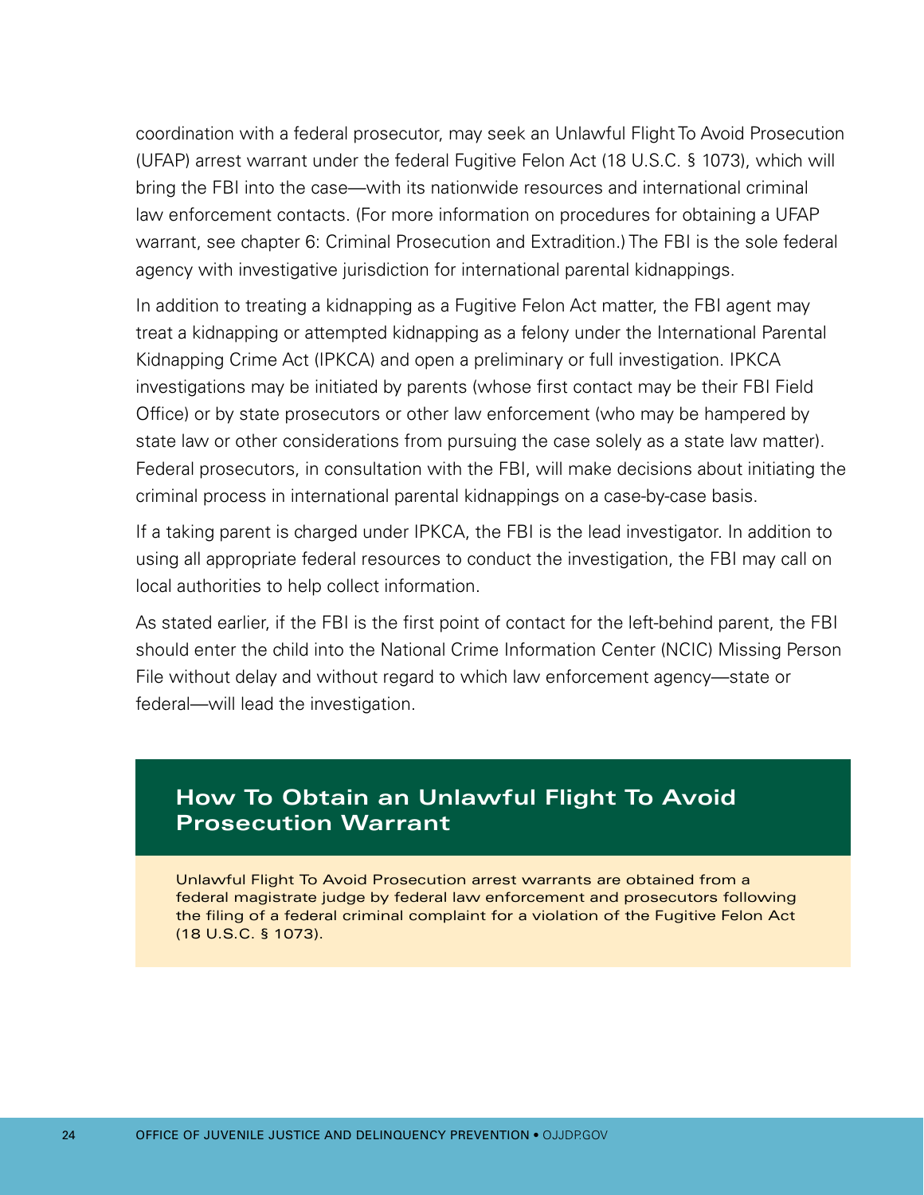coordination with a federal prosecutor, may seek an Unlawful Flight To Avoid Prosecution (UFAP) arrest warrant under the federal Fugitive Felon Act (18 U.S.C. § 1073), which will bring the FBI into the case—with its nationwide resources and international criminal law enforcement contacts. (For more information on procedures for obtaining a UFAP warrant, see chapter 6: Criminal Prosecution and Extradition.) The FBI is the sole federal agency with investigative jurisdiction for international parental kidnappings.

In addition to treating a kidnapping as a Fugitive Felon Act matter, the FBI agent may treat a kidnapping or attempted kidnapping as a felony under the International Parental Kidnapping Crime Act (IPKCA) and open a preliminary or full investigation. IPKCA investigations may be initiated by parents (whose first contact may be their FBI Field Office) or by state prosecutors or other law enforcement (who may be hampered by state law or other considerations from pursuing the case solely as a state law matter). Federal prosecutors, in consultation with the FBI, will make decisions about initiating the criminal process in international parental kidnappings on a case-by-case basis.

If a taking parent is charged under IPKCA, the FBI is the lead investigator. In addition to using all appropriate federal resources to conduct the investigation, the FBI may call on local authorities to help collect information.

As stated earlier, if the FBI is the first point of contact for the left-behind parent, the FBI should enter the child into the National Crime Information Center (NCIC) Missing Person File without delay and without regard to which law enforcement agency—state or federal—will lead the investigation.

## How To Obtain an Unlawful Flight To Avoid Prosecution Warrant

Unlawful Flight To Avoid Prosecution arrest warrants are obtained from a federal magistrate judge by federal law enforcement and prosecutors following the filing of a federal criminal complaint for a violation of the Fugitive Felon Act (18 U.S.C. § 1073).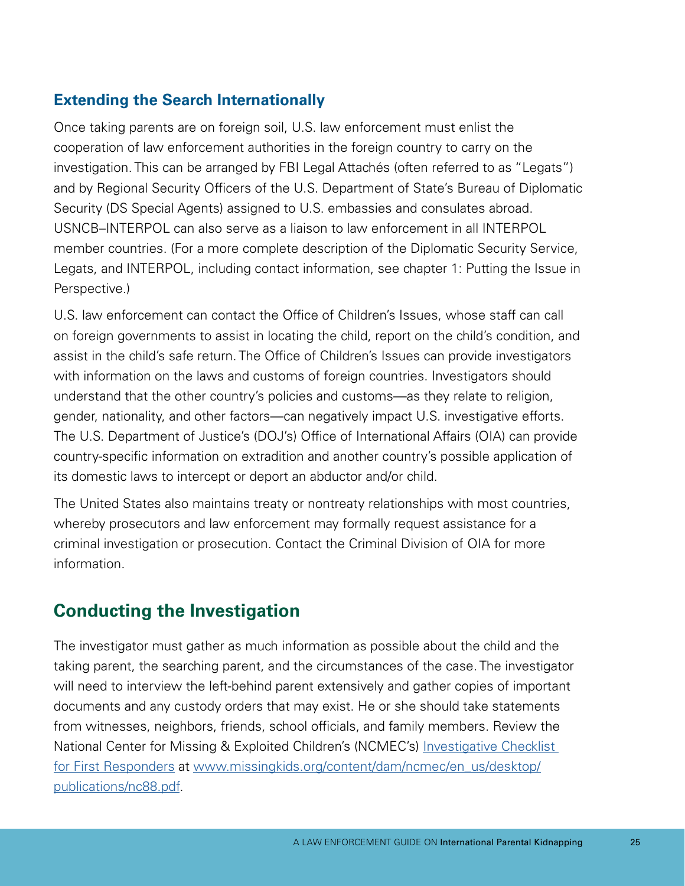### Extending the Search Internationally

Once taking parents are on foreign soil, U.S. law enforcement must enlist the cooperation of law enforcement authorities in the foreign country to carry on the investigation. This can be arranged by FBI Legal Attachés (often referred to as "Legats") and by Regional Security Officers of the U.S. Department of State's Bureau of Diplomatic Security (DS Special Agents) assigned to U.S. embassies and consulates abroad. USNCB–INTERPOL can also serve as a liaison to law enforcement in all INTERPOL member countries. (For a more complete description of the Diplomatic Security Service, Legats, and INTERPOL, including contact information, see chapter 1: Putting the Issue in Perspective.)

U.S. law enforcement can contact the Office of Children's Issues, whose staff can call on foreign governments to assist in locating the child, report on the child's condition, and assist in the child's safe return. The Office of Children's Issues can provide investigators with information on the laws and customs of foreign countries. Investigators should understand that the other country's policies and customs—as they relate to religion, gender, nationality, and other factors—can negatively impact U.S. investigative efforts. The U.S. Department of Justice's (DOJ's) Office of International Affairs (OIA) can provide country-specific information on extradition and another country's possible application of its domestic laws to intercept or deport an abductor and/or child.

The United States also maintains treaty or nontreaty relationships with most countries, whereby prosecutors and law enforcement may formally request assistance for a criminal investigation or prosecution. Contact the Criminal Division of OIA for more information.

## Conducting the Investigation

The investigator must gather as much information as possible about the child and the taking parent, the searching parent, and the circumstances of the case. The investigator will need to interview the left-behind parent extensively and gather copies of important documents and any custody orders that may exist. He or she should take statements from witnesses, neighbors, friends, school officials, and family members. Review the National Center for Missing & Exploited Children's (NCMEC's) [Investigative Checklist for First Responders](www.missingkids.org/content/dam/ncmec/en_us/desktop/publications/nc88.pdf) at www.missingkids.org/content/dam/ncmec/en_us/desktop/publications/nc88.pdf.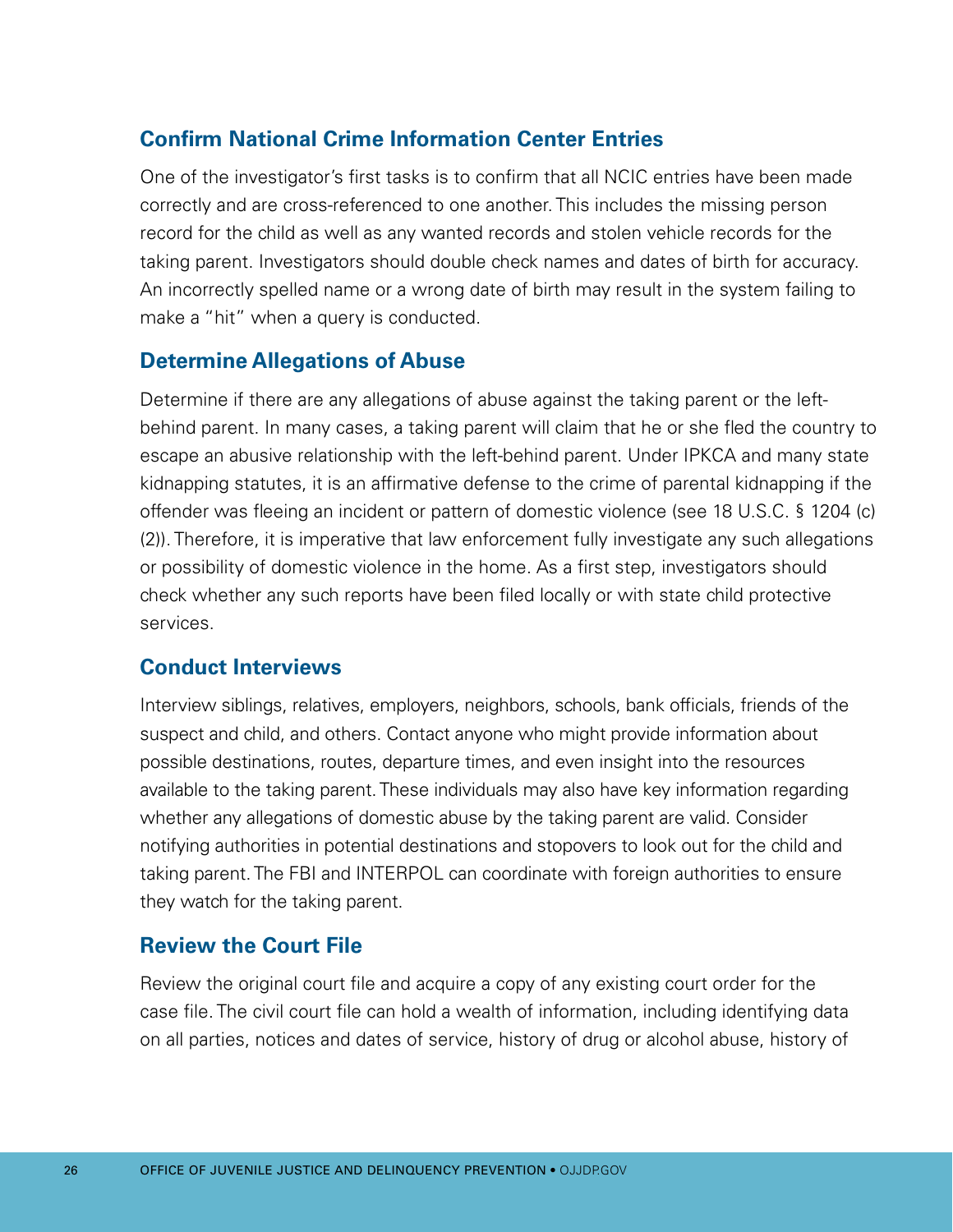### Confirm National Crime Information Center Entries

One of the investigator's first tasks is to confirm that all NCIC entries have been made correctly and are cross-referenced to one another. This includes the missing person record for the child as well as any wanted records and stolen vehicle records for the taking parent. Investigators should double check names and dates of birth for accuracy. An incorrectly spelled name or a wrong date of birth may result in the system failing to make a "hit" when a query is conducted.

### Determine Allegations of Abuse

Determine if there are any allegations of abuse against the taking parent or the left-behind parent. In many cases, a taking parent will claim that he or she fled the country to escape an abusive relationship with the left-behind parent. Under IPKCA and many state kidnapping statutes, it is an affirmative defense to the crime of parental kidnapping if the offender was fleeing an incident or pattern of domestic violence (see 18 U.S.C. § 1204 (c)(2)). Therefore, it is imperative that law enforcement fully investigate any such allegations or possibility of domestic violence in the home. As a first step, investigators should check whether any such reports have been filed locally or with state child protective services.

### Conduct Interviews

Interview siblings, relatives, employers, neighbors, schools, bank officials, friends of the suspect and child, and others. Contact anyone who might provide information about possible destinations, routes, departure times, and even insight into the resources available to the taking parent. These individuals may also have key information regarding whether any allegations of domestic abuse by the taking parent are valid. Consider notifying authorities in potential destinations and stopovers to look out for the child and taking parent. The FBI and INTERPOL can coordinate with foreign authorities to ensure they watch for the taking parent.

### Review the Court File

Review the original court file and acquire a copy of any existing court order for the case file. The civil court file can hold a wealth of information, including identifying data on all parties, notices and dates of service, history of drug or alcohol abuse, history of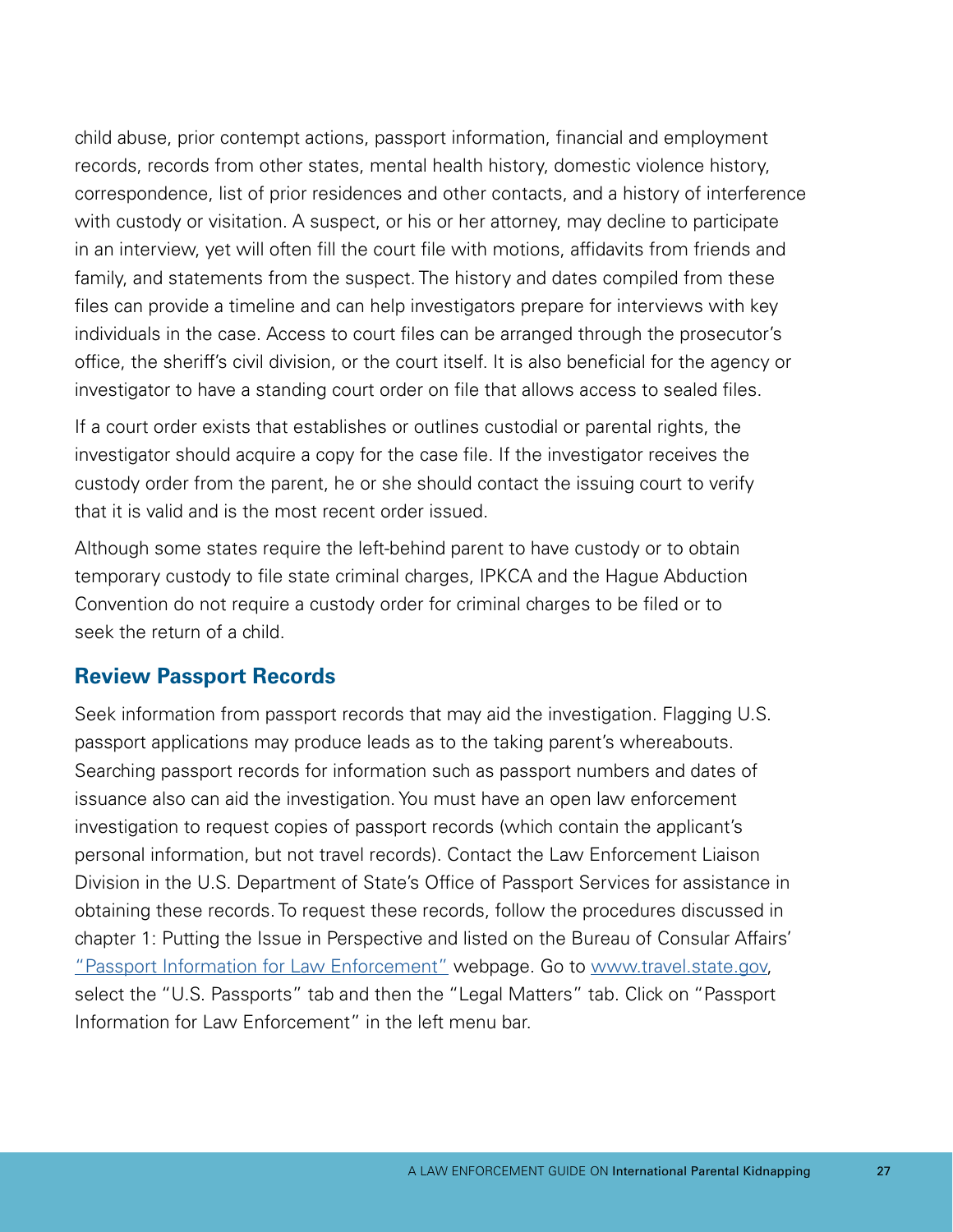child abuse, prior contempt actions, passport information, financial and employment records, records from other states, mental health history, domestic violence history, correspondence, list of prior residences and other contacts, and a history of interference with custody or visitation. A suspect, or his or her attorney, may decline to participate in an interview, yet will often fill the court file with motions, affidavits from friends and family, and statements from the suspect. The history and dates compiled from these files can provide a timeline and can help investigators prepare for interviews with key individuals in the case. Access to court files can be arranged through the prosecutor's office, the sheriff's civil division, or the court itself. It is also beneficial for the agency or investigator to have a standing court order on file that allows access to sealed files.

If a court order exists that establishes or outlines custodial or parental rights, the investigator should acquire a copy for the case file. If the investigator receives the custody order from the parent, he or she should contact the issuing court to verify that it is valid and is the most recent order issued.

Although some states require the left-behind parent to have custody or to obtain temporary custody to file state criminal charges, IPKCA and the Hague Abduction Convention do not require a custody order for criminal charges to be filed or to seek the return of a child.

## Review Passport Records

Seek information from passport records that may aid the investigation. Flagging U.S. passport applications may produce leads as to the taking parent's whereabouts. Searching passport records for information such as passport numbers and dates of issuance also can aid the investigation. You must have an open law enforcement investigation to request copies of passport records (which contain the applicant's personal information, but not travel records). Contact the Law Enforcement Liaison Division in the U.S. Department of State's Office of Passport Services for assistance in obtaining these records. To request these records, follow the procedures discussed in chapter 1: Putting the Issue in Perspective and listed on the Bureau of Consular Affairs' "Passport Information for Law Enforcement" webpage. Go to www.travel.state.gov, select the "U.S. Passports" tab and then the "Legal Matters" tab. Click on "Passport Information for Law Enforcement" in the left menu bar.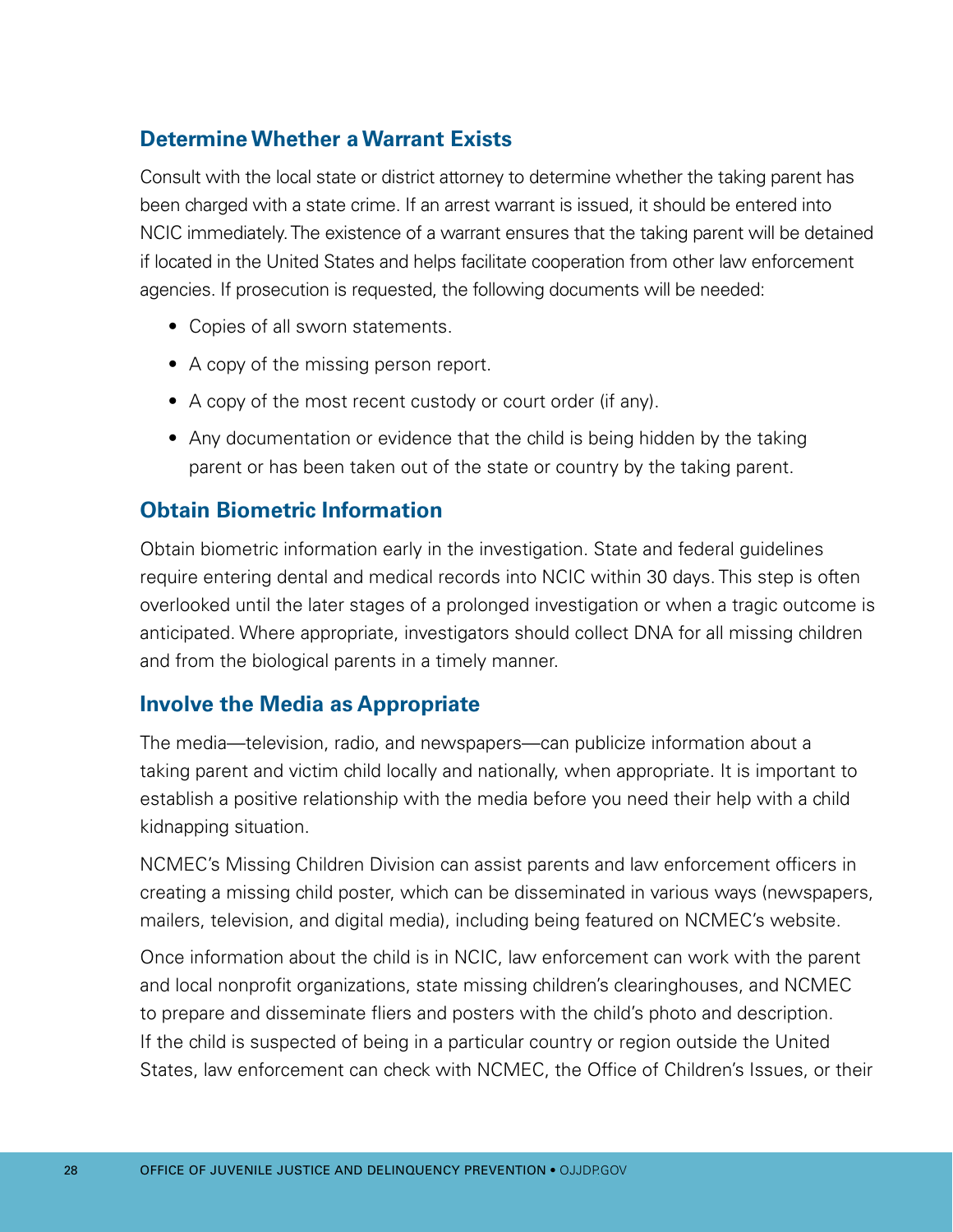### Determine Whether a Warrant Exists

Consult with the local state or district attorney to determine whether the taking parent has been charged with a state crime. If an arrest warrant is issued, it should be entered into NCIC immediately. The existence of a warrant ensures that the taking parent will be detained if located in the United States and helps facilitate cooperation from other law enforcement agencies. If prosecution is requested, the following documents will be needed:

- Copies of all sworn statements.
- A copy of the missing person report.
- A copy of the most recent custody or court order (if any).
- Any documentation or evidence that the child is being hidden by the taking parent or has been taken out of the state or country by the taking parent.

### Obtain Biometric Information

Obtain biometric information early in the investigation. State and federal guidelines require entering dental and medical records into NCIC within 30 days. This step is often overlooked until the later stages of a prolonged investigation or when a tragic outcome is anticipated. Where appropriate, investigators should collect DNA for all missing children and from the biological parents in a timely manner.

### Involve the Media as Appropriate

The media—television, radio, and newspapers—can publicize information about a taking parent and victim child locally and nationally, when appropriate. It is important to establish a positive relationship with the media before you need their help with a child kidnapping situation.

NCMEC's Missing Children Division can assist parents and law enforcement officers in creating a missing child poster, which can be disseminated in various ways (newspapers, mailers, television, and digital media), including being featured on NCMEC's website.

Once information about the child is in NCIC, law enforcement can work with the parent and local nonprofit organizations, state missing children's clearinghouses, and NCMEC to prepare and disseminate fliers and posters with the child's photo and description. If the child is suspected of being in a particular country or region outside the United States, law enforcement can check with NCMEC, the Office of Children's Issues, or their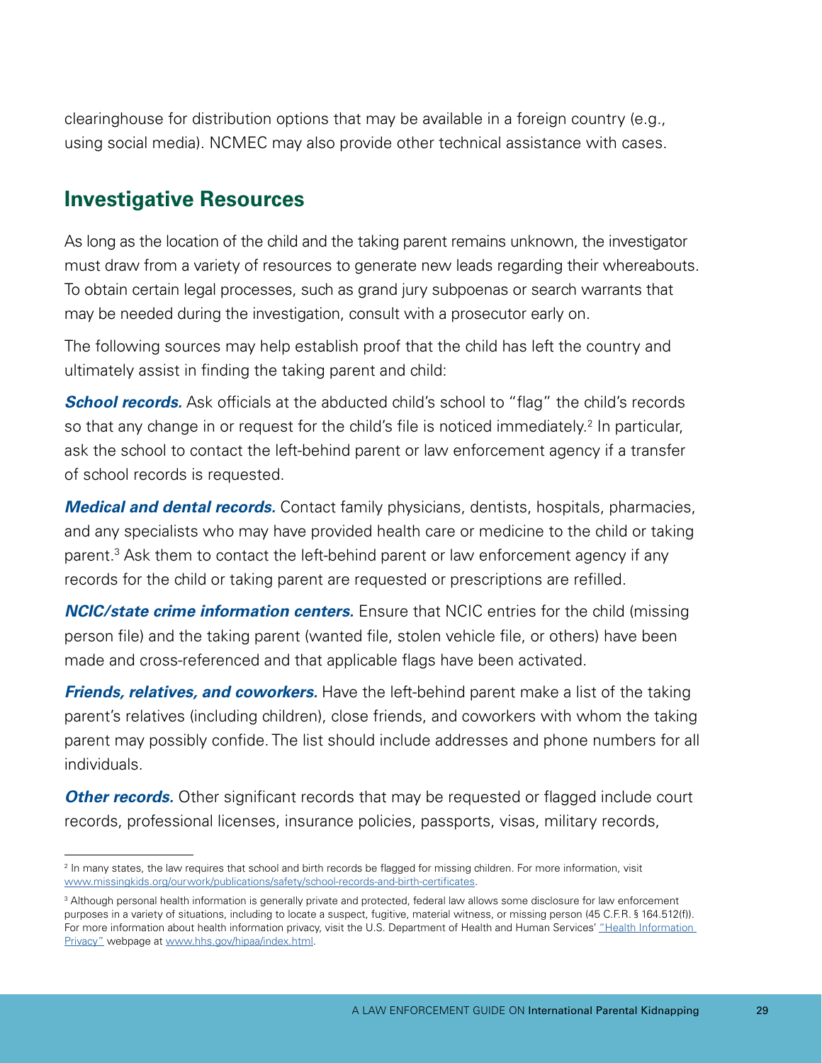clearinghouse for distribution options that may be available in a foreign country (e.g., using social media). NCMEC may also provide other technical assistance with cases.

## Investigative Resources

As long as the location of the child and the taking parent remains unknown, the investigator must draw from a variety of resources to generate new leads regarding their whereabouts. To obtain certain legal processes, such as grand jury subpoenas or search warrants that may be needed during the investigation, consult with a prosecutor early on.

The following sources may help establish proof that the child has left the country and ultimately assist in finding the taking parent and child:

***School records.*** Ask officials at the abducted child's school to "flag" the child's records so that any change in or request for the child's file is noticed immediately.[2] In particular, ask the school to contact the left-behind parent or law enforcement agency if a transfer of school records is requested.

***Medical and dental records.*** Contact family physicians, dentists, hospitals, pharmacies, and any specialists who may have provided health care or medicine to the child or taking parent.[3] Ask them to contact the left-behind parent or law enforcement agency if any records for the child or taking parent are requested or prescriptions are refilled.

***NCIC/state crime information centers.*** Ensure that NCIC entries for the child (missing person file) and the taking parent (wanted file, stolen vehicle file, or others) have been made and cross-referenced and that applicable flags have been activated.

***Friends, relatives, and coworkers.*** Have the left-behind parent make a list of the taking parent's relatives (including children), close friends, and coworkers with whom the taking parent may possibly confide. The list should include addresses and phone numbers for all individuals.

***Other records.*** Other significant records that may be requested or flagged include court records, professional licenses, insurance policies, passports, visas, military records,

---

[2] In many states, the law requires that school and birth records be flagged for missing children. For more information, visit www.missingkids.org/ourwork/publications/safety/school-records-and-birth-certificates.

[3] Although personal health information is generally private and protected, federal law allows some disclosure for law enforcement purposes in a variety of situations, including to locate a suspect, fugitive, material witness, or missing person (45 C.F.R. § 164.512(f)). For more information about health information privacy, visit the U.S. Department of Health and Human Services' "Health Information Privacy" webpage at www.hhs.gov/hipaa/index.html.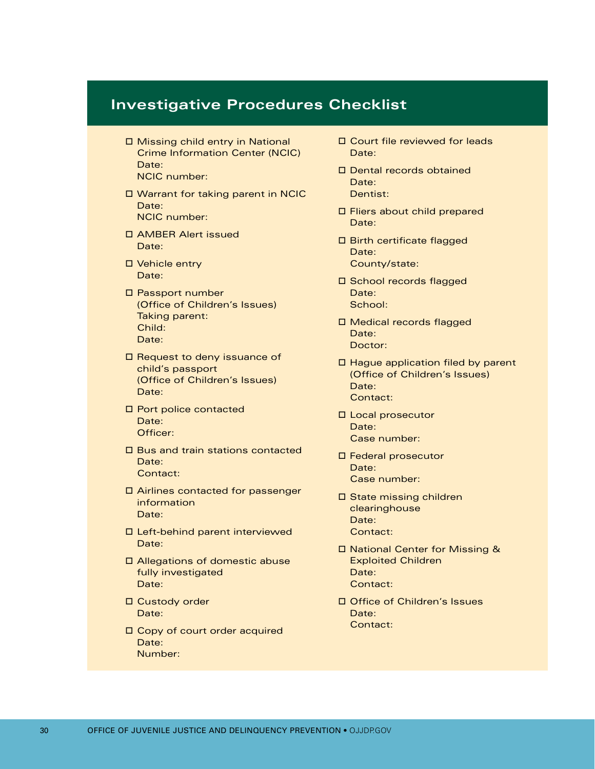## Investigative Procedures Checklist

- ☐ Missing child entry in National Crime Information Center (NCIC)  
  Date:  
  NCIC number:
- ☐ Warrant for taking parent in NCIC  
  Date:  
  NCIC number:
- ☐ AMBER Alert issued  
  Date:
- ☐ Vehicle entry  
  Date:
- ☐ Passport number (Office of Children's Issues)  
  Taking parent:  
  Child:  
  Date:
- ☐ Request to deny issuance of child's passport (Office of Children's Issues)  
  Date:
- ☐ Port police contacted  
  Date:  
  Officer:
- ☐ Bus and train stations contacted  
  Date:  
  Contact:
- ☐ Airlines contacted for passenger information  
  Date:
- ☐ Left-behind parent interviewed  
  Date:
- ☐ Allegations of domestic abuse fully investigated  
  Date:
- ☐ Custody order  
  Date:
- ☐ Copy of court order acquired  
  Date:  
  Number:
- ☐ Court file reviewed for leads  
  Date:
- ☐ Dental records obtained  
  Date:  
  Dentist:
- ☐ Fliers about child prepared  
  Date:
- ☐ Birth certificate flagged  
  Date:  
  County/state:
- ☐ School records flagged  
  Date:  
  School:
- ☐ Medical records flagged  
  Date:  
  Doctor:
- ☐ Hague application filed by parent (Office of Children's Issues)  
  Date:  
  Contact:
- ☐ Local prosecutor  
  Date:  
  Case number:
- ☐ Federal prosecutor  
  Date:  
  Case number:
- ☐ State missing children clearinghouse  
  Date:  
  Contact:
- ☐ National Center for Missing & Exploited Children  
  Date:  
  Contact:
- ☐ Office of Children's Issues  
  Date:  
  Contact: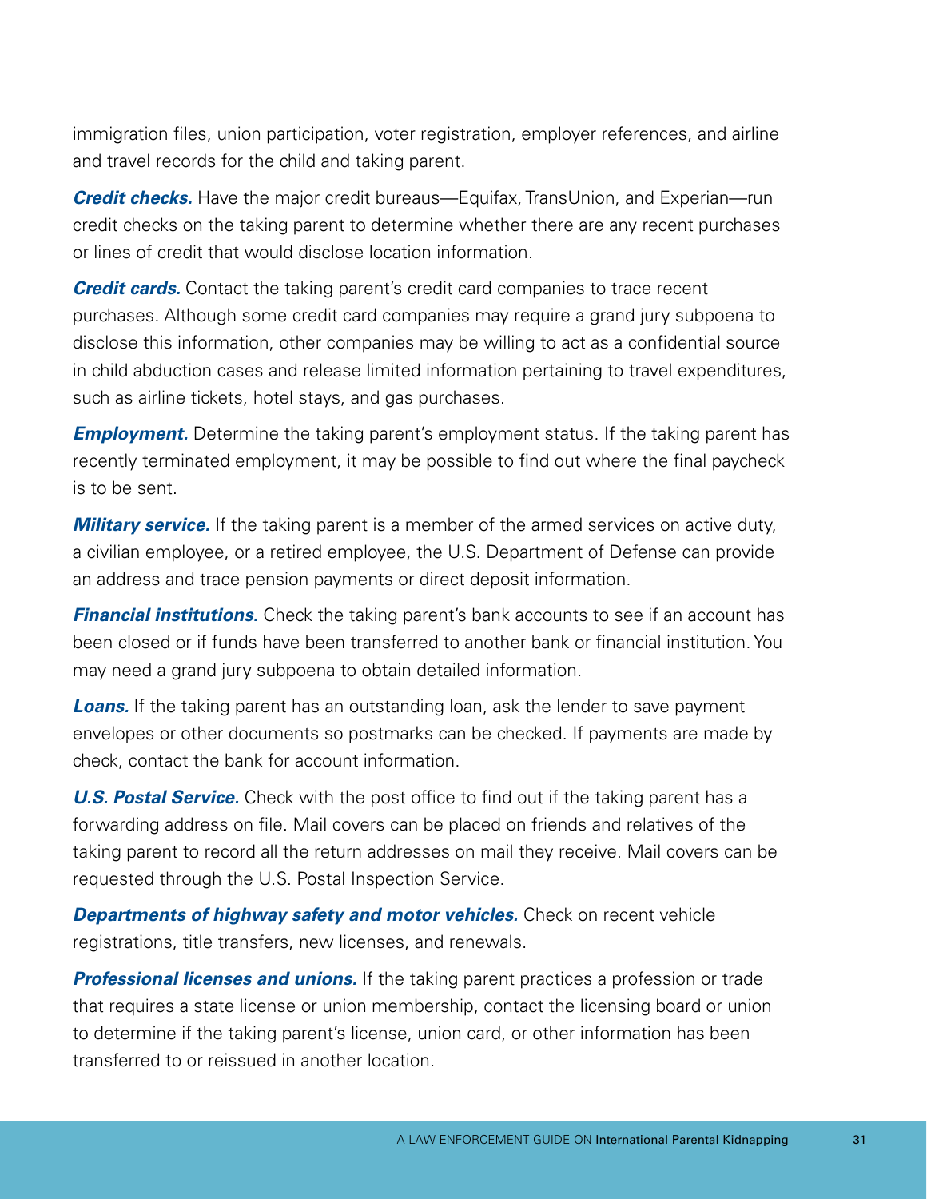immigration files, union participation, voter registration, employer references, and airline and travel records for the child and taking parent.

***Credit checks.*** Have the major credit bureaus—Equifax, TransUnion, and Experian—run credit checks on the taking parent to determine whether there are any recent purchases or lines of credit that would disclose location information.

***Credit cards.*** Contact the taking parent's credit card companies to trace recent purchases. Although some credit card companies may require a grand jury subpoena to disclose this information, other companies may be willing to act as a confidential source in child abduction cases and release limited information pertaining to travel expenditures, such as airline tickets, hotel stays, and gas purchases.

***Employment.*** Determine the taking parent's employment status. If the taking parent has recently terminated employment, it may be possible to find out where the final paycheck is to be sent.

***Military service.*** If the taking parent is a member of the armed services on active duty, a civilian employee, or a retired employee, the U.S. Department of Defense can provide an address and trace pension payments or direct deposit information.

***Financial institutions.*** Check the taking parent's bank accounts to see if an account has been closed or if funds have been transferred to another bank or financial institution. You may need a grand jury subpoena to obtain detailed information.

***Loans.*** If the taking parent has an outstanding loan, ask the lender to save payment envelopes or other documents so postmarks can be checked. If payments are made by check, contact the bank for account information.

***U.S. Postal Service.*** Check with the post office to find out if the taking parent has a forwarding address on file. Mail covers can be placed on friends and relatives of the taking parent to record all the return addresses on mail they receive. Mail covers can be requested through the U.S. Postal Inspection Service.

***Departments of highway safety and motor vehicles.*** Check on recent vehicle registrations, title transfers, new licenses, and renewals.

***Professional licenses and unions.*** If the taking parent practices a profession or trade that requires a state license or union membership, contact the licensing board or union to determine if the taking parent's license, union card, or other information has been transferred to or reissued in another location.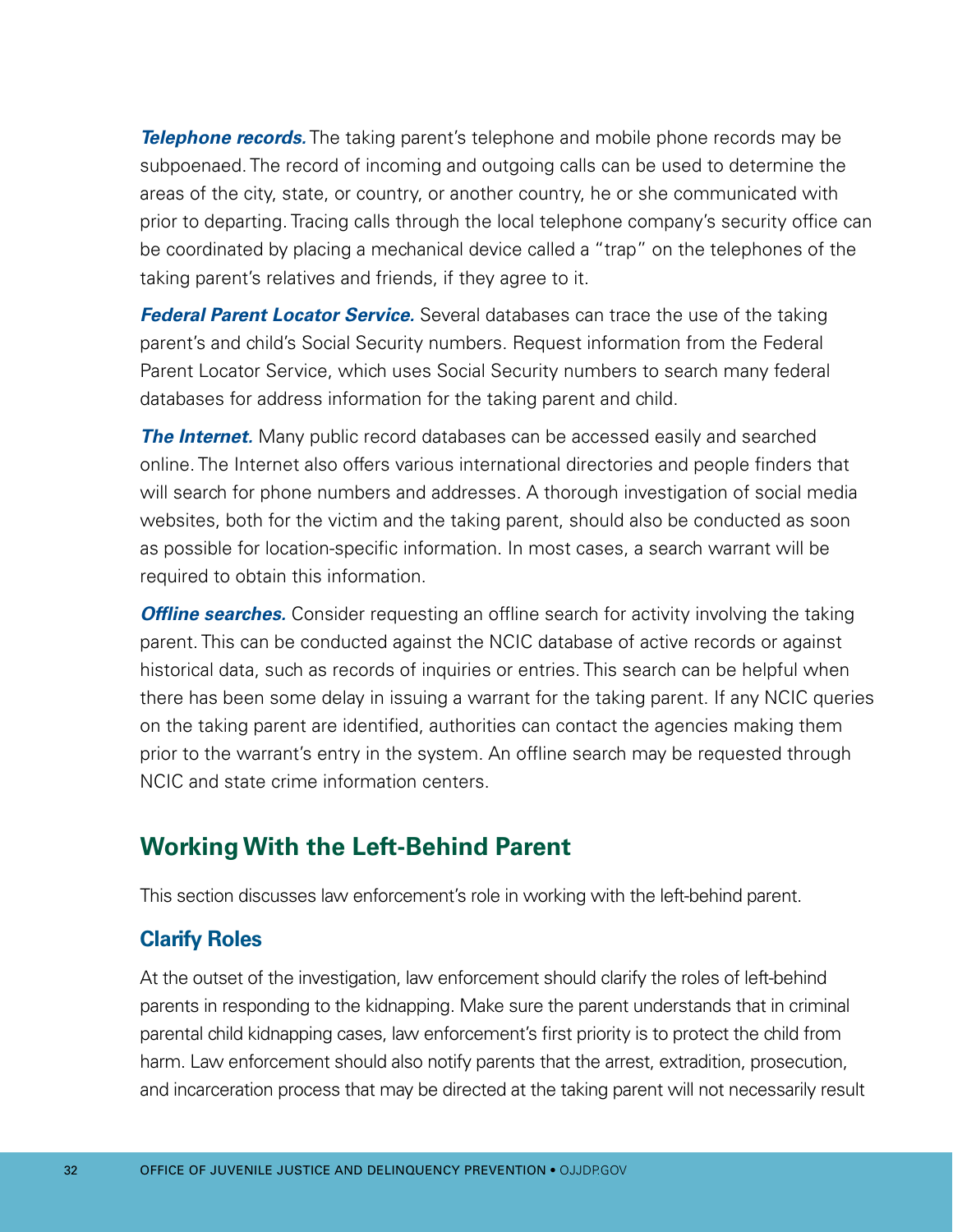***Telephone records.*** The taking parent's telephone and mobile phone records may be subpoenaed. The record of incoming and outgoing calls can be used to determine the areas of the city, state, or country, or another country, he or she communicated with prior to departing. Tracing calls through the local telephone company's security office can be coordinated by placing a mechanical device called a "trap" on the telephones of the taking parent's relatives and friends, if they agree to it.

***Federal Parent Locator Service.*** Several databases can trace the use of the taking parent's and child's Social Security numbers. Request information from the Federal Parent Locator Service, which uses Social Security numbers to search many federal databases for address information for the taking parent and child.

***The Internet.*** Many public record databases can be accessed easily and searched online. The Internet also offers various international directories and people finders that will search for phone numbers and addresses. A thorough investigation of social media websites, both for the victim and the taking parent, should also be conducted as soon as possible for location-specific information. In most cases, a search warrant will be required to obtain this information.

***Offline searches.*** Consider requesting an offline search for activity involving the taking parent. This can be conducted against the NCIC database of active records or against historical data, such as records of inquiries or entries. This search can be helpful when there has been some delay in issuing a warrant for the taking parent. If any NCIC queries on the taking parent are identified, authorities can contact the agencies making them prior to the warrant's entry in the system. An offline search may be requested through NCIC and state crime information centers.

## Working With the Left-Behind Parent

This section discusses law enforcement's role in working with the left-behind parent.

### Clarify Roles

At the outset of the investigation, law enforcement should clarify the roles of left-behind parents in responding to the kidnapping. Make sure the parent understands that in criminal parental child kidnapping cases, law enforcement's first priority is to protect the child from harm. Law enforcement should also notify parents that the arrest, extradition, prosecution, and incarceration process that may be directed at the taking parent will not necessarily result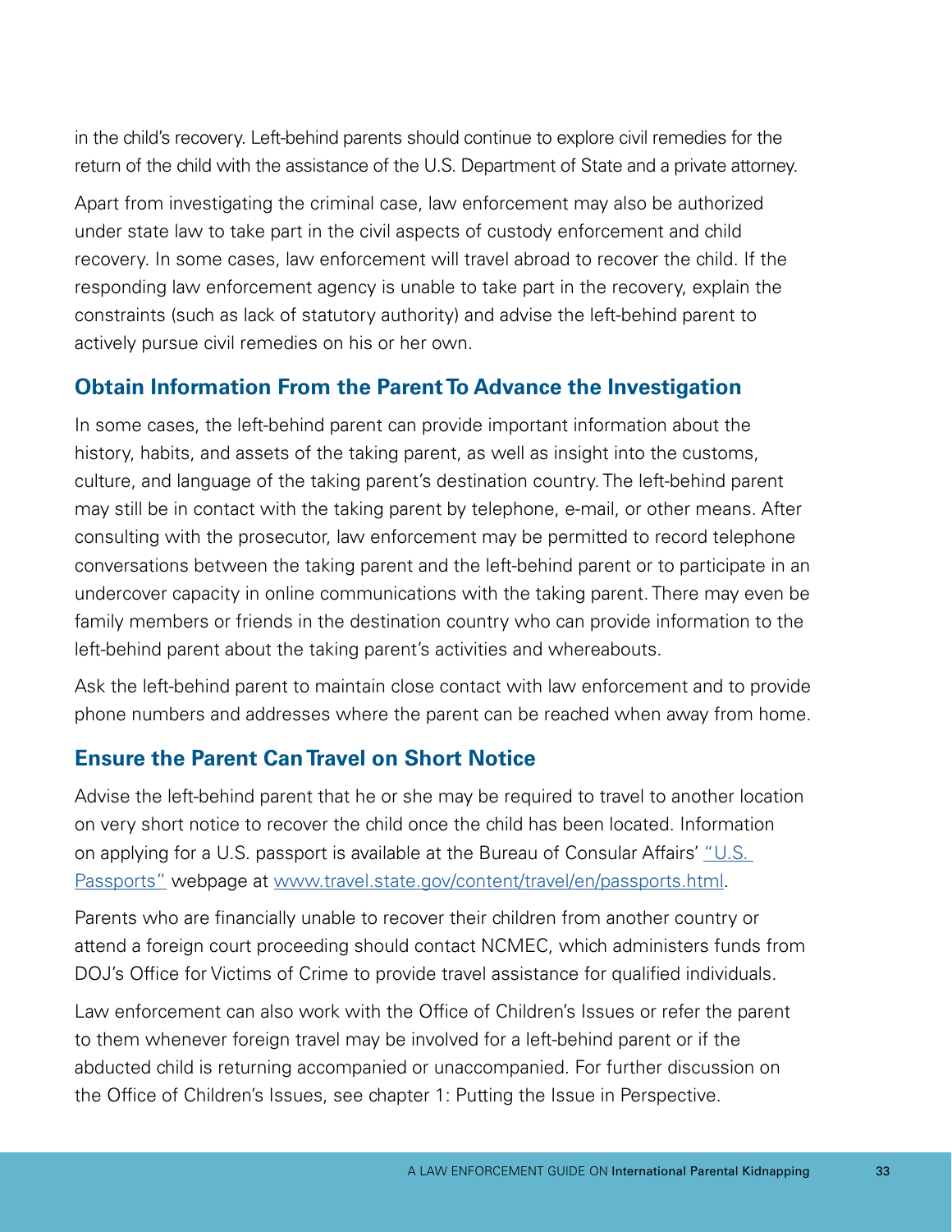in the child's recovery. Left-behind parents should continue to explore civil remedies for the return of the child with the assistance of the U.S. Department of State and a private attorney.

Apart from investigating the criminal case, law enforcement may also be authorized under state law to take part in the civil aspects of custody enforcement and child recovery. In some cases, law enforcement will travel abroad to recover the child. If the responding law enforcement agency is unable to take part in the recovery, explain the constraints (such as lack of statutory authority) and advise the left-behind parent to actively pursue civil remedies on his or her own.

## Obtain Information From the Parent To Advance the Investigation

In some cases, the left-behind parent can provide important information about the history, habits, and assets of the taking parent, as well as insight into the customs, culture, and language of the taking parent's destination country. The left-behind parent may still be in contact with the taking parent by telephone, e-mail, or other means. After consulting with the prosecutor, law enforcement may be permitted to record telephone conversations between the taking parent and the left-behind parent or to participate in an undercover capacity in online communications with the taking parent. There may even be family members or friends in the destination country who can provide information to the left-behind parent about the taking parent's activities and whereabouts.

Ask the left-behind parent to maintain close contact with law enforcement and to provide phone numbers and addresses where the parent can be reached when away from home.

## Ensure the Parent Can Travel on Short Notice

Advise the left-behind parent that he or she may be required to travel to another location on very short notice to recover the child once the child has been located. Information on applying for a U.S. passport is available at the Bureau of Consular Affairs' [“U.S. Passports”](www.travel.state.gov/content/travel/en/passports.html) webpage at [www.travel.state.gov/content/travel/en/passports.html](www.travel.state.gov/content/travel/en/passports.html).

Parents who are financially unable to recover their children from another country or attend a foreign court proceeding should contact NCMEC, which administers funds from DOJ's Office for Victims of Crime to provide travel assistance for qualified individuals.

Law enforcement can also work with the Office of Children's Issues or refer the parent to them whenever foreign travel may be involved for a left-behind parent or if the abducted child is returning accompanied or unaccompanied. For further discussion on the Office of Children's Issues, see chapter 1: Putting the Issue in Perspective.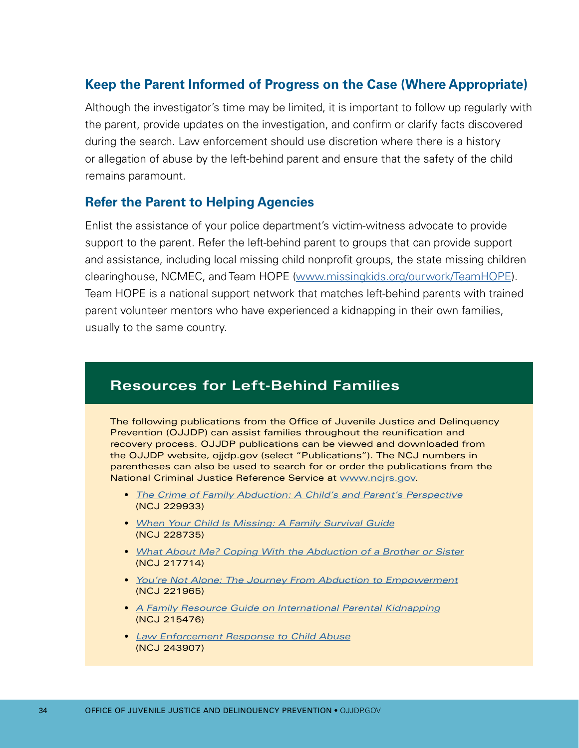### Keep the Parent Informed of Progress on the Case (Where Appropriate)

Although the investigator's time may be limited, it is important to follow up regularly with the parent, provide updates on the investigation, and confirm or clarify facts discovered during the search. Law enforcement should use discretion where there is a history or allegation of abuse by the left-behind parent and ensure that the safety of the child remains paramount.

### Refer the Parent to Helping Agencies

Enlist the assistance of your police department's victim-witness advocate to provide support to the parent. Refer the left-behind parent to groups that can provide support and assistance, including local missing child nonprofit groups, the state missing children clearinghouse, NCMEC, and Team HOPE (www.missingkids.org/ourwork/TeamHOPE). Team HOPE is a national support network that matches left-behind parents with trained parent volunteer mentors who have experienced a kidnapping in their own families, usually to the same country.

## Resources for Left-Behind Families

The following publications from the Office of Juvenile Justice and Delinquency Prevention (OJJDP) can assist families throughout the reunification and recovery process. OJJDP publications can be viewed and downloaded from the OJJDP website, ojjdp.gov (select "Publications"). The NCJ numbers in parentheses can also be used to search for or order the publications from the National Criminal Justice Reference Service at www.ncjrs.gov.

- *The Crime of Family Abduction: A Child's and Parent's Perspective* (NCJ 229933)
- *When Your Child Is Missing: A Family Survival Guide* (NCJ 228735)
- *What About Me? Coping With the Abduction of a Brother or Sister* (NCJ 217714)
- *You're Not Alone: The Journey From Abduction to Empowerment* (NCJ 221965)
- *A Family Resource Guide on International Parental Kidnapping* (NCJ 215476)
- *Law Enforcement Response to Child Abuse* (NCJ 243907)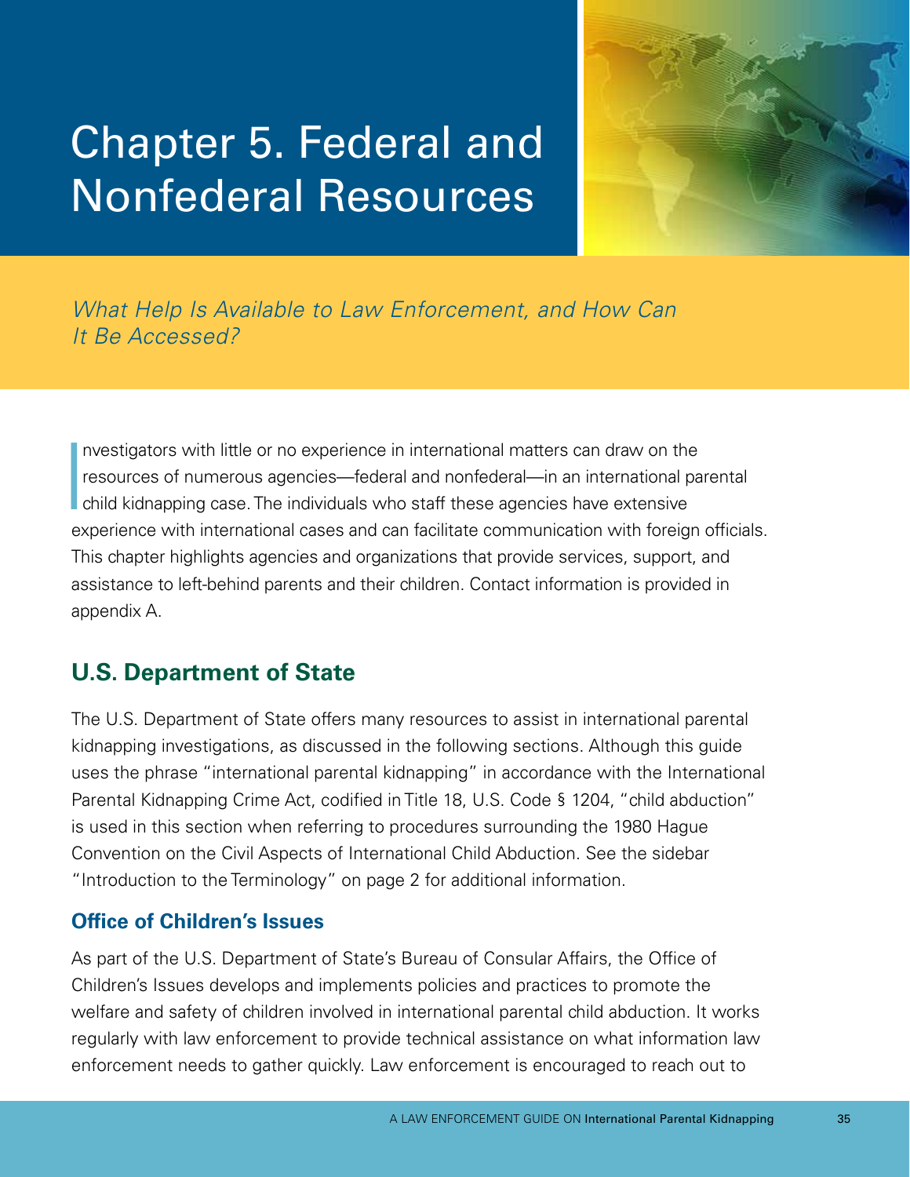# Chapter 5. Federal and Nonfederal Resources

*What Help Is Available to Law Enforcement, and How Can It Be Accessed?*

Investigators with little or no experience in international matters can draw on the resources of numerous agencies—federal and nonfederal—in an international parental child kidnapping case. The individuals who staff these agencies have extensive experience with international cases and can facilitate communication with foreign officials. This chapter highlights agencies and organizations that provide services, support, and assistance to left-behind parents and their children. Contact information is provided in appendix A.

## U.S. Department of State

The U.S. Department of State offers many resources to assist in international parental kidnapping investigations, as discussed in the following sections. Although this guide uses the phrase "international parental kidnapping" in accordance with the International Parental Kidnapping Crime Act, codified in Title 18, U.S. Code § 1204, "child abduction" is used in this section when referring to procedures surrounding the 1980 Hague Convention on the Civil Aspects of International Child Abduction. See the sidebar "Introduction to the Terminology" on page 2 for additional information.

### Office of Children's Issues

As part of the U.S. Department of State's Bureau of Consular Affairs, the Office of Children's Issues develops and implements policies and practices to promote the welfare and safety of children involved in international parental child abduction. It works regularly with law enforcement to provide technical assistance on what information law enforcement needs to gather quickly. Law enforcement is encouraged to reach out to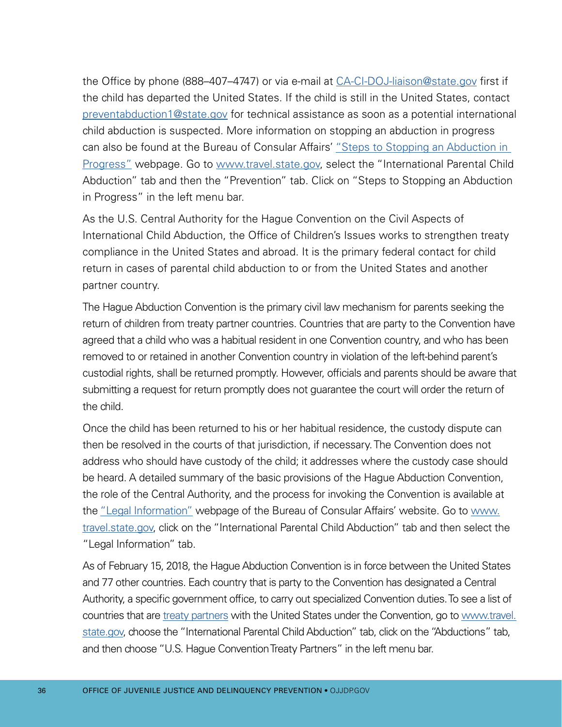the Office by phone (888–407–4747) or via e-mail at CA-CI-DOJ-liaison@state.gov first if the child has departed the United States. If the child is still in the United States, contact preventabduction1@state.gov for technical assistance as soon as a potential international child abduction is suspected. More information on stopping an abduction in progress can also be found at the Bureau of Consular Affairs' "Steps to Stopping an Abduction in Progress" webpage. Go to www.travel.state.gov, select the "International Parental Child Abduction" tab and then the "Prevention" tab. Click on "Steps to Stopping an Abduction in Progress" in the left menu bar.

As the U.S. Central Authority for the Hague Convention on the Civil Aspects of International Child Abduction, the Office of Children's Issues works to strengthen treaty compliance in the United States and abroad. It is the primary federal contact for child return in cases of parental child abduction to or from the United States and another partner country.

The Hague Abduction Convention is the primary civil law mechanism for parents seeking the return of children from treaty partner countries. Countries that are party to the Convention have agreed that a child who was a habitual resident in one Convention country, and who has been removed to or retained in another Convention country in violation of the left-behind parent's custodial rights, shall be returned promptly. However, officials and parents should be aware that submitting a request for return promptly does not guarantee the court will order the return of the child.

Once the child has been returned to his or her habitual residence, the custody dispute can then be resolved in the courts of that jurisdiction, if necessary. The Convention does not address who should have custody of the child; it addresses where the custody case should be heard. A detailed summary of the basic provisions of the Hague Abduction Convention, the role of the Central Authority, and the process for invoking the Convention is available at the "Legal Information" webpage of the Bureau of Consular Affairs' website. Go to www.travel.state.gov, click on the "International Parental Child Abduction" tab and then select the "Legal Information" tab.

As of February 15, 2018, the Hague Abduction Convention is in force between the United States and 77 other countries. Each country that is party to the Convention has designated a Central Authority, a specific government office, to carry out specialized Convention duties. To see a list of countries that are treaty partners with the United States under the Convention, go to www.travel.state.gov, choose the "International Parental Child Abduction" tab, click on the "Abductions" tab, and then choose "U.S. Hague Convention Treaty Partners" in the left menu bar.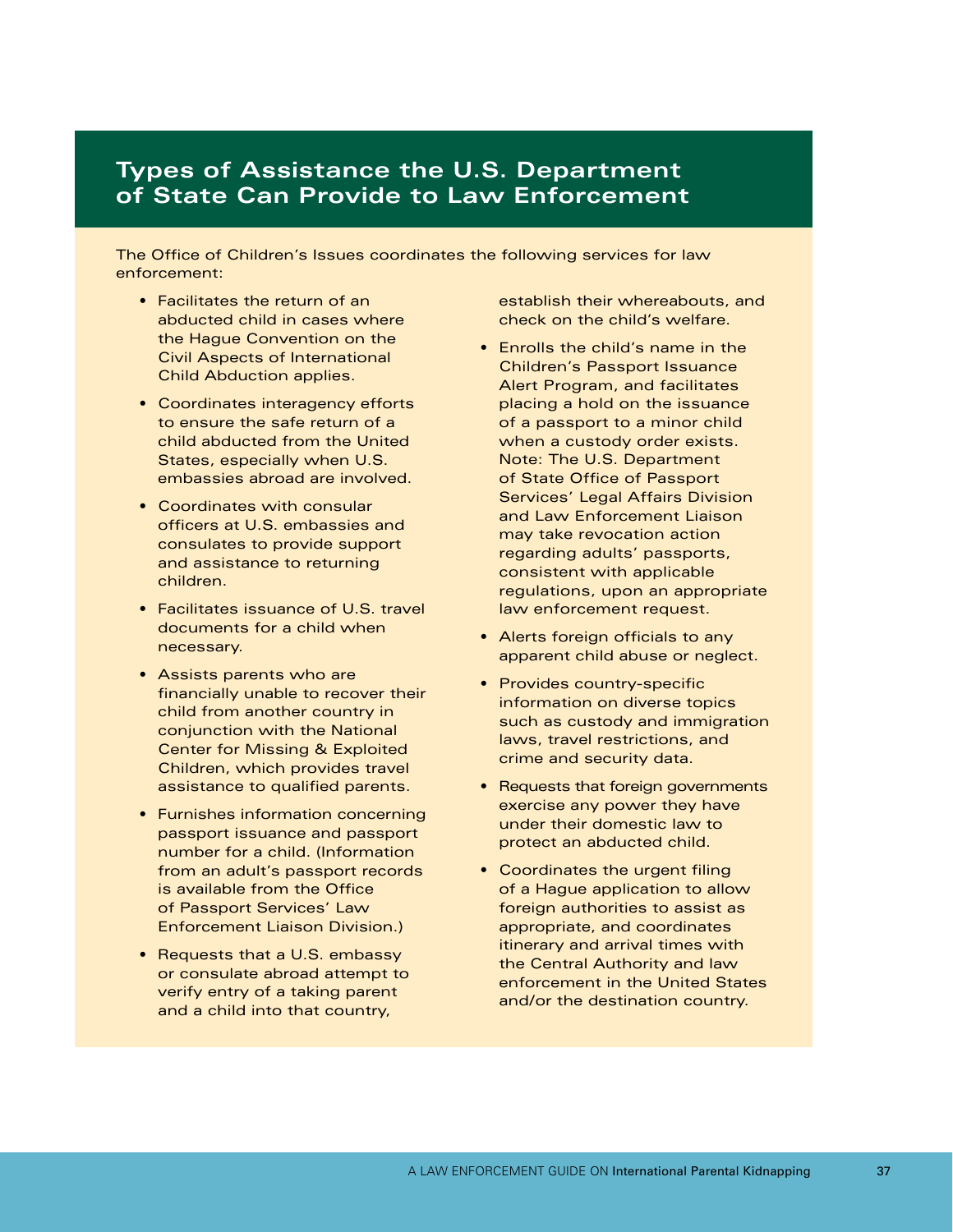## Types of Assistance the U.S. Department of State Can Provide to Law Enforcement

The Office of Children's Issues coordinates the following services for law enforcement:

- Facilitates the return of an abducted child in cases where the Hague Convention on the Civil Aspects of International Child Abduction applies.
- Coordinates interagency efforts to ensure the safe return of a child abducted from the United States, especially when U.S. embassies abroad are involved.
- Coordinates with consular officers at U.S. embassies and consulates to provide support and assistance to returning children.
- Facilitates issuance of U.S. travel documents for a child when necessary.
- Assists parents who are financially unable to recover their child from another country in conjunction with the National Center for Missing & Exploited Children, which provides travel assistance to qualified parents.
- Furnishes information concerning passport issuance and passport number for a child. (Information from an adult's passport records is available from the Office of Passport Services' Law Enforcement Liaison Division.)
- Requests that a U.S. embassy or consulate abroad attempt to verify entry of a taking parent and a child into that country, establish their whereabouts, and check on the child's welfare.
- Enrolls the child's name in the Children's Passport Issuance Alert Program, and facilitates placing a hold on the issuance of a passport to a minor child when a custody order exists. Note: The U.S. Department of State Office of Passport Services' Legal Affairs Division and Law Enforcement Liaison may take revocation action regarding adults' passports, consistent with applicable regulations, upon an appropriate law enforcement request.
- Alerts foreign officials to any apparent child abuse or neglect.
- Provides country-specific information on diverse topics such as custody and immigration laws, travel restrictions, and crime and security data.
- Requests that foreign governments exercise any power they have under their domestic law to protect an abducted child.
- Coordinates the urgent filing of a Hague application to allow foreign authorities to assist as appropriate, and coordinates itinerary and arrival times with the Central Authority and law enforcement in the United States and/or the destination country.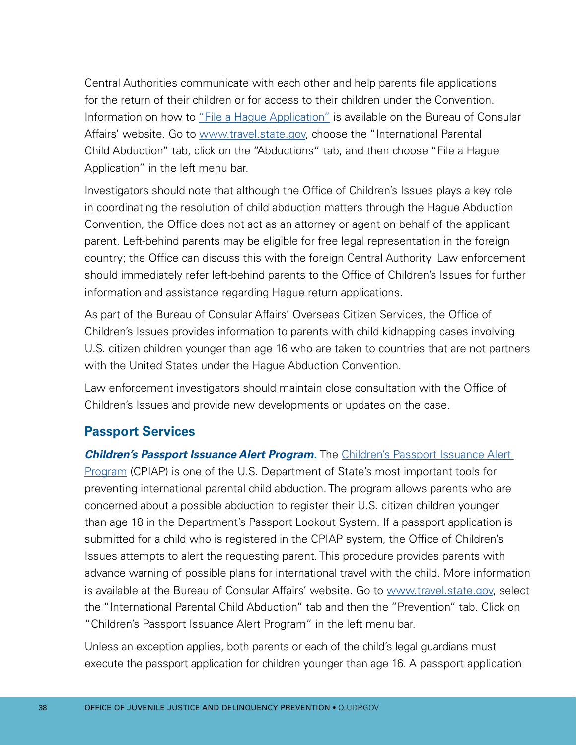Central Authorities communicate with each other and help parents file applications for the return of their children or for access to their children under the Convention. Information on how to "File a Hague Application" is available on the Bureau of Consular Affairs' website. Go to www.travel.state.gov, choose the "International Parental Child Abduction" tab, click on the "Abductions" tab, and then choose "File a Hague Application" in the left menu bar.

Investigators should note that although the Office of Children's Issues plays a key role in coordinating the resolution of child abduction matters through the Hague Abduction Convention, the Office does not act as an attorney or agent on behalf of the applicant parent. Left-behind parents may be eligible for free legal representation in the foreign country; the Office can discuss this with the foreign Central Authority. Law enforcement should immediately refer left-behind parents to the Office of Children's Issues for further information and assistance regarding Hague return applications.

As part of the Bureau of Consular Affairs' Overseas Citizen Services, the Office of Children's Issues provides information to parents with child kidnapping cases involving U.S. citizen children younger than age 16 who are taken to countries that are not partners with the United States under the Hague Abduction Convention.

Law enforcement investigators should maintain close consultation with the Office of Children's Issues and provide new developments or updates on the case.

## Passport Services

***Children's Passport Issuance Alert Program.*** The Children's Passport Issuance Alert Program (CPIAP) is one of the U.S. Department of State's most important tools for preventing international parental child abduction. The program allows parents who are concerned about a possible abduction to register their U.S. citizen children younger than age 18 in the Department's Passport Lookout System. If a passport application is submitted for a child who is registered in the CPIAP system, the Office of Children's Issues attempts to alert the requesting parent. This procedure provides parents with advance warning of possible plans for international travel with the child. More information is available at the Bureau of Consular Affairs' website. Go to www.travel.state.gov, select the "International Parental Child Abduction" tab and then the "Prevention" tab. Click on "Children's Passport Issuance Alert Program" in the left menu bar.

Unless an exception applies, both parents or each of the child's legal guardians must execute the passport application for children younger than age 16. A passport application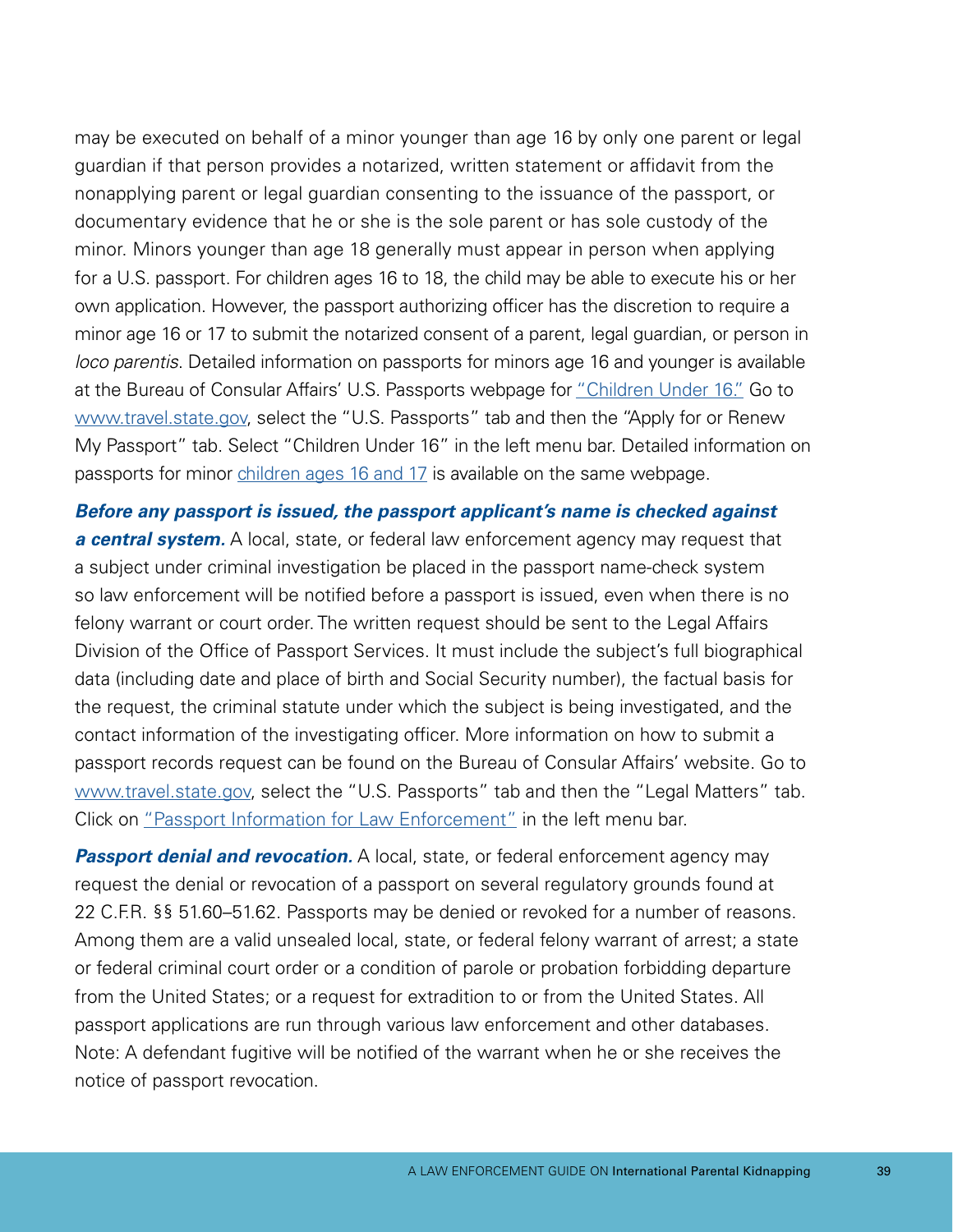may be executed on behalf of a minor younger than age 16 by only one parent or legal guardian if that person provides a notarized, written statement or affidavit from the nonapplying parent or legal guardian consenting to the issuance of the passport, or documentary evidence that he or she is the sole parent or has sole custody of the minor. Minors younger than age 18 generally must appear in person when applying for a U.S. passport. For children ages 16 to 18, the child may be able to execute his or her own application. However, the passport authorizing officer has the discretion to require a minor age 16 or 17 to submit the notarized consent of a parent, legal guardian, or person in *loco parentis*. Detailed information on passports for minors age 16 and younger is available at the Bureau of Consular Affairs' U.S. Passports webpage for "Children Under 16." Go to www.travel.state.gov, select the "U.S. Passports" tab and then the "Apply for or Renew My Passport" tab. Select "Children Under 16" in the left menu bar. Detailed information on passports for minor children ages 16 and 17 is available on the same webpage.

***Before any passport is issued, the passport applicant's name is checked against a central system.*** A local, state, or federal law enforcement agency may request that a subject under criminal investigation be placed in the passport name-check system so law enforcement will be notified before a passport is issued, even when there is no felony warrant or court order. The written request should be sent to the Legal Affairs Division of the Office of Passport Services. It must include the subject's full biographical data (including date and place of birth and Social Security number), the factual basis for the request, the criminal statute under which the subject is being investigated, and the contact information of the investigating officer. More information on how to submit a passport records request can be found on the Bureau of Consular Affairs' website. Go to www.travel.state.gov, select the "U.S. Passports" tab and then the "Legal Matters" tab. Click on "Passport Information for Law Enforcement" in the left menu bar.

***Passport denial and revocation.*** A local, state, or federal enforcement agency may request the denial or revocation of a passport on several regulatory grounds found at 22 C.F.R. §§ 51.60–51.62. Passports may be denied or revoked for a number of reasons. Among them are a valid unsealed local, state, or federal felony warrant of arrest; a state or federal criminal court order or a condition of parole or probation forbidding departure from the United States; or a request for extradition to or from the United States. All passport applications are run through various law enforcement and other databases. Note: A defendant fugitive will be notified of the warrant when he or she receives the notice of passport revocation.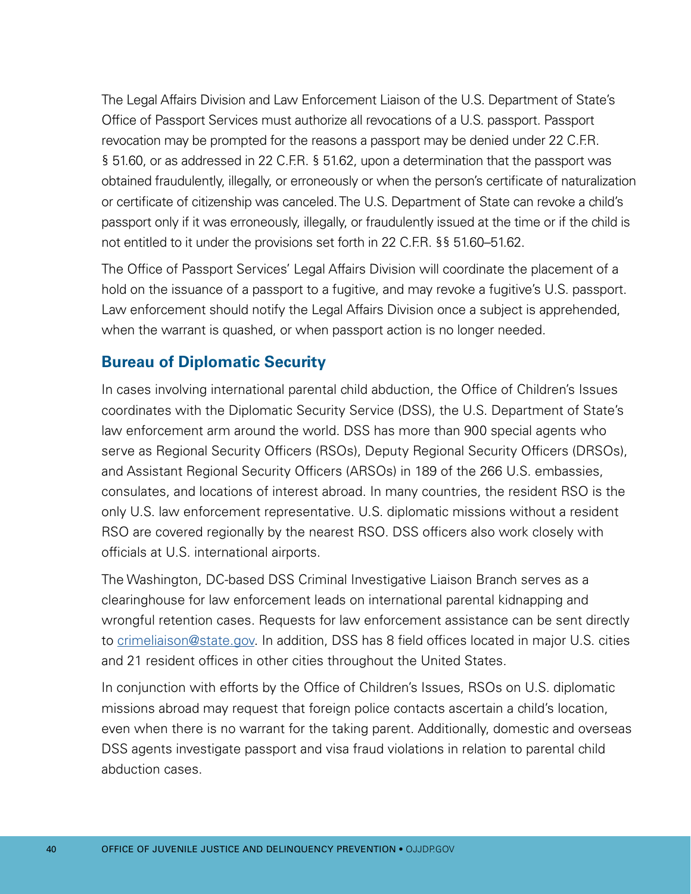The Legal Affairs Division and Law Enforcement Liaison of the U.S. Department of State's Office of Passport Services must authorize all revocations of a U.S. passport. Passport revocation may be prompted for the reasons a passport may be denied under 22 C.F.R. § 51.60, or as addressed in 22 C.F.R. § 51.62, upon a determination that the passport was obtained fraudulently, illegally, or erroneously or when the person's certificate of naturalization or certificate of citizenship was canceled. The U.S. Department of State can revoke a child's passport only if it was erroneously, illegally, or fraudulently issued at the time or if the child is not entitled to it under the provisions set forth in 22 C.F.R. §§ 51.60–51.62.

The Office of Passport Services' Legal Affairs Division will coordinate the placement of a hold on the issuance of a passport to a fugitive, and may revoke a fugitive's U.S. passport. Law enforcement should notify the Legal Affairs Division once a subject is apprehended, when the warrant is quashed, or when passport action is no longer needed.

## Bureau of Diplomatic Security

In cases involving international parental child abduction, the Office of Children's Issues coordinates with the Diplomatic Security Service (DSS), the U.S. Department of State's law enforcement arm around the world. DSS has more than 900 special agents who serve as Regional Security Officers (RSOs), Deputy Regional Security Officers (DRSOs), and Assistant Regional Security Officers (ARSOs) in 189 of the 266 U.S. embassies, consulates, and locations of interest abroad. In many countries, the resident RSO is the only U.S. law enforcement representative. U.S. diplomatic missions without a resident RSO are covered regionally by the nearest RSO. DSS officers also work closely with officials at U.S. international airports.

The Washington, DC-based DSS Criminal Investigative Liaison Branch serves as a clearinghouse for law enforcement leads on international parental kidnapping and wrongful retention cases. Requests for law enforcement assistance can be sent directly to crimeliaison@state.gov. In addition, DSS has 8 field offices located in major U.S. cities and 21 resident offices in other cities throughout the United States.

In conjunction with efforts by the Office of Children's Issues, RSOs on U.S. diplomatic missions abroad may request that foreign police contacts ascertain a child's location, even when there is no warrant for the taking parent. Additionally, domestic and overseas DSS agents investigate passport and visa fraud violations in relation to parental child abduction cases.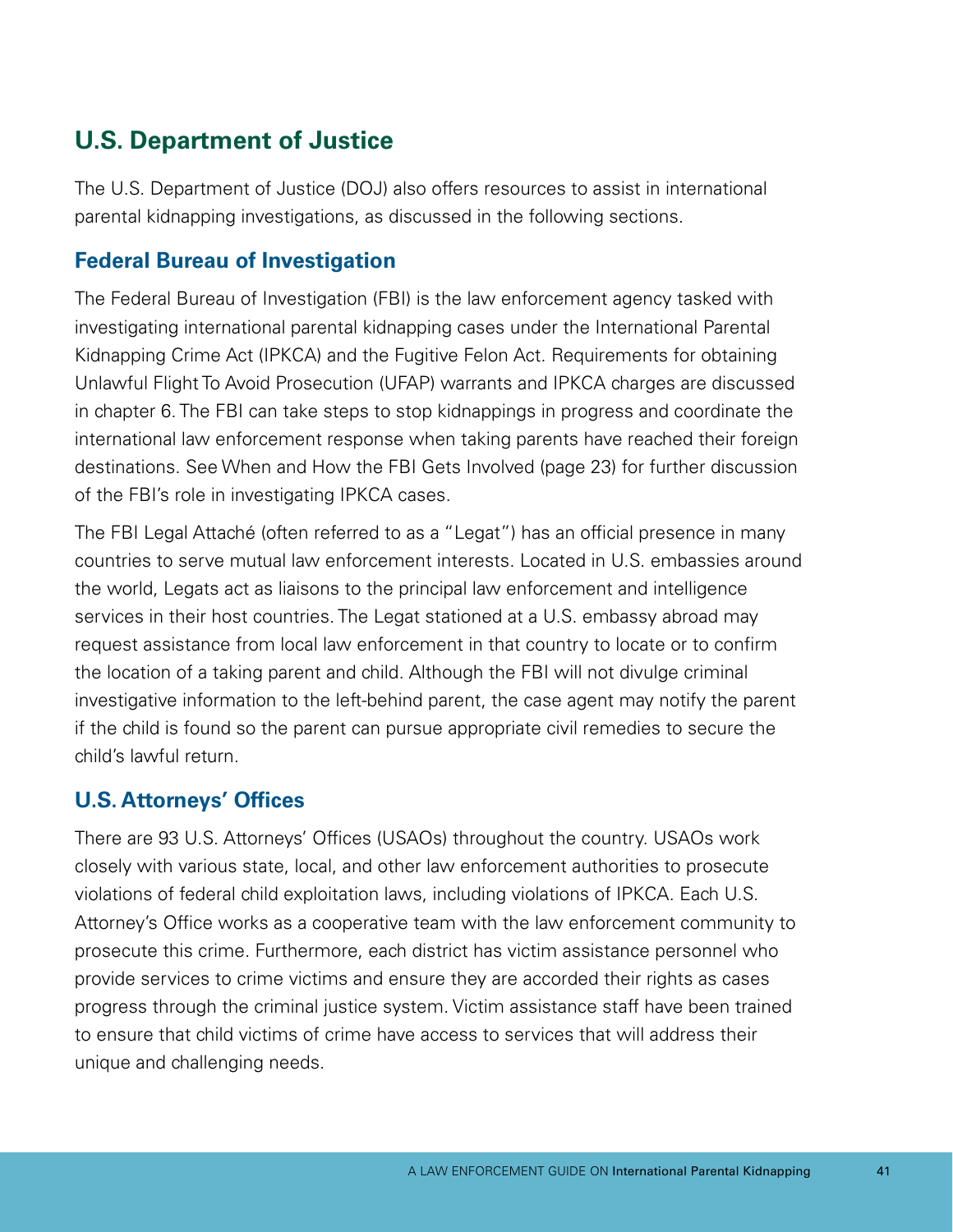## U.S. Department of Justice

The U.S. Department of Justice (DOJ) also offers resources to assist in international parental kidnapping investigations, as discussed in the following sections.

### Federal Bureau of Investigation

The Federal Bureau of Investigation (FBI) is the law enforcement agency tasked with investigating international parental kidnapping cases under the International Parental Kidnapping Crime Act (IPKCA) and the Fugitive Felon Act. Requirements for obtaining Unlawful Flight To Avoid Prosecution (UFAP) warrants and IPKCA charges are discussed in chapter 6. The FBI can take steps to stop kidnappings in progress and coordinate the international law enforcement response when taking parents have reached their foreign destinations. See When and How the FBI Gets Involved (page 23) for further discussion of the FBI's role in investigating IPKCA cases.

The FBI Legal Attaché (often referred to as a "Legat") has an official presence in many countries to serve mutual law enforcement interests. Located in U.S. embassies around the world, Legats act as liaisons to the principal law enforcement and intelligence services in their host countries. The Legat stationed at a U.S. embassy abroad may request assistance from local law enforcement in that country to locate or to confirm the location of a taking parent and child. Although the FBI will not divulge criminal investigative information to the left-behind parent, the case agent may notify the parent if the child is found so the parent can pursue appropriate civil remedies to secure the child's lawful return.

### U.S. Attorneys' Offices

There are 93 U.S. Attorneys' Offices (USAOs) throughout the country. USAOs work closely with various state, local, and other law enforcement authorities to prosecute violations of federal child exploitation laws, including violations of IPKCA. Each U.S. Attorney's Office works as a cooperative team with the law enforcement community to prosecute this crime. Furthermore, each district has victim assistance personnel who provide services to crime victims and ensure they are accorded their rights as cases progress through the criminal justice system. Victim assistance staff have been trained to ensure that child victims of crime have access to services that will address their unique and challenging needs.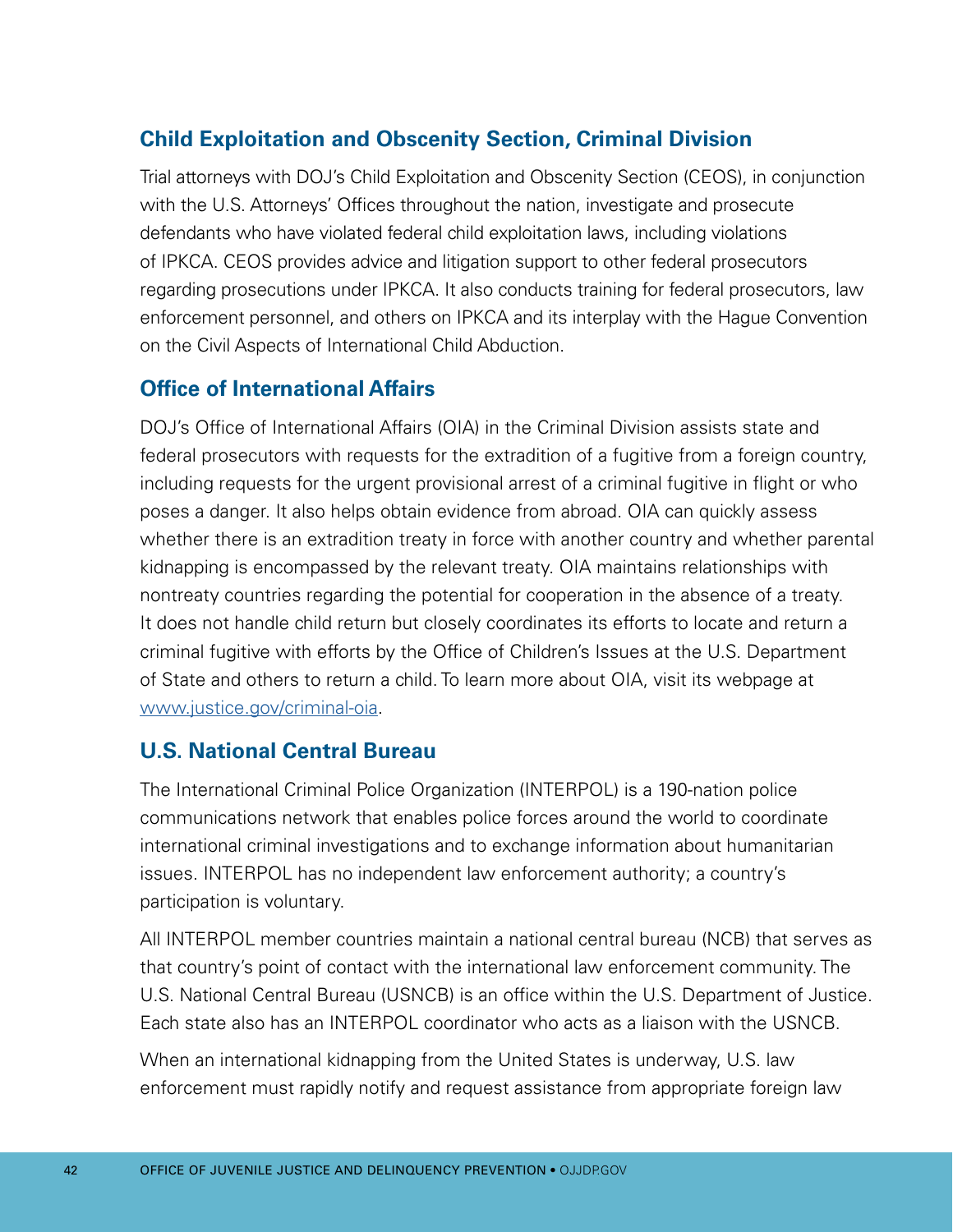## Child Exploitation and Obscenity Section, Criminal Division

Trial attorneys with DOJ's Child Exploitation and Obscenity Section (CEOS), in conjunction with the U.S. Attorneys' Offices throughout the nation, investigate and prosecute defendants who have violated federal child exploitation laws, including violations of IPKCA. CEOS provides advice and litigation support to other federal prosecutors regarding prosecutions under IPKCA. It also conducts training for federal prosecutors, law enforcement personnel, and others on IPKCA and its interplay with the Hague Convention on the Civil Aspects of International Child Abduction.

## Office of International Affairs

DOJ's Office of International Affairs (OIA) in the Criminal Division assists state and federal prosecutors with requests for the extradition of a fugitive from a foreign country, including requests for the urgent provisional arrest of a criminal fugitive in flight or who poses a danger. It also helps obtain evidence from abroad. OIA can quickly assess whether there is an extradition treaty in force with another country and whether parental kidnapping is encompassed by the relevant treaty. OIA maintains relationships with nontreaty countries regarding the potential for cooperation in the absence of a treaty. It does not handle child return but closely coordinates its efforts to locate and return a criminal fugitive with efforts by the Office of Children's Issues at the U.S. Department of State and others to return a child. To learn more about OIA, visit its webpage at www.justice.gov/criminal-oia.

## U.S. National Central Bureau

The International Criminal Police Organization (INTERPOL) is a 190-nation police communications network that enables police forces around the world to coordinate international criminal investigations and to exchange information about humanitarian issues. INTERPOL has no independent law enforcement authority; a country's participation is voluntary.

All INTERPOL member countries maintain a national central bureau (NCB) that serves as that country's point of contact with the international law enforcement community. The U.S. National Central Bureau (USNCB) is an office within the U.S. Department of Justice. Each state also has an INTERPOL coordinator who acts as a liaison with the USNCB.

When an international kidnapping from the United States is underway, U.S. law enforcement must rapidly notify and request assistance from appropriate foreign law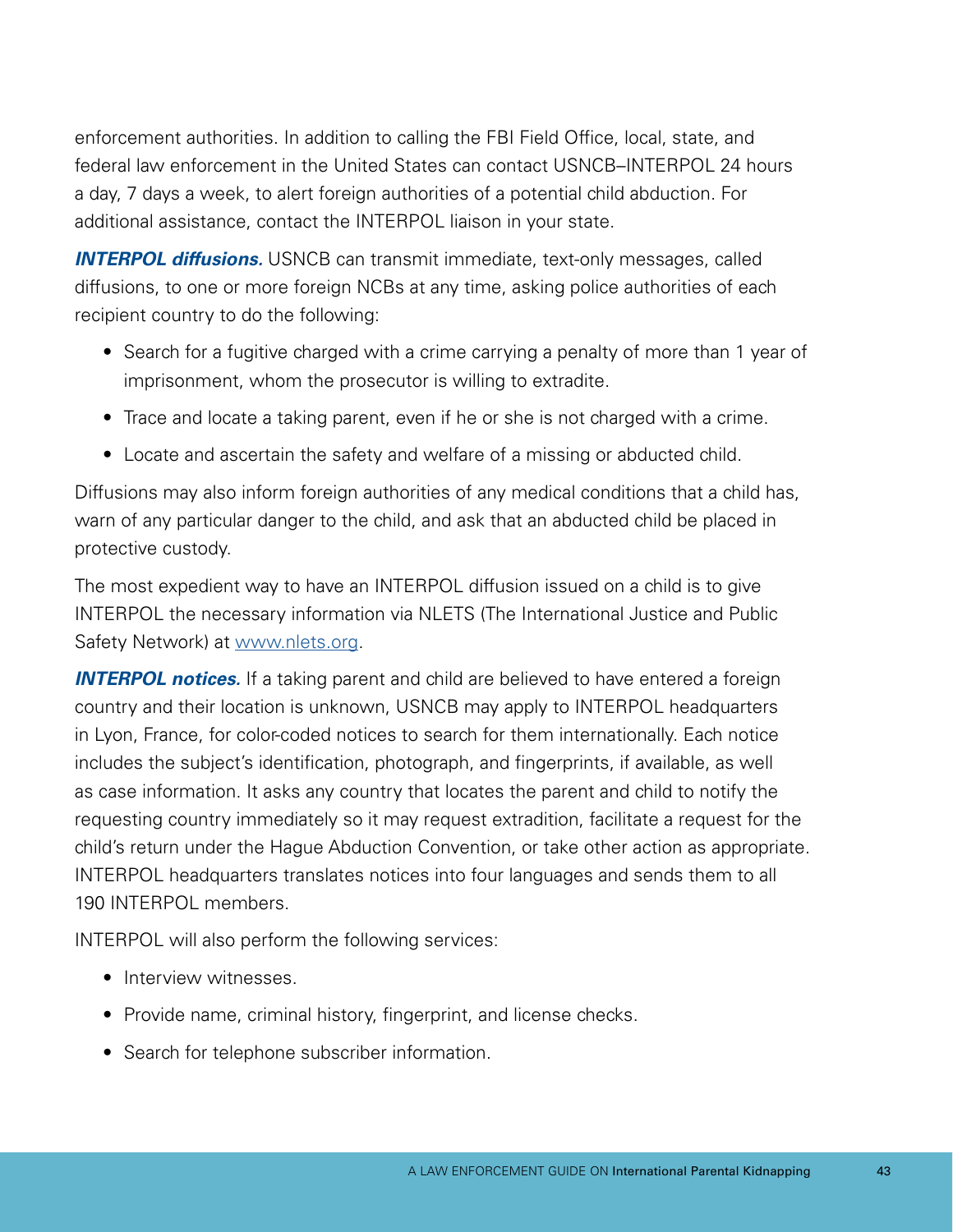enforcement authorities. In addition to calling the FBI Field Office, local, state, and federal law enforcement in the United States can contact USNCB–INTERPOL 24 hours a day, 7 days a week, to alert foreign authorities of a potential child abduction. For additional assistance, contact the INTERPOL liaison in your state.

***INTERPOL diffusions.*** USNCB can transmit immediate, text-only messages, called diffusions, to one or more foreign NCBs at any time, asking police authorities of each recipient country to do the following:

- Search for a fugitive charged with a crime carrying a penalty of more than 1 year of imprisonment, whom the prosecutor is willing to extradite.
- Trace and locate a taking parent, even if he or she is not charged with a crime.
- Locate and ascertain the safety and welfare of a missing or abducted child.

Diffusions may also inform foreign authorities of any medical conditions that a child has, warn of any particular danger to the child, and ask that an abducted child be placed in protective custody.

The most expedient way to have an INTERPOL diffusion issued on a child is to give INTERPOL the necessary information via NLETS (The International Justice and Public Safety Network) at [www.nlets.org](www.nlets.org).

***INTERPOL notices.*** If a taking parent and child are believed to have entered a foreign country and their location is unknown, USNCB may apply to INTERPOL headquarters in Lyon, France, for color-coded notices to search for them internationally. Each notice includes the subject's identification, photograph, and fingerprints, if available, as well as case information. It asks any country that locates the parent and child to notify the requesting country immediately so it may request extradition, facilitate a request for the child's return under the Hague Abduction Convention, or take other action as appropriate. INTERPOL headquarters translates notices into four languages and sends them to all 190 INTERPOL members.

INTERPOL will also perform the following services:

- Interview witnesses.
- Provide name, criminal history, fingerprint, and license checks.
- Search for telephone subscriber information.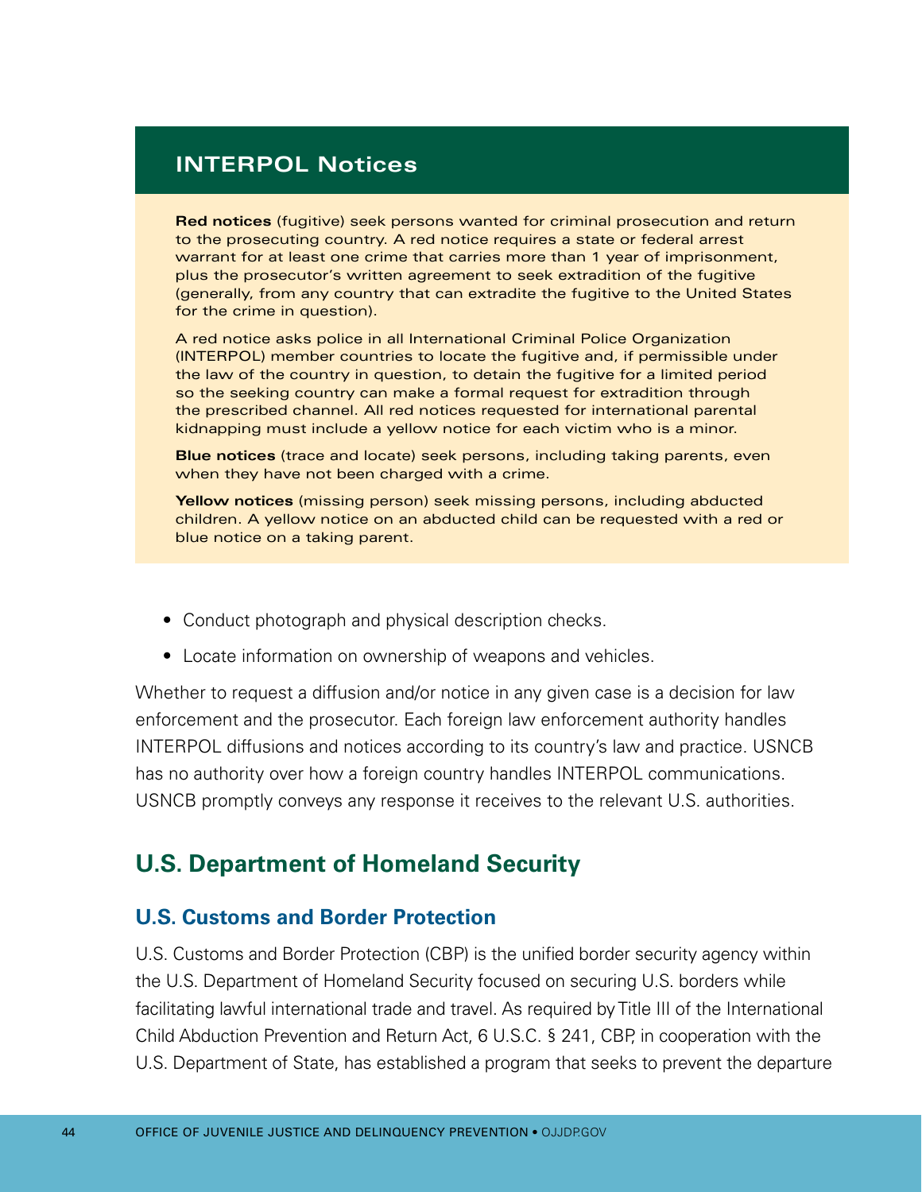## INTERPOL Notices

**Red notices** (fugitive) seek persons wanted for criminal prosecution and return to the prosecuting country. A red notice requires a state or federal arrest warrant for at least one crime that carries more than 1 year of imprisonment, plus the prosecutor's written agreement to seek extradition of the fugitive (generally, from any country that can extradite the fugitive to the United States for the crime in question).

A red notice asks police in all International Criminal Police Organization (INTERPOL) member countries to locate the fugitive and, if permissible under the law of the country in question, to detain the fugitive for a limited period so the seeking country can make a formal request for extradition through the prescribed channel. All red notices requested for international parental kidnapping must include a yellow notice for each victim who is a minor.

**Blue notices** (trace and locate) seek persons, including taking parents, even when they have not been charged with a crime.

**Yellow notices** (missing person) seek missing persons, including abducted children. A yellow notice on an abducted child can be requested with a red or blue notice on a taking parent.

- Conduct photograph and physical description checks.
- Locate information on ownership of weapons and vehicles.

Whether to request a diffusion and/or notice in any given case is a decision for law enforcement and the prosecutor. Each foreign law enforcement authority handles INTERPOL diffusions and notices according to its country's law and practice. USNCB has no authority over how a foreign country handles INTERPOL communications. USNCB promptly conveys any response it receives to the relevant U.S. authorities.

## U.S. Department of Homeland Security

### U.S. Customs and Border Protection

U.S. Customs and Border Protection (CBP) is the unified border security agency within the U.S. Department of Homeland Security focused on securing U.S. borders while facilitating lawful international trade and travel. As required by Title III of the International Child Abduction Prevention and Return Act, 6 U.S.C. § 241, CBP, in cooperation with the U.S. Department of State, has established a program that seeks to prevent the departure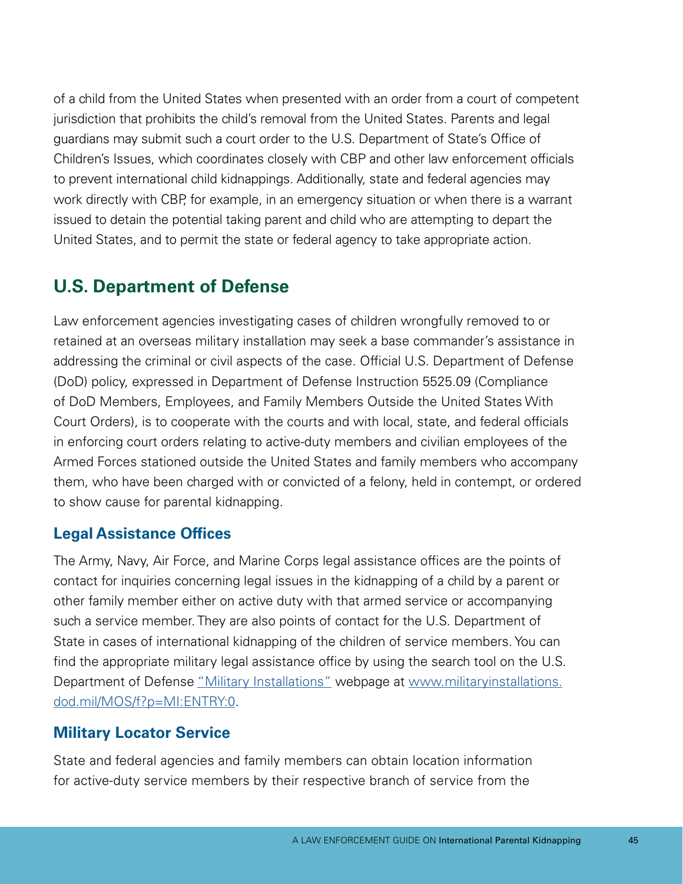of a child from the United States when presented with an order from a court of competent jurisdiction that prohibits the child's removal from the United States. Parents and legal guardians may submit such a court order to the U.S. Department of State's Office of Children's Issues, which coordinates closely with CBP and other law enforcement officials to prevent international child kidnappings. Additionally, state and federal agencies may work directly with CBP, for example, in an emergency situation or when there is a warrant issued to detain the potential taking parent and child who are attempting to depart the United States, and to permit the state or federal agency to take appropriate action.

## U.S. Department of Defense

Law enforcement agencies investigating cases of children wrongfully removed to or retained at an overseas military installation may seek a base commander's assistance in addressing the criminal or civil aspects of the case. Official U.S. Department of Defense (DoD) policy, expressed in Department of Defense Instruction 5525.09 (Compliance of DoD Members, Employees, and Family Members Outside the United States With Court Orders), is to cooperate with the courts and with local, state, and federal officials in enforcing court orders relating to active-duty members and civilian employees of the Armed Forces stationed outside the United States and family members who accompany them, who have been charged with or convicted of a felony, held in contempt, or ordered to show cause for parental kidnapping.

### Legal Assistance Offices

The Army, Navy, Air Force, and Marine Corps legal assistance offices are the points of contact for inquiries concerning legal issues in the kidnapping of a child by a parent or other family member either on active duty with that armed service or accompanying such a service member. They are also points of contact for the U.S. Department of State in cases of international kidnapping of the children of service members. You can find the appropriate military legal assistance office by using the search tool on the U.S. Department of Defense "Military Installations" webpage at www.militaryinstallations.dod.mil/MOS/f?p=MI:ENTRY:0.

### Military Locator Service

State and federal agencies and family members can obtain location information for active-duty service members by their respective branch of service from the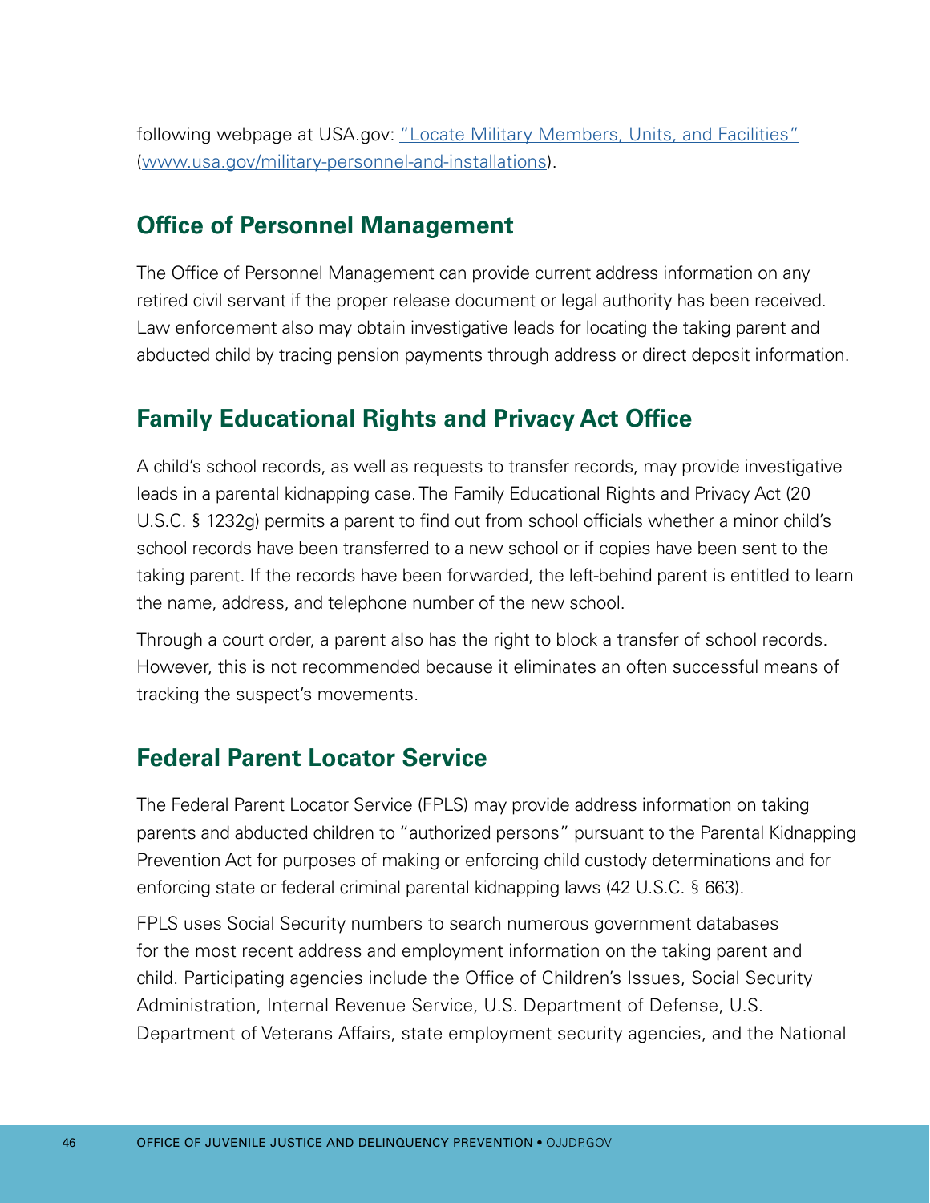following webpage at USA.gov: ["Locate Military Members, Units, and Facilities"](www.usa.gov/military-personnel-and-installations) (www.usa.gov/military-personnel-and-installations).

## Office of Personnel Management

The Office of Personnel Management can provide current address information on any retired civil servant if the proper release document or legal authority has been received. Law enforcement also may obtain investigative leads for locating the taking parent and abducted child by tracing pension payments through address or direct deposit information.

## Family Educational Rights and Privacy Act Office

A child's school records, as well as requests to transfer records, may provide investigative leads in a parental kidnapping case. The Family Educational Rights and Privacy Act (20 U.S.C. § 1232g) permits a parent to find out from school officials whether a minor child's school records have been transferred to a new school or if copies have been sent to the taking parent. If the records have been forwarded, the left-behind parent is entitled to learn the name, address, and telephone number of the new school.

Through a court order, a parent also has the right to block a transfer of school records. However, this is not recommended because it eliminates an often successful means of tracking the suspect's movements.

## Federal Parent Locator Service

The Federal Parent Locator Service (FPLS) may provide address information on taking parents and abducted children to "authorized persons" pursuant to the Parental Kidnapping Prevention Act for purposes of making or enforcing child custody determinations and for enforcing state or federal criminal parental kidnapping laws (42 U.S.C. § 663).

FPLS uses Social Security numbers to search numerous government databases for the most recent address and employment information on the taking parent and child. Participating agencies include the Office of Children's Issues, Social Security Administration, Internal Revenue Service, U.S. Department of Defense, U.S. Department of Veterans Affairs, state employment security agencies, and the National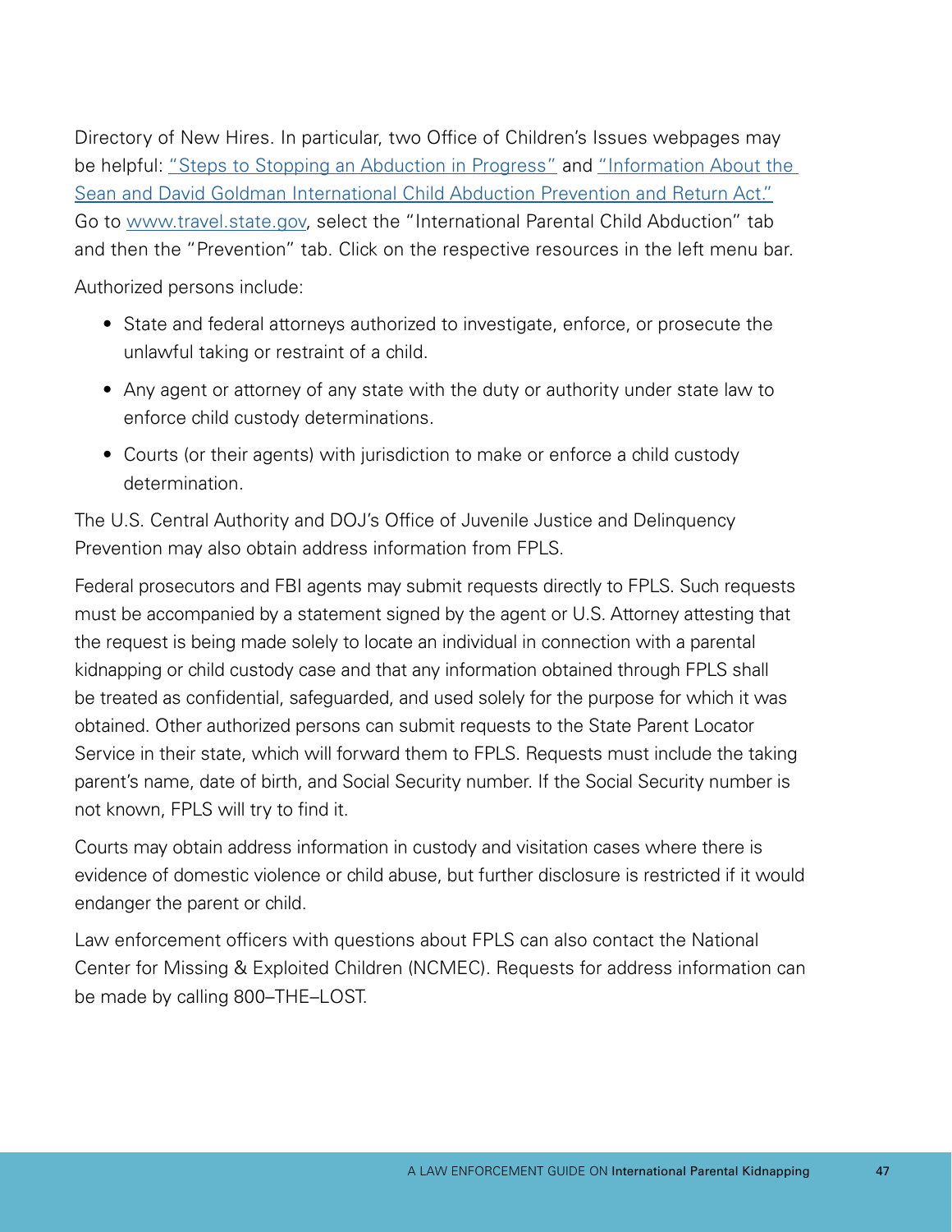Directory of New Hires. In particular, two Office of Children's Issues webpages may be helpful: "Steps to Stopping an Abduction in Progress" and "Information About the Sean and David Goldman International Child Abduction Prevention and Return Act." Go to www.travel.state.gov, select the "International Parental Child Abduction" tab and then the "Prevention" tab. Click on the respective resources in the left menu bar.

Authorized persons include:

- State and federal attorneys authorized to investigate, enforce, or prosecute the unlawful taking or restraint of a child.
- Any agent or attorney of any state with the duty or authority under state law to enforce child custody determinations.
- Courts (or their agents) with jurisdiction to make or enforce a child custody determination.

The U.S. Central Authority and DOJ's Office of Juvenile Justice and Delinquency Prevention may also obtain address information from FPLS.

Federal prosecutors and FBI agents may submit requests directly to FPLS. Such requests must be accompanied by a statement signed by the agent or U.S. Attorney attesting that the request is being made solely to locate an individual in connection with a parental kidnapping or child custody case and that any information obtained through FPLS shall be treated as confidential, safeguarded, and used solely for the purpose for which it was obtained. Other authorized persons can submit requests to the State Parent Locator Service in their state, which will forward them to FPLS. Requests must include the taking parent's name, date of birth, and Social Security number. If the Social Security number is not known, FPLS will try to find it.

Courts may obtain address information in custody and visitation cases where there is evidence of domestic violence or child abuse, but further disclosure is restricted if it would endanger the parent or child.

Law enforcement officers with questions about FPLS can also contact the National Center for Missing & Exploited Children (NCMEC). Requests for address information can be made by calling 800–THE–LOST.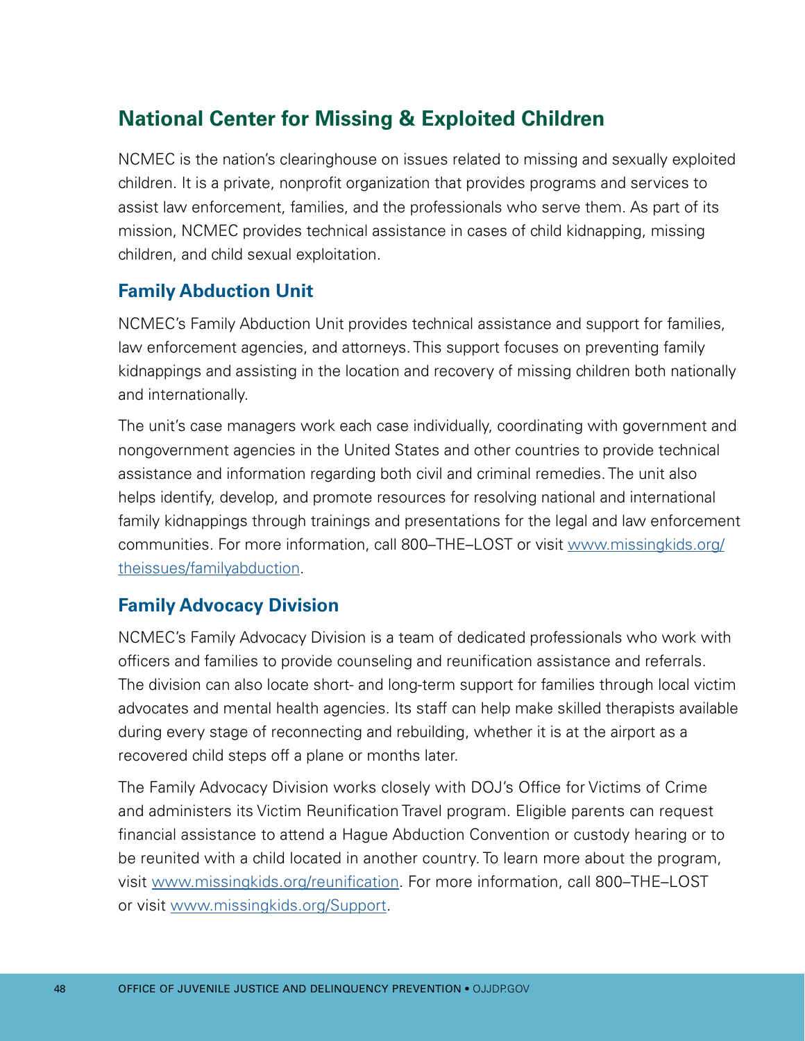## National Center for Missing & Exploited Children

NCMEC is the nation's clearinghouse on issues related to missing and sexually exploited children. It is a private, nonprofit organization that provides programs and services to assist law enforcement, families, and the professionals who serve them. As part of its mission, NCMEC provides technical assistance in cases of child kidnapping, missing children, and child sexual exploitation.

### Family Abduction Unit

NCMEC's Family Abduction Unit provides technical assistance and support for families, law enforcement agencies, and attorneys. This support focuses on preventing family kidnappings and assisting in the location and recovery of missing children both nationally and internationally.

The unit's case managers work each case individually, coordinating with government and nongovernment agencies in the United States and other countries to provide technical assistance and information regarding both civil and criminal remedies. The unit also helps identify, develop, and promote resources for resolving national and international family kidnappings through trainings and presentations for the legal and law enforcement communities. For more information, call 800–THE–LOST or visit www.missingkids.org/theissues/familyabduction.

### Family Advocacy Division

NCMEC's Family Advocacy Division is a team of dedicated professionals who work with officers and families to provide counseling and reunification assistance and referrals. The division can also locate short- and long-term support for families through local victim advocates and mental health agencies. Its staff can help make skilled therapists available during every stage of reconnecting and rebuilding, whether it is at the airport as a recovered child steps off a plane or months later.

The Family Advocacy Division works closely with DOJ's Office for Victims of Crime and administers its Victim Reunification Travel program. Eligible parents can request financial assistance to attend a Hague Abduction Convention or custody hearing or to be reunited with a child located in another country. To learn more about the program, visit www.missingkids.org/reunification. For more information, call 800–THE–LOST or visit www.missingkids.org/Support.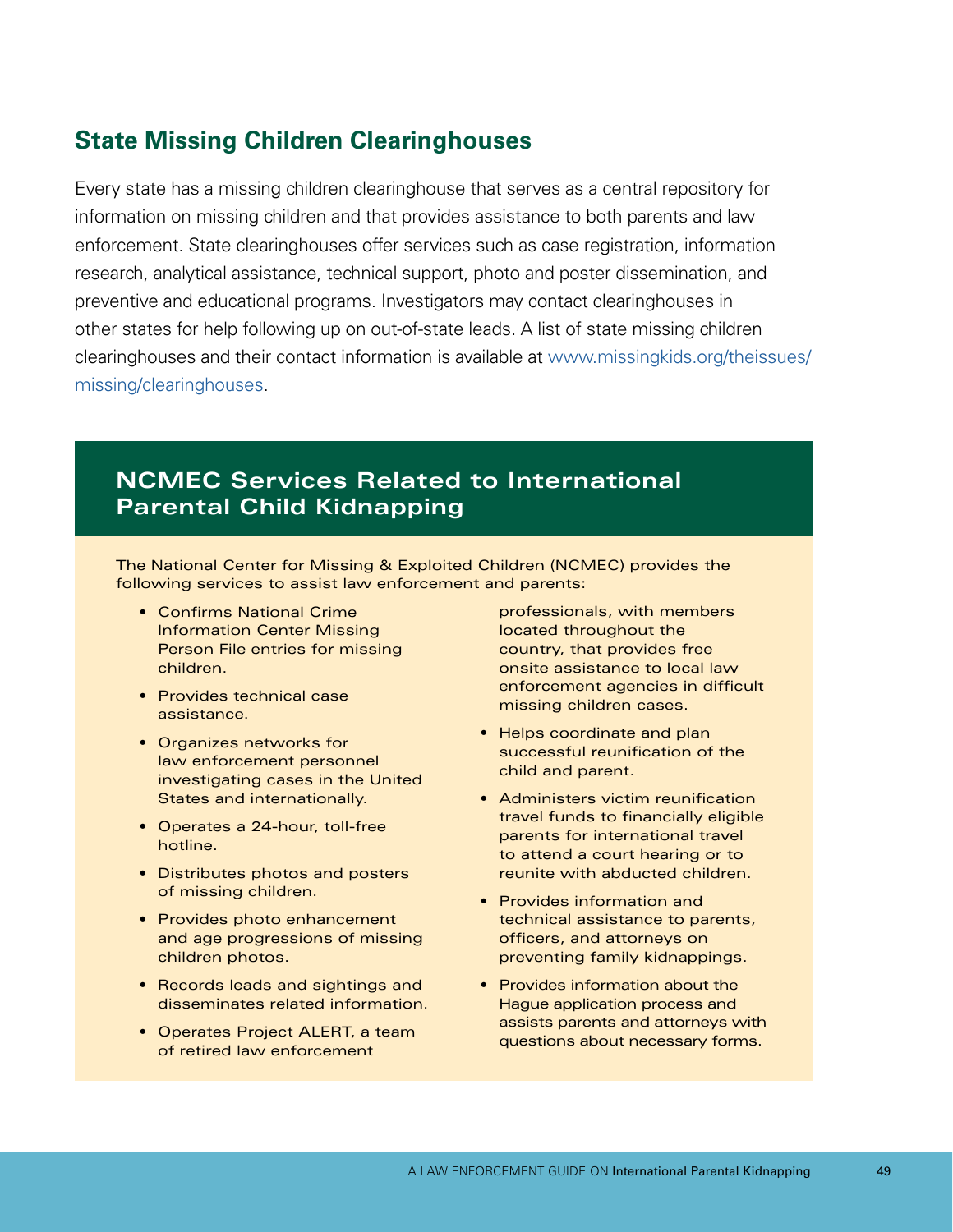## State Missing Children Clearinghouses

Every state has a missing children clearinghouse that serves as a central repository for information on missing children and that provides assistance to both parents and law enforcement. State clearinghouses offer services such as case registration, information research, analytical assistance, technical support, photo and poster dissemination, and preventive and educational programs. Investigators may contact clearinghouses in other states for help following up on out-of-state leads. A list of state missing children clearinghouses and their contact information is available at [www.missingkids.org/theissues/missing/clearinghouses](www.missingkids.org/theissues/missing/clearinghouses).

### NCMEC Services Related to International Parental Child Kidnapping

The National Center for Missing & Exploited Children (NCMEC) provides the following services to assist law enforcement and parents:

- Confirms National Crime Information Center Missing Person File entries for missing children.
- Provides technical case assistance.
- Organizes networks for law enforcement personnel investigating cases in the United States and internationally.
- Operates a 24-hour, toll-free hotline.
- Distributes photos and posters of missing children.
- Provides photo enhancement and age progressions of missing children photos.
- Records leads and sightings and disseminates related information.
- Operates Project ALERT, a team of retired law enforcement professionals, with members located throughout the country, that provides free onsite assistance to local law enforcement agencies in difficult missing children cases.
- Helps coordinate and plan successful reunification of the child and parent.
- Administers victim reunification travel funds to financially eligible parents for international travel to attend a court hearing or to reunite with abducted children.
- Provides information and technical assistance to parents, officers, and attorneys on preventing family kidnappings.
- Provides information about the Hague application process and assists parents and attorneys with questions about necessary forms.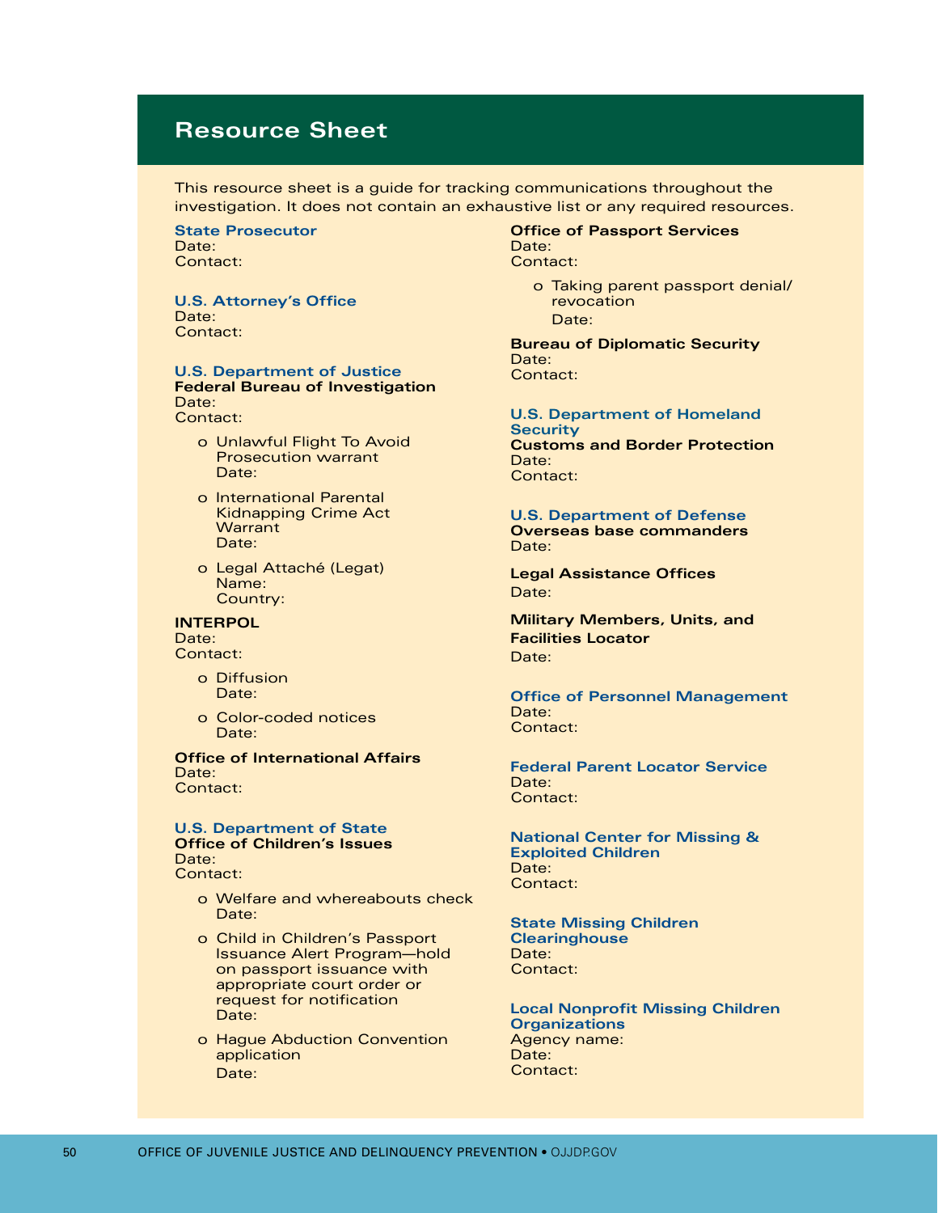## Resource Sheet

This resource sheet is a guide for tracking communications throughout the investigation. It does not contain an exhaustive list or any required resources.

### State Prosecutor
Date:
Contact:

### U.S. Attorney's Office
Date:
Contact:

### U.S. Department of Justice
**Federal Bureau of Investigation**
Date:
Contact:

- Unlawful Flight To Avoid Prosecution warrant
  Date:
- International Parental Kidnapping Crime Act Warrant
  Date:
- Legal Attaché (Legat)
  Name:
  Country:

**INTERPOL**
Date:
Contact:

- Diffusion
  Date:
- Color-coded notices
  Date:

**Office of International Affairs**
Date:
Contact:

### U.S. Department of State
**Office of Children's Issues**
Date:
Contact:

- Welfare and whereabouts check
  Date:
- Child in Children's Passport Issuance Alert Program—hold on passport issuance with appropriate court order or request for notification
  Date:
- Hague Abduction Convention application
  Date:

**Office of Passport Services**
Date:
Contact:

- Taking parent passport denial/revocation
  Date:

**Bureau of Diplomatic Security**
Date:
Contact:

### U.S. Department of Homeland Security
**Customs and Border Protection**
Date:
Contact:

### U.S. Department of Defense
**Overseas base commanders**
Date:

**Legal Assistance Offices**
Date:

**Military Members, Units, and Facilities Locator**
Date:

### Office of Personnel Management
Date:
Contact:

### Federal Parent Locator Service
Date:
Contact:

### National Center for Missing & Exploited Children
Date:
Contact:

### State Missing Children Clearinghouse
Date:
Contact:

### Local Nonprofit Missing Children Organizations
Agency name:
Date:
Contact: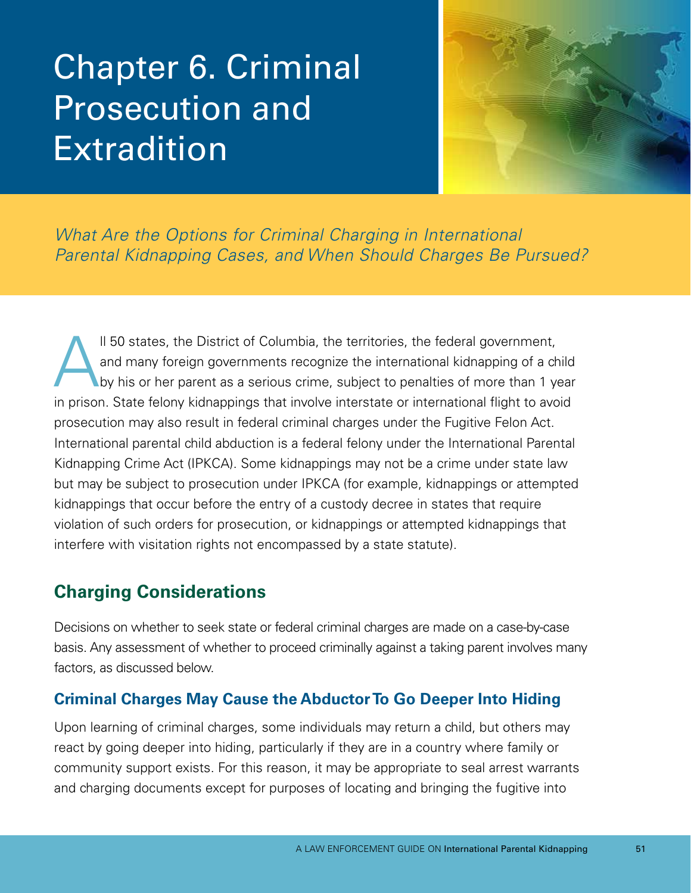# Chapter 6. Criminal Prosecution and Extradition

*What Are the Options for Criminal Charging in International Parental Kidnapping Cases, and When Should Charges Be Pursued?*

All 50 states, the District of Columbia, the territories, the federal government, and many foreign governments recognize the international kidnapping of a child by his or her parent as a serious crime, subject to penalties of more than 1 year in prison. State felony kidnappings that involve interstate or international flight to avoid prosecution may also result in federal criminal charges under the Fugitive Felon Act. International parental child abduction is a federal felony under the International Parental Kidnapping Crime Act (IPKCA). Some kidnappings may not be a crime under state law but may be subject to prosecution under IPKCA (for example, kidnappings or attempted kidnappings that occur before the entry of a custody decree in states that require violation of such orders for prosecution, or kidnappings or attempted kidnappings that interfere with visitation rights not encompassed by a state statute).

## Charging Considerations

Decisions on whether to seek state or federal criminal charges are made on a case-by-case basis. Any assessment of whether to proceed criminally against a taking parent involves many factors, as discussed below.

### Criminal Charges May Cause the Abductor To Go Deeper Into Hiding

Upon learning of criminal charges, some individuals may return a child, but others may react by going deeper into hiding, particularly if they are in a country where family or community support exists. For this reason, it may be appropriate to seal arrest warrants and charging documents except for purposes of locating and bringing the fugitive into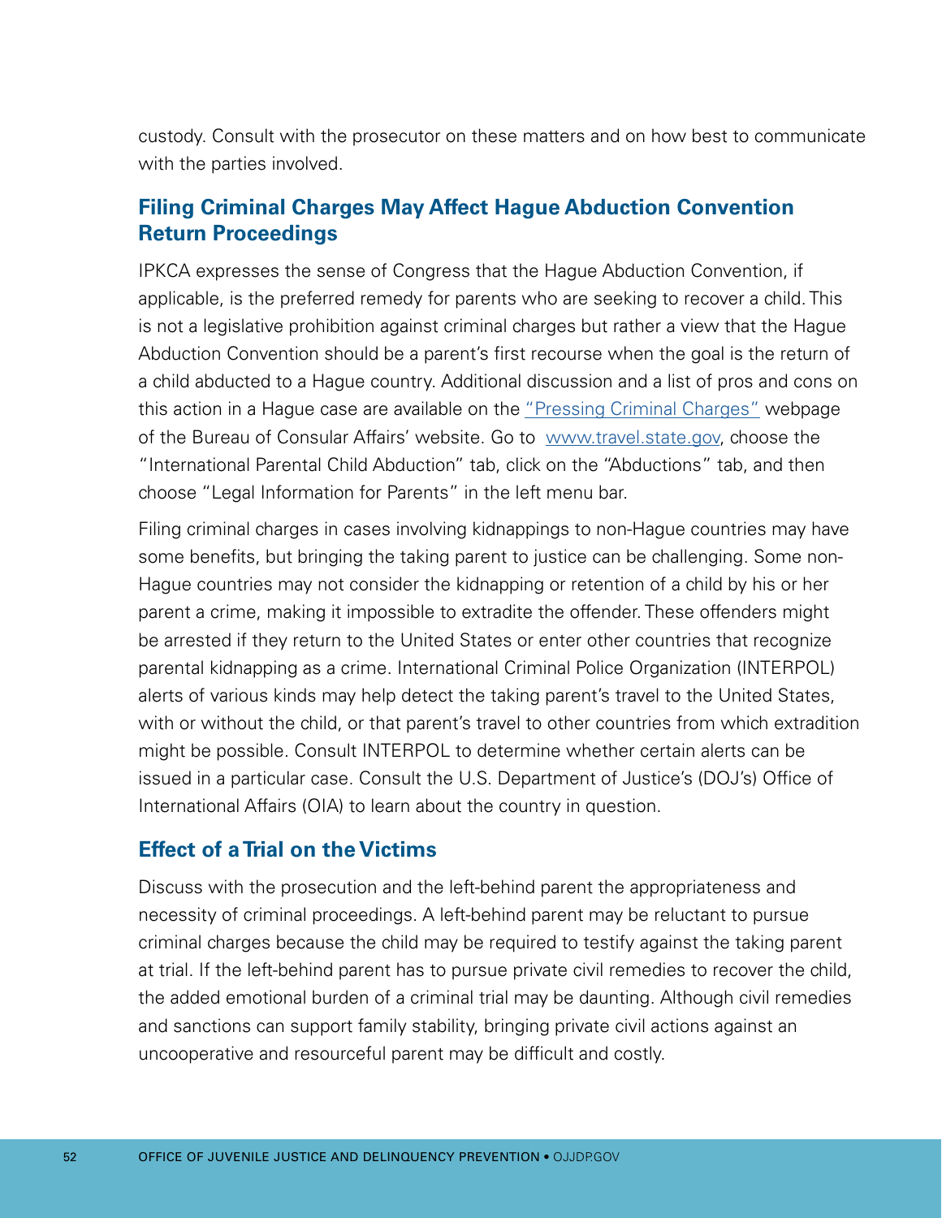custody. Consult with the prosecutor on these matters and on how best to communicate with the parties involved.

### Filing Criminal Charges May Affect Hague Abduction Convention Return Proceedings

IPKCA expresses the sense of Congress that the Hague Abduction Convention, if applicable, is the preferred remedy for parents who are seeking to recover a child. This is not a legislative prohibition against criminal charges but rather a view that the Hague Abduction Convention should be a parent's first recourse when the goal is the return of a child abducted to a Hague country. Additional discussion and a list of pros and cons on this action in a Hague case are available on the "Pressing Criminal Charges" webpage of the Bureau of Consular Affairs' website. Go to www.travel.state.gov, choose the "International Parental Child Abduction" tab, click on the "Abductions" tab, and then choose "Legal Information for Parents" in the left menu bar.

Filing criminal charges in cases involving kidnappings to non-Hague countries may have some benefits, but bringing the taking parent to justice can be challenging. Some non-Hague countries may not consider the kidnapping or retention of a child by his or her parent a crime, making it impossible to extradite the offender. These offenders might be arrested if they return to the United States or enter other countries that recognize parental kidnapping as a crime. International Criminal Police Organization (INTERPOL) alerts of various kinds may help detect the taking parent's travel to the United States, with or without the child, or that parent's travel to other countries from which extradition might be possible. Consult INTERPOL to determine whether certain alerts can be issued in a particular case. Consult the U.S. Department of Justice's (DOJ's) Office of International Affairs (OIA) to learn about the country in question.

### Effect of a Trial on the Victims

Discuss with the prosecution and the left-behind parent the appropriateness and necessity of criminal proceedings. A left-behind parent may be reluctant to pursue criminal charges because the child may be required to testify against the taking parent at trial. If the left-behind parent has to pursue private civil remedies to recover the child, the added emotional burden of a criminal trial may be daunting. Although civil remedies and sanctions can support family stability, bringing private civil actions against an uncooperative and resourceful parent may be difficult and costly.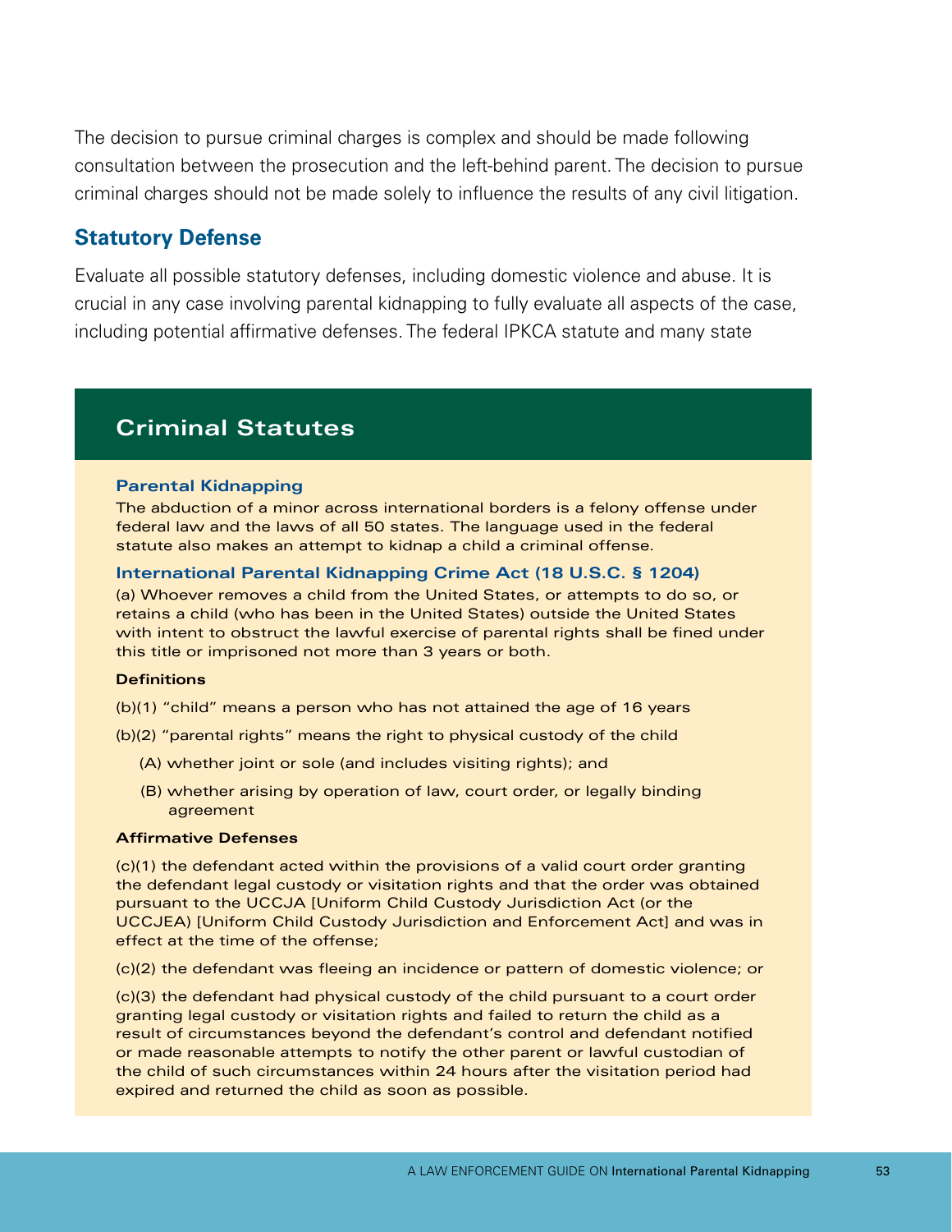The decision to pursue criminal charges is complex and should be made following consultation between the prosecution and the left-behind parent. The decision to pursue criminal charges should not be made solely to influence the results of any civil litigation.

## Statutory Defense

Evaluate all possible statutory defenses, including domestic violence and abuse. It is crucial in any case involving parental kidnapping to fully evaluate all aspects of the case, including potential affirmative defenses. The federal IPKCA statute and many state

## Criminal Statutes

### Parental Kidnapping

The abduction of a minor across international borders is a felony offense under federal law and the laws of all 50 states. The language used in the federal statute also makes an attempt to kidnap a child a criminal offense.

### International Parental Kidnapping Crime Act (18 U.S.C. § 1204)

(a) Whoever removes a child from the United States, or attempts to do so, or retains a child (who has been in the United States) outside the United States with intent to obstruct the lawful exercise of parental rights shall be fined under this title or imprisoned not more than 3 years or both.

**Definitions**

(b)(1) "child" means a person who has not attained the age of 16 years

(b)(2) "parental rights" means the right to physical custody of the child

- (A) whether joint or sole (and includes visiting rights); and
- (B) whether arising by operation of law, court order, or legally binding agreement

**Affirmative Defenses**

(c)(1) the defendant acted within the provisions of a valid court order granting the defendant legal custody or visitation rights and that the order was obtained pursuant to the UCCJA [Uniform Child Custody Jurisdiction Act (or the UCCJEA) [Uniform Child Custody Jurisdiction and Enforcement Act] and was in effect at the time of the offense;

(c)(2) the defendant was fleeing an incidence or pattern of domestic violence; or

(c)(3) the defendant had physical custody of the child pursuant to a court order granting legal custody or visitation rights and failed to return the child as a result of circumstances beyond the defendant's control and defendant notified or made reasonable attempts to notify the other parent or lawful custodian of the child of such circumstances within 24 hours after the visitation period had expired and returned the child as soon as possible.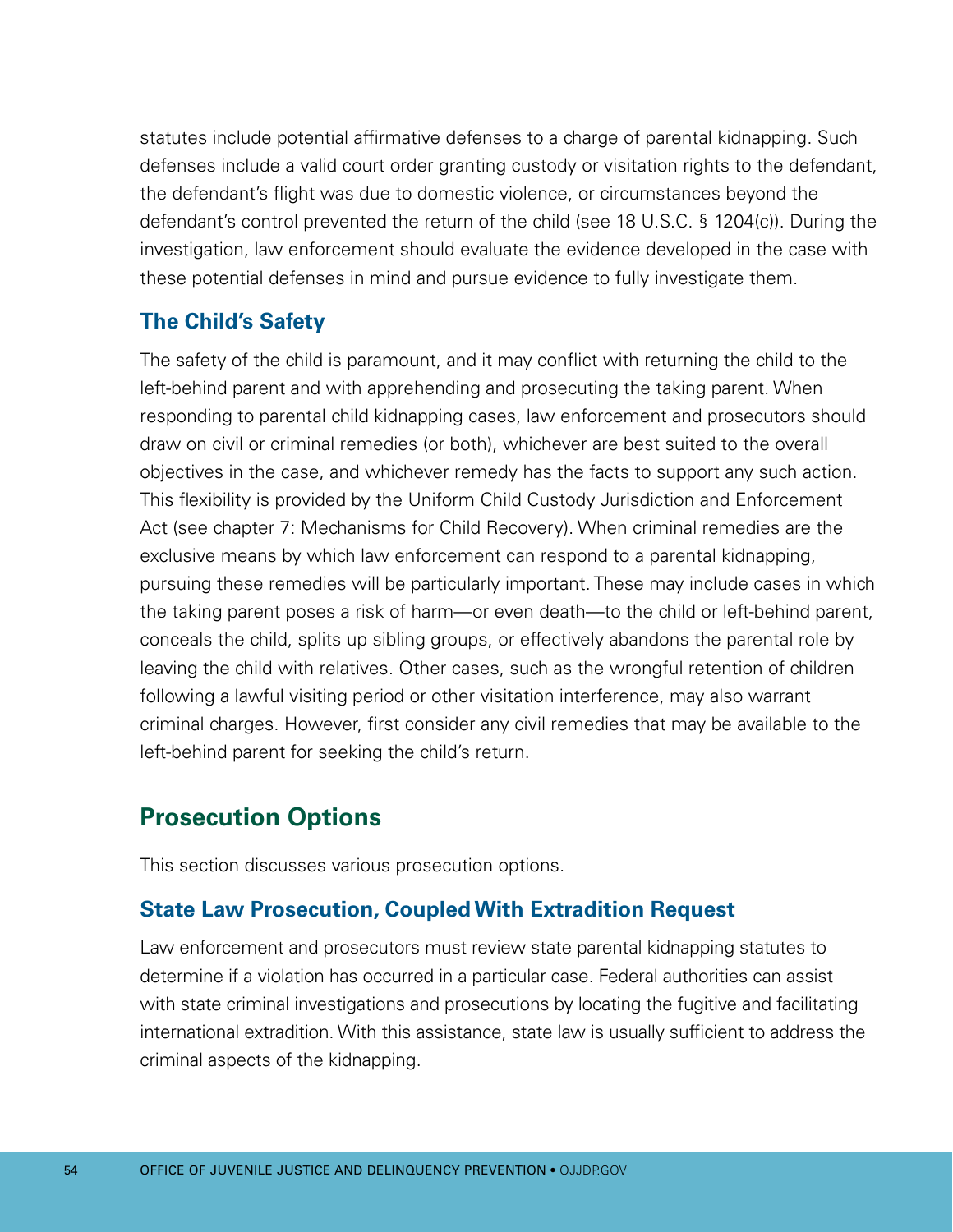statutes include potential affirmative defenses to a charge of parental kidnapping. Such defenses include a valid court order granting custody or visitation rights to the defendant, the defendant's flight was due to domestic violence, or circumstances beyond the defendant's control prevented the return of the child (see 18 U.S.C. § 1204(c)). During the investigation, law enforcement should evaluate the evidence developed in the case with these potential defenses in mind and pursue evidence to fully investigate them.

### The Child's Safety

The safety of the child is paramount, and it may conflict with returning the child to the left-behind parent and with apprehending and prosecuting the taking parent. When responding to parental child kidnapping cases, law enforcement and prosecutors should draw on civil or criminal remedies (or both), whichever are best suited to the overall objectives in the case, and whichever remedy has the facts to support any such action. This flexibility is provided by the Uniform Child Custody Jurisdiction and Enforcement Act (see chapter 7: Mechanisms for Child Recovery). When criminal remedies are the exclusive means by which law enforcement can respond to a parental kidnapping, pursuing these remedies will be particularly important. These may include cases in which the taking parent poses a risk of harm—or even death—to the child or left-behind parent, conceals the child, splits up sibling groups, or effectively abandons the parental role by leaving the child with relatives. Other cases, such as the wrongful retention of children following a lawful visiting period or other visitation interference, may also warrant criminal charges. However, first consider any civil remedies that may be available to the left-behind parent for seeking the child's return.

## Prosecution Options

This section discusses various prosecution options.

### State Law Prosecution, Coupled With Extradition Request

Law enforcement and prosecutors must review state parental kidnapping statutes to determine if a violation has occurred in a particular case. Federal authorities can assist with state criminal investigations and prosecutions by locating the fugitive and facilitating international extradition. With this assistance, state law is usually sufficient to address the criminal aspects of the kidnapping.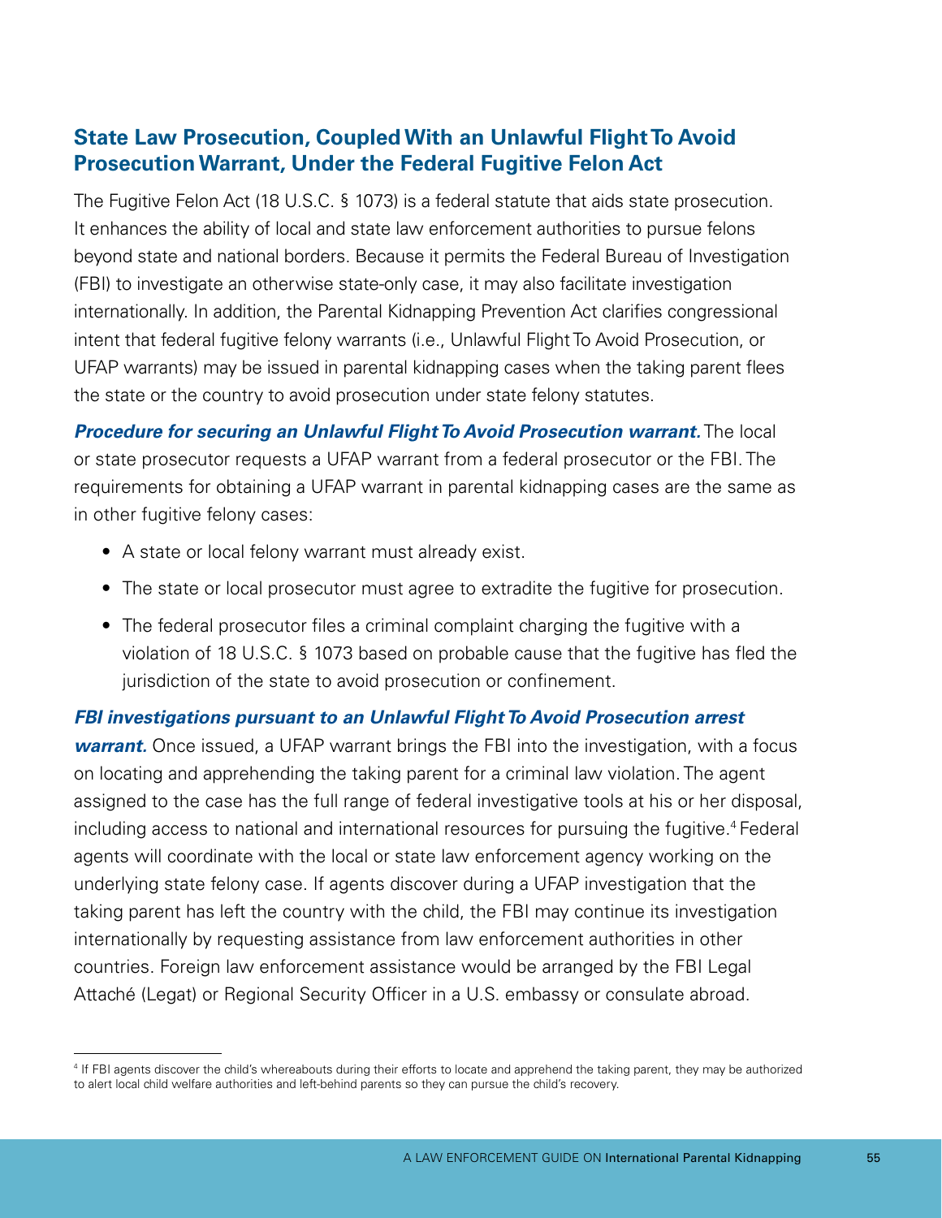## State Law Prosecution, Coupled With an Unlawful Flight To Avoid Prosecution Warrant, Under the Federal Fugitive Felon Act

The Fugitive Felon Act (18 U.S.C. § 1073) is a federal statute that aids state prosecution. It enhances the ability of local and state law enforcement authorities to pursue felons beyond state and national borders. Because it permits the Federal Bureau of Investigation (FBI) to investigate an otherwise state-only case, it may also facilitate investigation internationally. In addition, the Parental Kidnapping Prevention Act clarifies congressional intent that federal fugitive felony warrants (i.e., Unlawful Flight To Avoid Prosecution, or UFAP warrants) may be issued in parental kidnapping cases when the taking parent flees the state or the country to avoid prosecution under state felony statutes.

***Procedure for securing an Unlawful Flight To Avoid Prosecution warrant.*** The local or state prosecutor requests a UFAP warrant from a federal prosecutor or the FBI. The requirements for obtaining a UFAP warrant in parental kidnapping cases are the same as in other fugitive felony cases:

- A state or local felony warrant must already exist.
- The state or local prosecutor must agree to extradite the fugitive for prosecution.
- The federal prosecutor files a criminal complaint charging the fugitive with a violation of 18 U.S.C. § 1073 based on probable cause that the fugitive has fled the jurisdiction of the state to avoid prosecution or confinement.

***FBI investigations pursuant to an Unlawful Flight To Avoid Prosecution arrest warrant.*** Once issued, a UFAP warrant brings the FBI into the investigation, with a focus on locating and apprehending the taking parent for a criminal law violation. The agent assigned to the case has the full range of federal investigative tools at his or her disposal, including access to national and international resources for pursuing the fugitive.[4] Federal agents will coordinate with the local or state law enforcement agency working on the underlying state felony case. If agents discover during a UFAP investigation that the taking parent has left the country with the child, the FBI may continue its investigation internationally by requesting assistance from law enforcement authorities in other countries. Foreign law enforcement assistance would be arranged by the FBI Legal Attaché (Legat) or Regional Security Officer in a U.S. embassy or consulate abroad.

[4] If FBI agents discover the child's whereabouts during their efforts to locate and apprehend the taking parent, they may be authorized to alert local child welfare authorities and left-behind parents so they can pursue the child's recovery.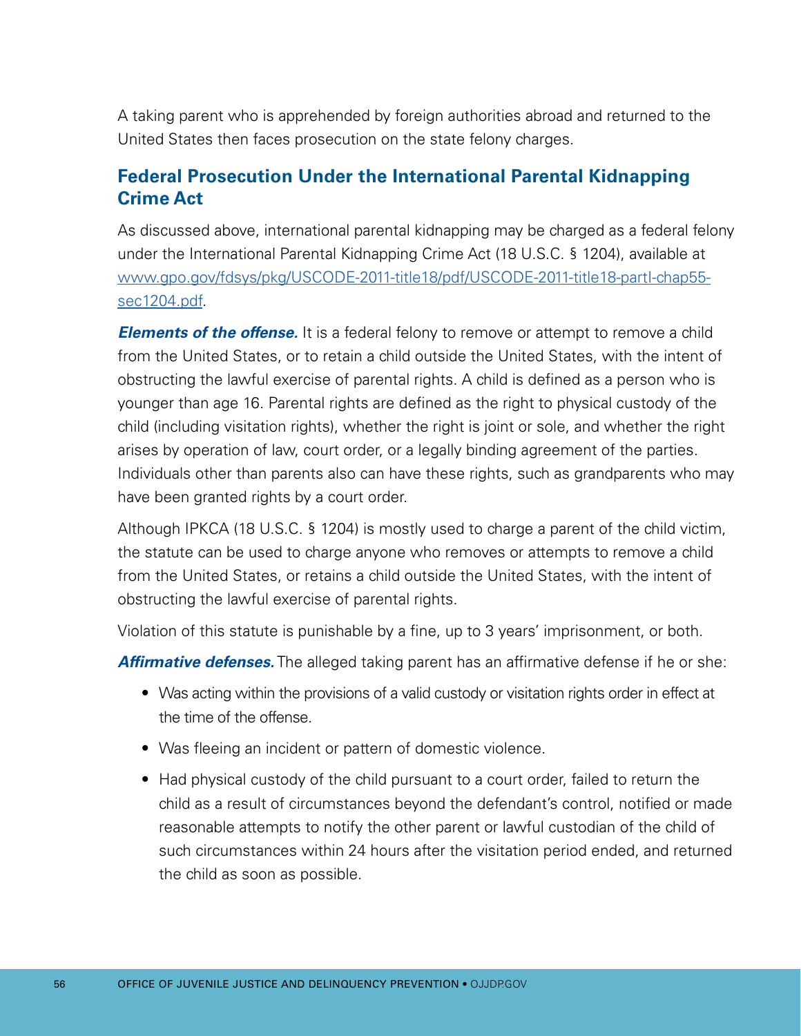A taking parent who is apprehended by foreign authorities abroad and returned to the United States then faces prosecution on the state felony charges.

## Federal Prosecution Under the International Parental Kidnapping Crime Act

As discussed above, international parental kidnapping may be charged as a federal felony under the International Parental Kidnapping Crime Act (18 U.S.C. § 1204), available at [www.gpo.gov/fdsys/pkg/USCODE-2011-title18/pdf/USCODE-2011-title18-partI-chap55-sec1204.pdf](www.gpo.gov/fdsys/pkg/USCODE-2011-title18/pdf/USCODE-2011-title18-partI-chap55-sec1204.pdf).

***Elements of the offense.*** It is a federal felony to remove or attempt to remove a child from the United States, or to retain a child outside the United States, with the intent of obstructing the lawful exercise of parental rights. A child is defined as a person who is younger than age 16. Parental rights are defined as the right to physical custody of the child (including visitation rights), whether the right is joint or sole, and whether the right arises by operation of law, court order, or a legally binding agreement of the parties. Individuals other than parents also can have these rights, such as grandparents who may have been granted rights by a court order.

Although IPKCA (18 U.S.C. § 1204) is mostly used to charge a parent of the child victim, the statute can be used to charge anyone who removes or attempts to remove a child from the United States, or retains a child outside the United States, with the intent of obstructing the lawful exercise of parental rights.

Violation of this statute is punishable by a fine, up to 3 years' imprisonment, or both.

***Affirmative defenses.*** The alleged taking parent has an affirmative defense if he or she:

- Was acting within the provisions of a valid custody or visitation rights order in effect at the time of the offense.
- Was fleeing an incident or pattern of domestic violence.
- Had physical custody of the child pursuant to a court order, failed to return the child as a result of circumstances beyond the defendant's control, notified or made reasonable attempts to notify the other parent or lawful custodian of the child of such circumstances within 24 hours after the visitation period ended, and returned the child as soon as possible.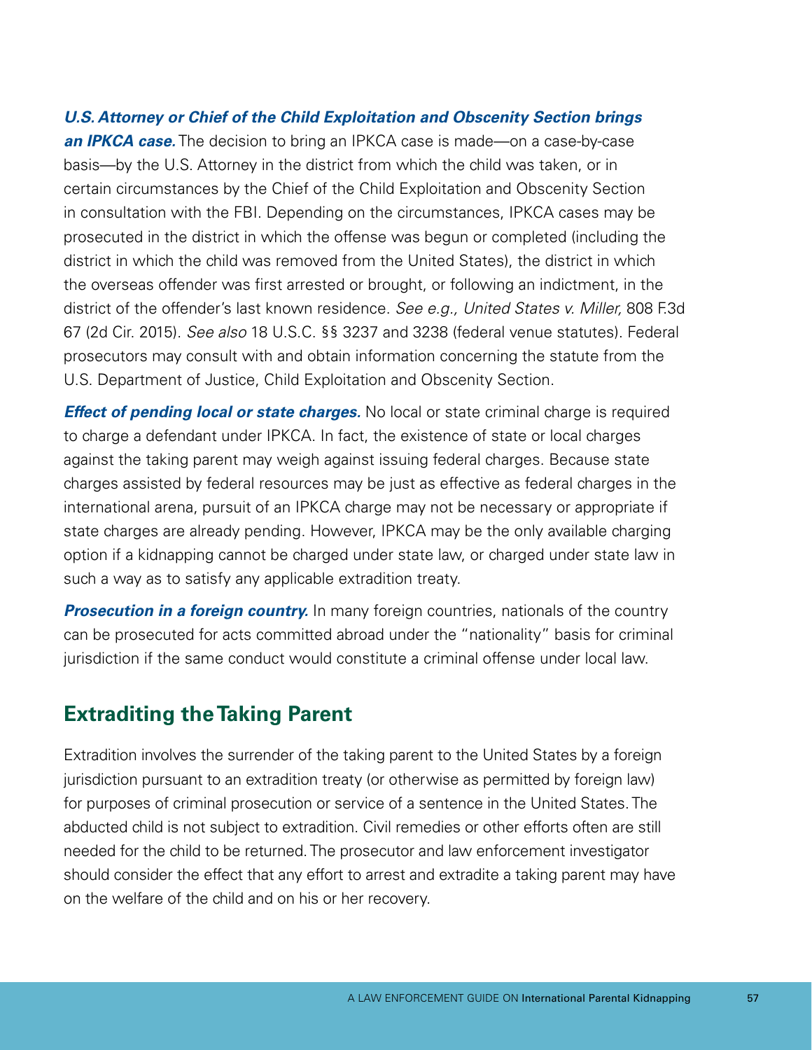***U.S. Attorney or Chief of the Child Exploitation and Obscenity Section brings an IPKCA case.*** The decision to bring an IPKCA case is made—on a case-by-case basis—by the U.S. Attorney in the district from which the child was taken, or in certain circumstances by the Chief of the Child Exploitation and Obscenity Section in consultation with the FBI. Depending on the circumstances, IPKCA cases may be prosecuted in the district in which the offense was begun or completed (including the district in which the child was removed from the United States), the district in which the overseas offender was first arrested or brought, or following an indictment, in the district of the offender's last known residence. *See e.g., United States v. Miller,* 808 F.3d 67 (2d Cir. 2015). *See also* 18 U.S.C. §§ 3237 and 3238 (federal venue statutes). Federal prosecutors may consult with and obtain information concerning the statute from the U.S. Department of Justice, Child Exploitation and Obscenity Section.

***Effect of pending local or state charges.*** No local or state criminal charge is required to charge a defendant under IPKCA. In fact, the existence of state or local charges against the taking parent may weigh against issuing federal charges. Because state charges assisted by federal resources may be just as effective as federal charges in the international arena, pursuit of an IPKCA charge may not be necessary or appropriate if state charges are already pending. However, IPKCA may be the only available charging option if a kidnapping cannot be charged under state law, or charged under state law in such a way as to satisfy any applicable extradition treaty.

***Prosecution in a foreign country.*** In many foreign countries, nationals of the country can be prosecuted for acts committed abroad under the "nationality" basis for criminal jurisdiction if the same conduct would constitute a criminal offense under local law.

## Extraditing the Taking Parent

Extradition involves the surrender of the taking parent to the United States by a foreign jurisdiction pursuant to an extradition treaty (or otherwise as permitted by foreign law) for purposes of criminal prosecution or service of a sentence in the United States. The abducted child is not subject to extradition. Civil remedies or other efforts often are still needed for the child to be returned. The prosecutor and law enforcement investigator should consider the effect that any effort to arrest and extradite a taking parent may have on the welfare of the child and on his or her recovery.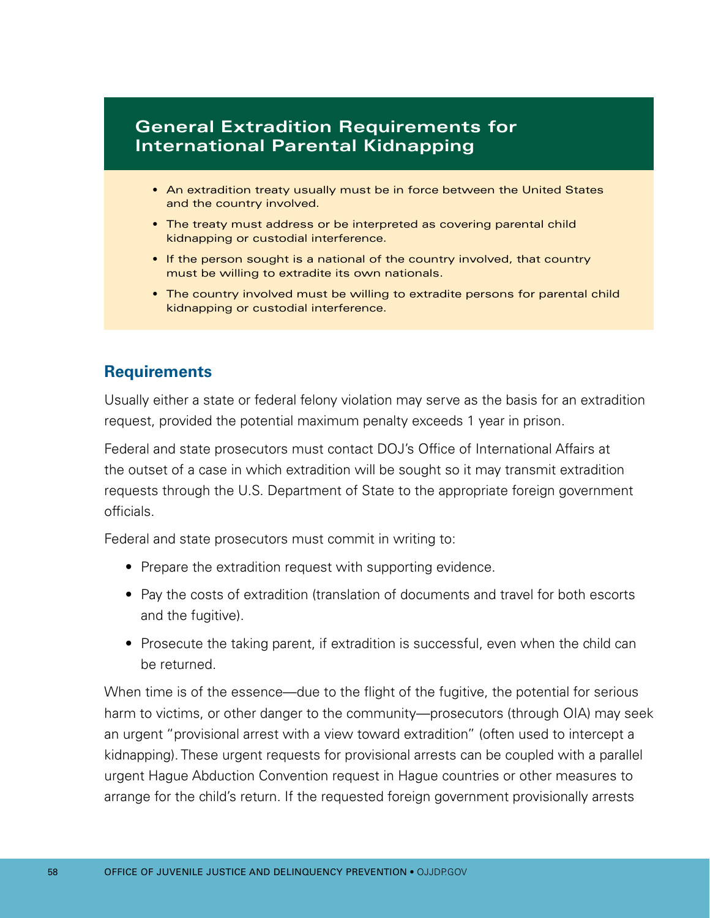## General Extradition Requirements for International Parental Kidnapping

- An extradition treaty usually must be in force between the United States and the country involved.
- The treaty must address or be interpreted as covering parental child kidnapping or custodial interference.
- If the person sought is a national of the country involved, that country must be willing to extradite its own nationals.
- The country involved must be willing to extradite persons for parental child kidnapping or custodial interference.

### Requirements

Usually either a state or federal felony violation may serve as the basis for an extradition request, provided the potential maximum penalty exceeds 1 year in prison.

Federal and state prosecutors must contact DOJ's Office of International Affairs at the outset of a case in which extradition will be sought so it may transmit extradition requests through the U.S. Department of State to the appropriate foreign government officials.

Federal and state prosecutors must commit in writing to:

- Prepare the extradition request with supporting evidence.
- Pay the costs of extradition (translation of documents and travel for both escorts and the fugitive).
- Prosecute the taking parent, if extradition is successful, even when the child can be returned.

When time is of the essence—due to the flight of the fugitive, the potential for serious harm to victims, or other danger to the community—prosecutors (through OIA) may seek an urgent "provisional arrest with a view toward extradition" (often used to intercept a kidnapping). These urgent requests for provisional arrests can be coupled with a parallel urgent Hague Abduction Convention request in Hague countries or other measures to arrange for the child's return. If the requested foreign government provisionally arrests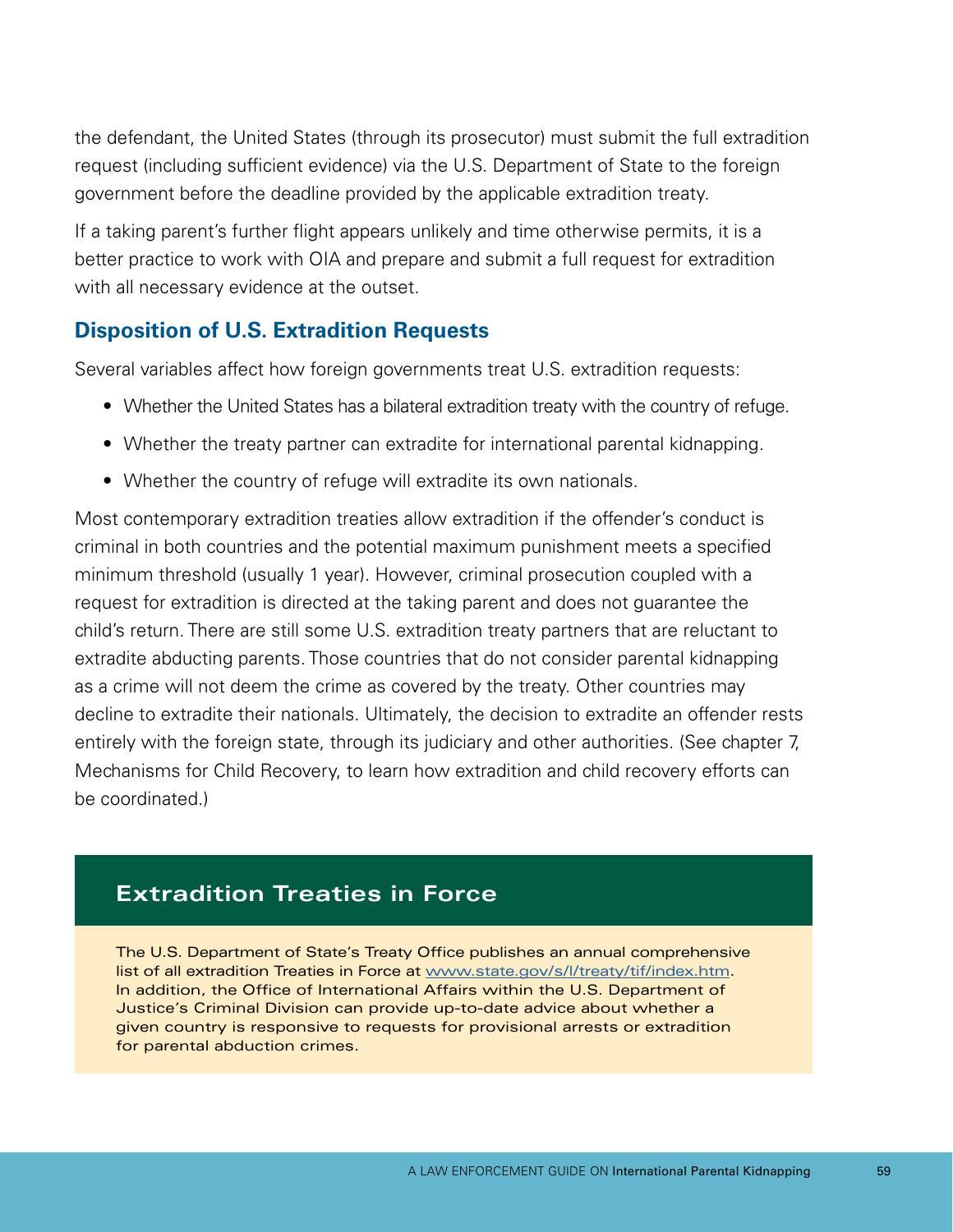the defendant, the United States (through its prosecutor) must submit the full extradition request (including sufficient evidence) via the U.S. Department of State to the foreign government before the deadline provided by the applicable extradition treaty.

If a taking parent's further flight appears unlikely and time otherwise permits, it is a better practice to work with OIA and prepare and submit a full request for extradition with all necessary evidence at the outset.

## Disposition of U.S. Extradition Requests

Several variables affect how foreign governments treat U.S. extradition requests:

- Whether the United States has a bilateral extradition treaty with the country of refuge.
- Whether the treaty partner can extradite for international parental kidnapping.
- Whether the country of refuge will extradite its own nationals.

Most contemporary extradition treaties allow extradition if the offender's conduct is criminal in both countries and the potential maximum punishment meets a specified minimum threshold (usually 1 year). However, criminal prosecution coupled with a request for extradition is directed at the taking parent and does not guarantee the child's return. There are still some U.S. extradition treaty partners that are reluctant to extradite abducting parents. Those countries that do not consider parental kidnapping as a crime will not deem the crime as covered by the treaty. Other countries may decline to extradite their nationals. Ultimately, the decision to extradite an offender rests entirely with the foreign state, through its judiciary and other authorities. (See chapter 7, Mechanisms for Child Recovery, to learn how extradition and child recovery efforts can be coordinated.)

### Extradition Treaties in Force

The U.S. Department of State's Treaty Office publishes an annual comprehensive list of all extradition Treaties in Force at www.state.gov/s/l/treaty/tif/index.htm. In addition, the Office of International Affairs within the U.S. Department of Justice's Criminal Division can provide up-to-date advice about whether a given country is responsive to requests for provisional arrests or extradition for parental abduction crimes.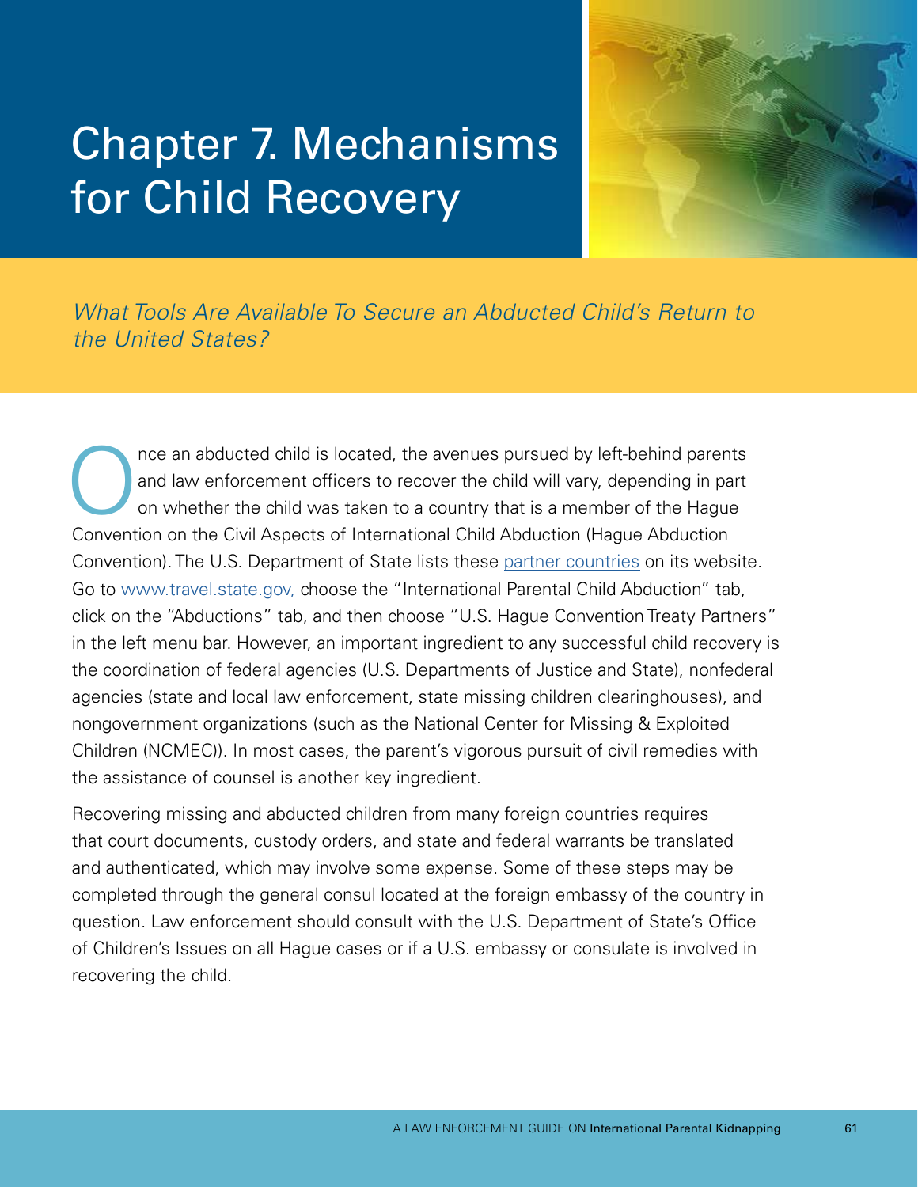# Chapter 7. Mechanisms for Child Recovery

*What Tools Are Available To Secure an Abducted Child's Return to the United States?*

Once an abducted child is located, the avenues pursued by left-behind parents and law enforcement officers to recover the child will vary, depending in part on whether the child was taken to a country that is a member of the Hague Convention on the Civil Aspects of International Child Abduction (Hague Abduction Convention). The U.S. Department of State lists these partner countries on its website. Go to www.travel.state.gov, choose the "International Parental Child Abduction" tab, click on the "Abductions" tab, and then choose "U.S. Hague Convention Treaty Partners" in the left menu bar. However, an important ingredient to any successful child recovery is the coordination of federal agencies (U.S. Departments of Justice and State), nonfederal agencies (state and local law enforcement, state missing children clearinghouses), and nongovernment organizations (such as the National Center for Missing & Exploited Children (NCMEC)). In most cases, the parent's vigorous pursuit of civil remedies with the assistance of counsel is another key ingredient.

Recovering missing and abducted children from many foreign countries requires that court documents, custody orders, and state and federal warrants be translated and authenticated, which may involve some expense. Some of these steps may be completed through the general consul located at the foreign embassy of the country in question. Law enforcement should consult with the U.S. Department of State's Office of Children's Issues on all Hague cases or if a U.S. embassy or consulate is involved in recovering the child.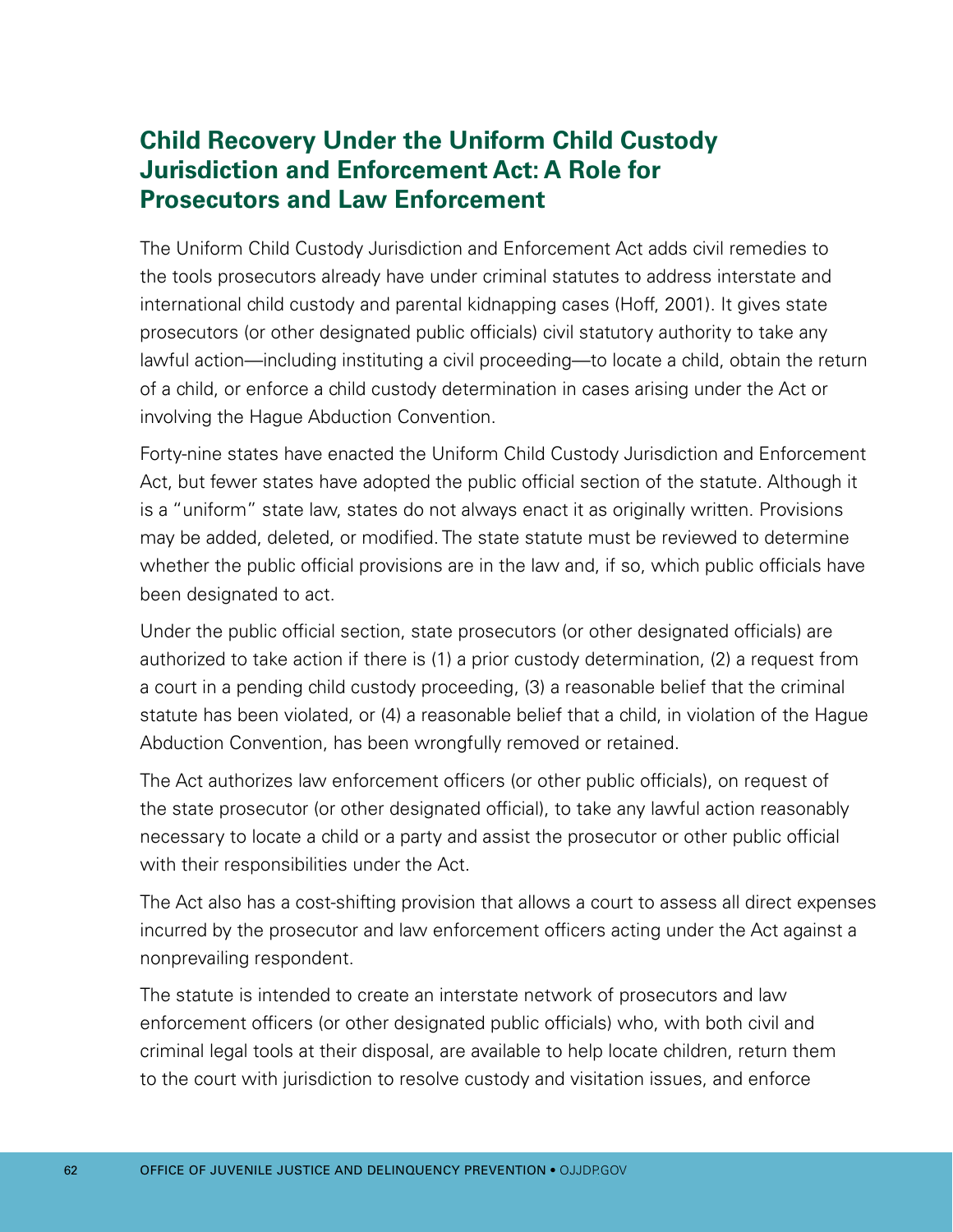## Child Recovery Under the Uniform Child Custody Jurisdiction and Enforcement Act: A Role for Prosecutors and Law Enforcement

The Uniform Child Custody Jurisdiction and Enforcement Act adds civil remedies to the tools prosecutors already have under criminal statutes to address interstate and international child custody and parental kidnapping cases (Hoff, 2001). It gives state prosecutors (or other designated public officials) civil statutory authority to take any lawful action—including instituting a civil proceeding—to locate a child, obtain the return of a child, or enforce a child custody determination in cases arising under the Act or involving the Hague Abduction Convention.

Forty-nine states have enacted the Uniform Child Custody Jurisdiction and Enforcement Act, but fewer states have adopted the public official section of the statute. Although it is a "uniform" state law, states do not always enact it as originally written. Provisions may be added, deleted, or modified. The state statute must be reviewed to determine whether the public official provisions are in the law and, if so, which public officials have been designated to act.

Under the public official section, state prosecutors (or other designated officials) are authorized to take action if there is (1) a prior custody determination, (2) a request from a court in a pending child custody proceeding, (3) a reasonable belief that the criminal statute has been violated, or (4) a reasonable belief that a child, in violation of the Hague Abduction Convention, has been wrongfully removed or retained.

The Act authorizes law enforcement officers (or other public officials), on request of the state prosecutor (or other designated official), to take any lawful action reasonably necessary to locate a child or a party and assist the prosecutor or other public official with their responsibilities under the Act.

The Act also has a cost-shifting provision that allows a court to assess all direct expenses incurred by the prosecutor and law enforcement officers acting under the Act against a nonprevailing respondent.

The statute is intended to create an interstate network of prosecutors and law enforcement officers (or other designated public officials) who, with both civil and criminal legal tools at their disposal, are available to help locate children, return them to the court with jurisdiction to resolve custody and visitation issues, and enforce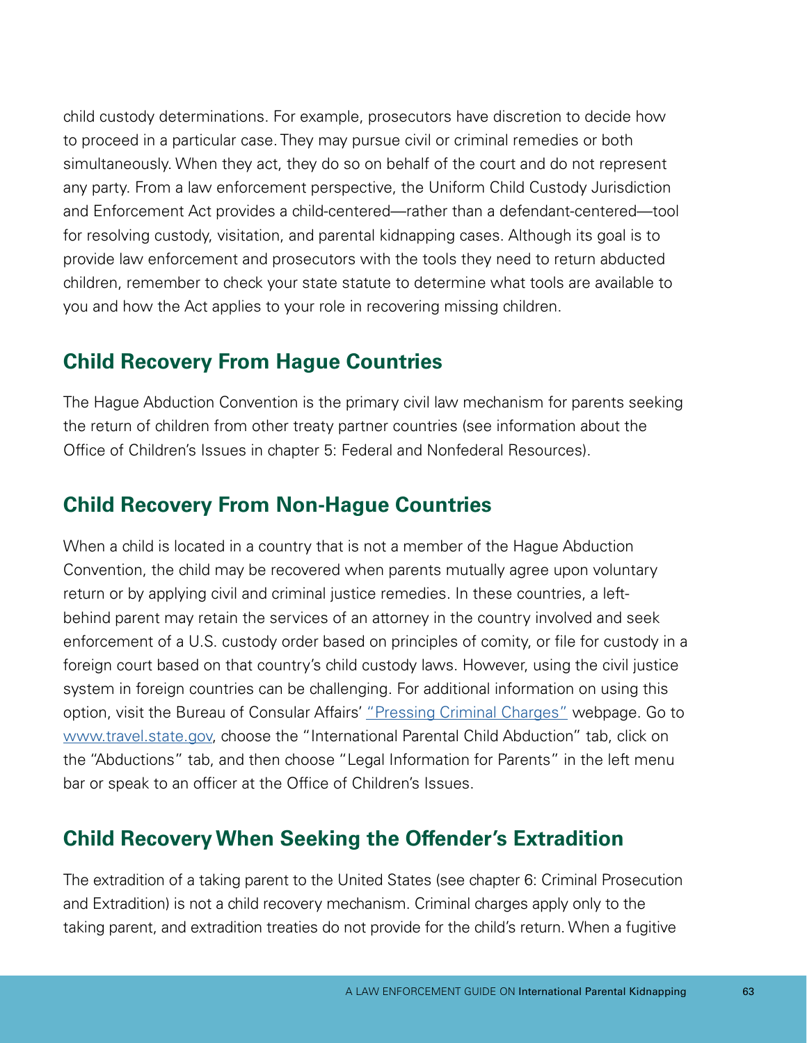child custody determinations. For example, prosecutors have discretion to decide how to proceed in a particular case. They may pursue civil or criminal remedies or both simultaneously. When they act, they do so on behalf of the court and do not represent any party. From a law enforcement perspective, the Uniform Child Custody Jurisdiction and Enforcement Act provides a child-centered—rather than a defendant-centered—tool for resolving custody, visitation, and parental kidnapping cases. Although its goal is to provide law enforcement and prosecutors with the tools they need to return abducted children, remember to check your state statute to determine what tools are available to you and how the Act applies to your role in recovering missing children.

## Child Recovery From Hague Countries

The Hague Abduction Convention is the primary civil law mechanism for parents seeking the return of children from other treaty partner countries (see information about the Office of Children's Issues in chapter 5: Federal and Nonfederal Resources).

## Child Recovery From Non-Hague Countries

When a child is located in a country that is not a member of the Hague Abduction Convention, the child may be recovered when parents mutually agree upon voluntary return or by applying civil and criminal justice remedies. In these countries, a left-behind parent may retain the services of an attorney in the country involved and seek enforcement of a U.S. custody order based on principles of comity, or file for custody in a foreign court based on that country's child custody laws. However, using the civil justice system in foreign countries can be challenging. For additional information on using this option, visit the Bureau of Consular Affairs' "Pressing Criminal Charges" webpage. Go to www.travel.state.gov, choose the "International Parental Child Abduction" tab, click on the "Abductions" tab, and then choose "Legal Information for Parents" in the left menu bar or speak to an officer at the Office of Children's Issues.

## Child Recovery When Seeking the Offender's Extradition

The extradition of a taking parent to the United States (see chapter 6: Criminal Prosecution and Extradition) is not a child recovery mechanism. Criminal charges apply only to the taking parent, and extradition treaties do not provide for the child's return. When a fugitive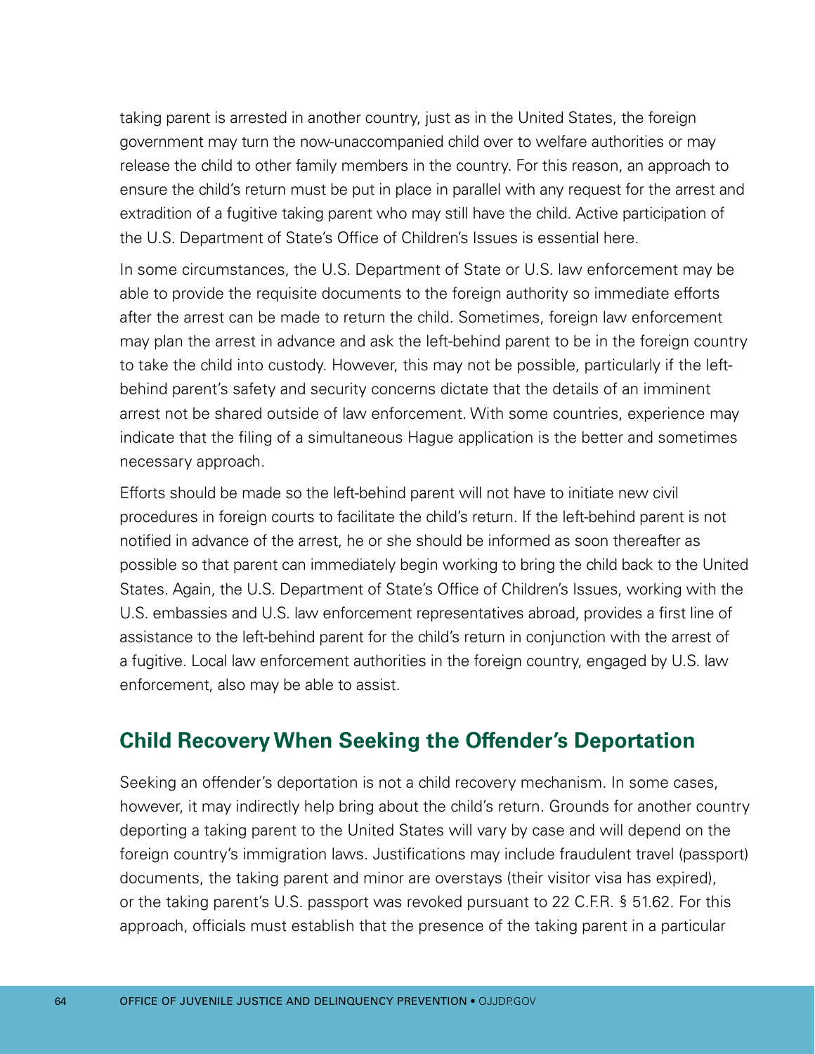taking parent is arrested in another country, just as in the United States, the foreign government may turn the now-unaccompanied child over to welfare authorities or may release the child to other family members in the country. For this reason, an approach to ensure the child's return must be put in place in parallel with any request for the arrest and extradition of a fugitive taking parent who may still have the child. Active participation of the U.S. Department of State's Office of Children's Issues is essential here.

In some circumstances, the U.S. Department of State or U.S. law enforcement may be able to provide the requisite documents to the foreign authority so immediate efforts after the arrest can be made to return the child. Sometimes, foreign law enforcement may plan the arrest in advance and ask the left-behind parent to be in the foreign country to take the child into custody. However, this may not be possible, particularly if the left-behind parent's safety and security concerns dictate that the details of an imminent arrest not be shared outside of law enforcement. With some countries, experience may indicate that the filing of a simultaneous Hague application is the better and sometimes necessary approach.

Efforts should be made so the left-behind parent will not have to initiate new civil procedures in foreign courts to facilitate the child's return. If the left-behind parent is not notified in advance of the arrest, he or she should be informed as soon thereafter as possible so that parent can immediately begin working to bring the child back to the United States. Again, the U.S. Department of State's Office of Children's Issues, working with the U.S. embassies and U.S. law enforcement representatives abroad, provides a first line of assistance to the left-behind parent for the child's return in conjunction with the arrest of a fugitive. Local law enforcement authorities in the foreign country, engaged by U.S. law enforcement, also may be able to assist.

## Child Recovery When Seeking the Offender's Deportation

Seeking an offender's deportation is not a child recovery mechanism. In some cases, however, it may indirectly help bring about the child's return. Grounds for another country deporting a taking parent to the United States will vary by case and will depend on the foreign country's immigration laws. Justifications may include fraudulent travel (passport) documents, the taking parent and minor are overstays (their visitor visa has expired), or the taking parent's U.S. passport was revoked pursuant to 22 C.F.R. § 51.62. For this approach, officials must establish that the presence of the taking parent in a particular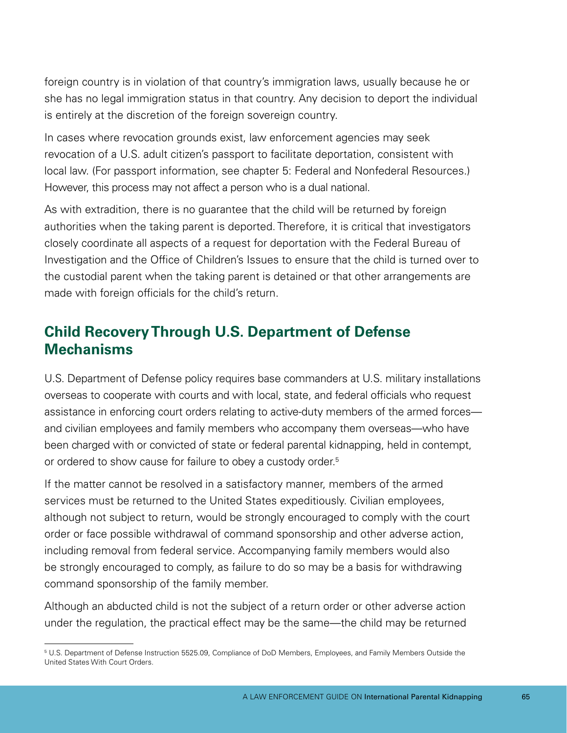foreign country is in violation of that country's immigration laws, usually because he or she has no legal immigration status in that country. Any decision to deport the individual is entirely at the discretion of the foreign sovereign country.

In cases where revocation grounds exist, law enforcement agencies may seek revocation of a U.S. adult citizen's passport to facilitate deportation, consistent with local law. (For passport information, see chapter 5: Federal and Nonfederal Resources.) However, this process may not affect a person who is a dual national.

As with extradition, there is no guarantee that the child will be returned by foreign authorities when the taking parent is deported. Therefore, it is critical that investigators closely coordinate all aspects of a request for deportation with the Federal Bureau of Investigation and the Office of Children's Issues to ensure that the child is turned over to the custodial parent when the taking parent is detained or that other arrangements are made with foreign officials for the child's return.

## Child Recovery Through U.S. Department of Defense Mechanisms

U.S. Department of Defense policy requires base commanders at U.S. military installations overseas to cooperate with courts and with local, state, and federal officials who request assistance in enforcing court orders relating to active-duty members of the armed forces—and civilian employees and family members who accompany them overseas—who have been charged with or convicted of state or federal parental kidnapping, held in contempt, or ordered to show cause for failure to obey a custody order.[5]

If the matter cannot be resolved in a satisfactory manner, members of the armed services must be returned to the United States expeditiously. Civilian employees, although not subject to return, would be strongly encouraged to comply with the court order or face possible withdrawal of command sponsorship and other adverse action, including removal from federal service. Accompanying family members would also be strongly encouraged to comply, as failure to do so may be a basis for withdrawing command sponsorship of the family member.

Although an abducted child is not the subject of a return order or other adverse action under the regulation, the practical effect may be the same—the child may be returned

[5] U.S. Department of Defense Instruction 5525.09, Compliance of DoD Members, Employees, and Family Members Outside the United States With Court Orders.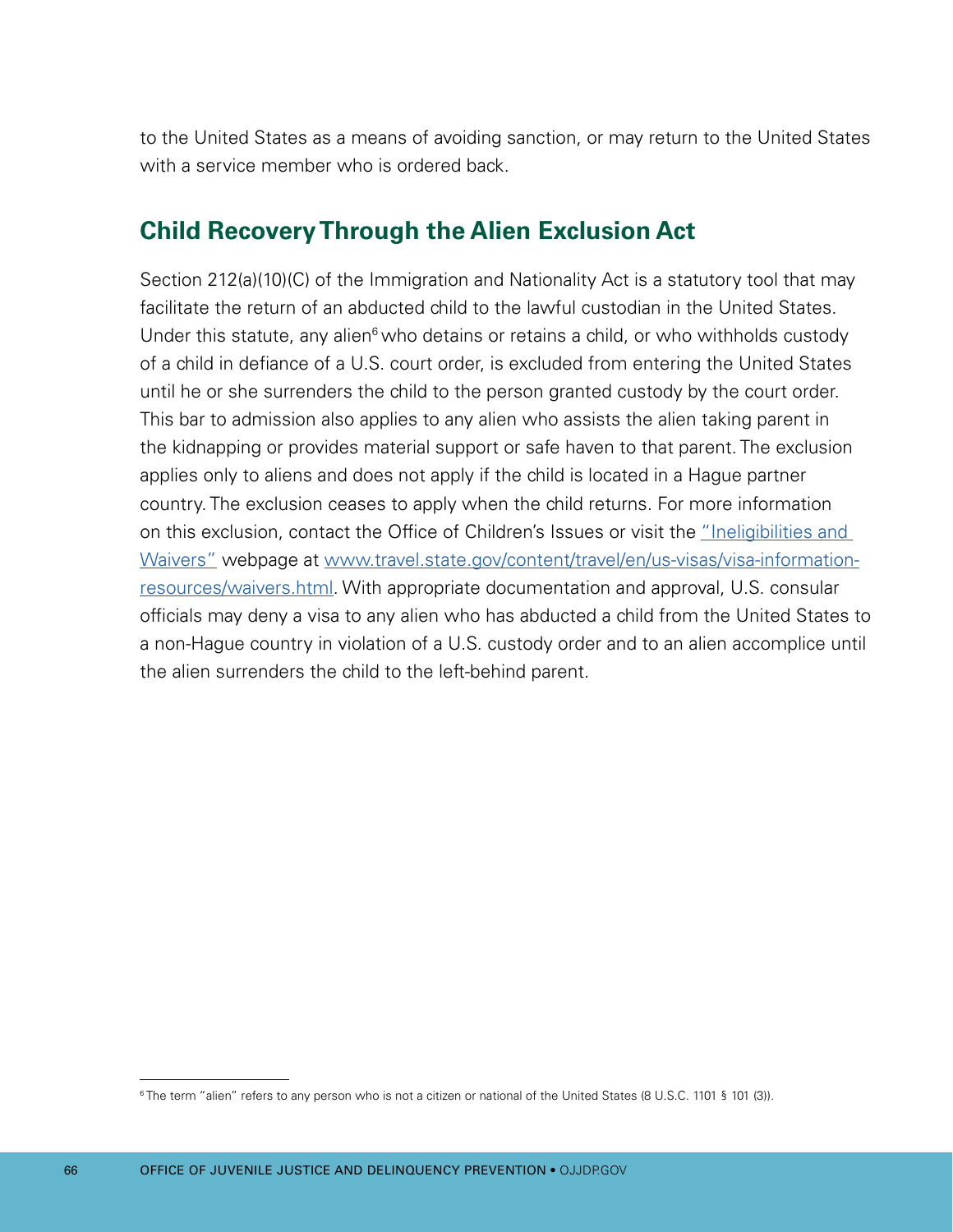to the United States as a means of avoiding sanction, or may return to the United States with a service member who is ordered back.

## Child Recovery Through the Alien Exclusion Act

Section 212(a)(10)(C) of the Immigration and Nationality Act is a statutory tool that may facilitate the return of an abducted child to the lawful custodian in the United States. Under this statute, any alien[6] who detains or retains a child, or who withholds custody of a child in defiance of a U.S. court order, is excluded from entering the United States until he or she surrenders the child to the person granted custody by the court order. This bar to admission also applies to any alien who assists the alien taking parent in the kidnapping or provides material support or safe haven to that parent. The exclusion applies only to aliens and does not apply if the child is located in a Hague partner country. The exclusion ceases to apply when the child returns. For more information on this exclusion, contact the Office of Children's Issues or visit the "Ineligibilities and Waivers" webpage at www.travel.state.gov/content/travel/en/us-visas/visa-information-resources/waivers.html. With appropriate documentation and approval, U.S. consular officials may deny a visa to any alien who has abducted a child from the United States to a non-Hague country in violation of a U.S. custody order and to an alien accomplice until the alien surrenders the child to the left-behind parent.

---

[6] The term "alien" refers to any person who is not a citizen or national of the United States (8 U.S.C. 1101 § 101 (3)).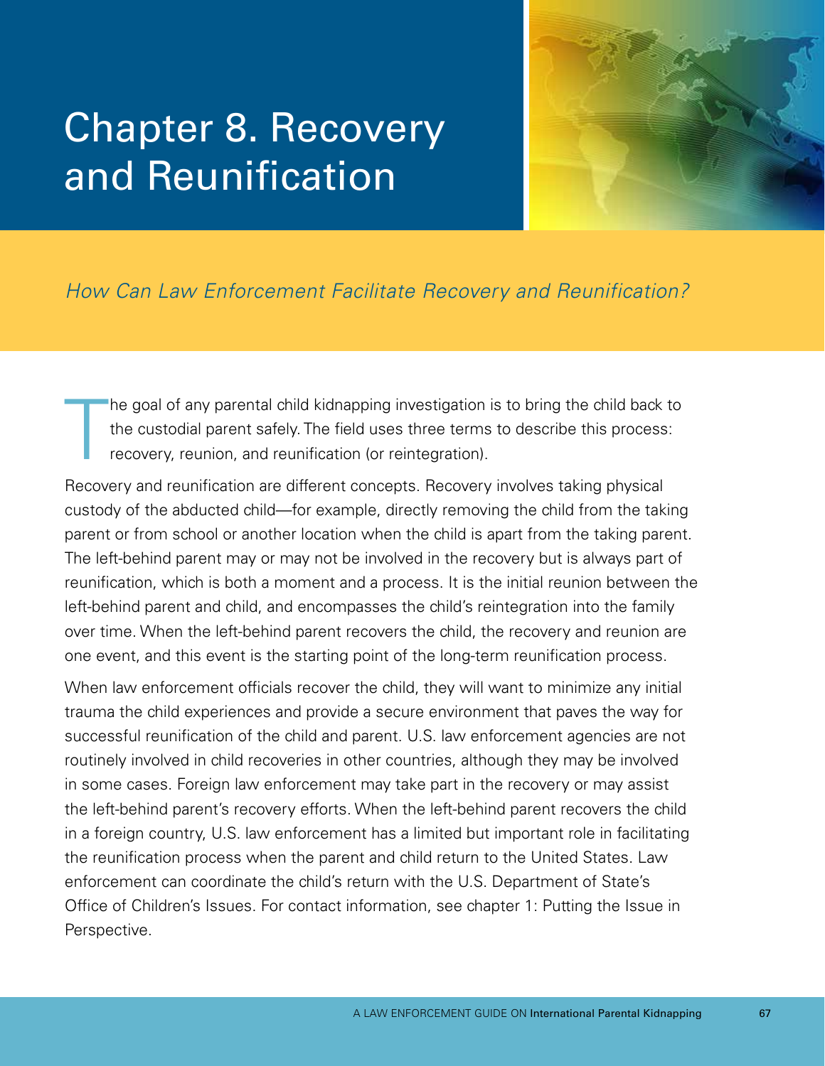# Chapter 8. Recovery and Reunification

*How Can Law Enforcement Facilitate Recovery and Reunification?*

The goal of any parental child kidnapping investigation is to bring the child back to the custodial parent safely. The field uses three terms to describe this process: recovery, reunion, and reunification (or reintegration).

Recovery and reunification are different concepts. Recovery involves taking physical custody of the abducted child—for example, directly removing the child from the taking parent or from school or another location when the child is apart from the taking parent. The left-behind parent may or may not be involved in the recovery but is always part of reunification, which is both a moment and a process. It is the initial reunion between the left-behind parent and child, and encompasses the child's reintegration into the family over time. When the left-behind parent recovers the child, the recovery and reunion are one event, and this event is the starting point of the long-term reunification process.

When law enforcement officials recover the child, they will want to minimize any initial trauma the child experiences and provide a secure environment that paves the way for successful reunification of the child and parent. U.S. law enforcement agencies are not routinely involved in child recoveries in other countries, although they may be involved in some cases. Foreign law enforcement may take part in the recovery or may assist the left-behind parent's recovery efforts. When the left-behind parent recovers the child in a foreign country, U.S. law enforcement has a limited but important role in facilitating the reunification process when the parent and child return to the United States. Law enforcement can coordinate the child's return with the U.S. Department of State's Office of Children's Issues. For contact information, see chapter 1: Putting the Issue in Perspective.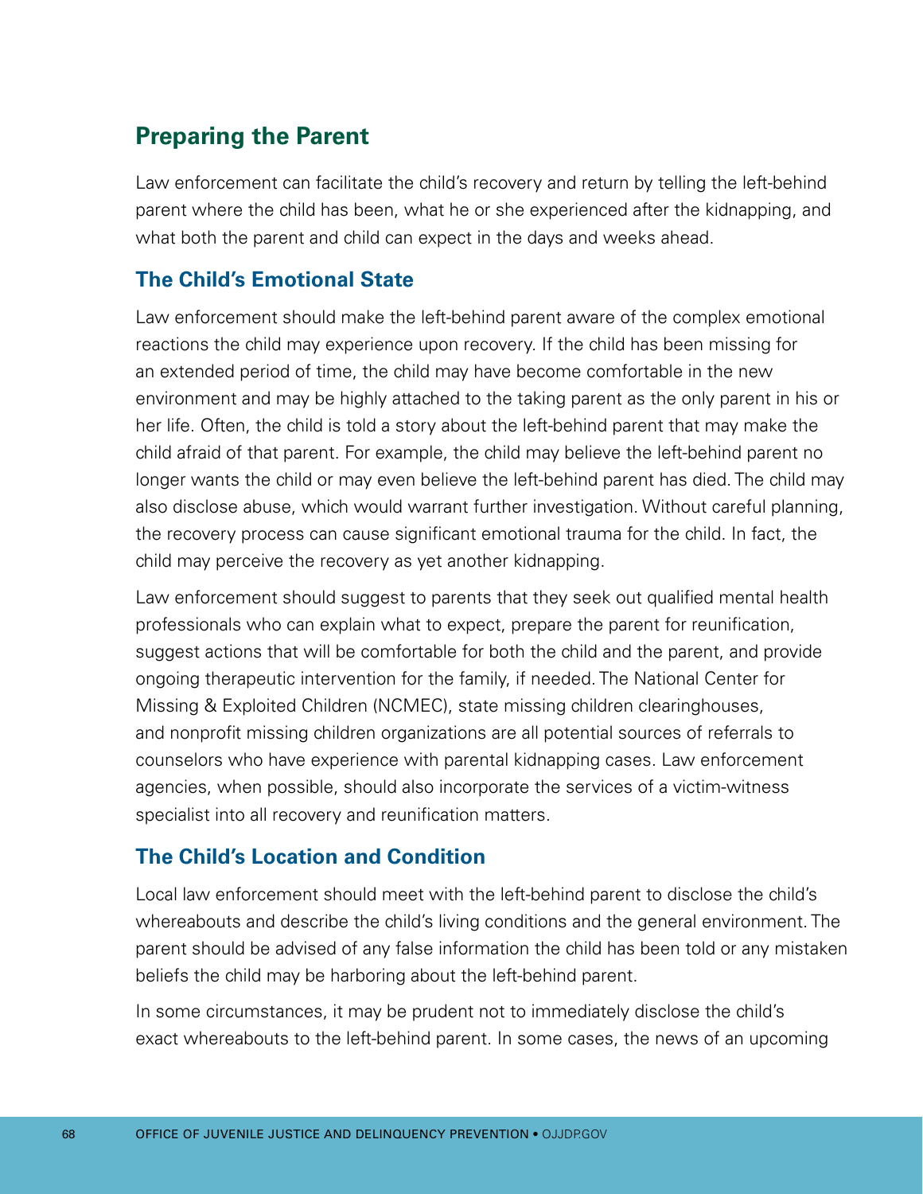## Preparing the Parent

Law enforcement can facilitate the child's recovery and return by telling the left-behind parent where the child has been, what he or she experienced after the kidnapping, and what both the parent and child can expect in the days and weeks ahead.

### The Child's Emotional State

Law enforcement should make the left-behind parent aware of the complex emotional reactions the child may experience upon recovery. If the child has been missing for an extended period of time, the child may have become comfortable in the new environment and may be highly attached to the taking parent as the only parent in his or her life. Often, the child is told a story about the left-behind parent that may make the child afraid of that parent. For example, the child may believe the left-behind parent no longer wants the child or may even believe the left-behind parent has died. The child may also disclose abuse, which would warrant further investigation. Without careful planning, the recovery process can cause significant emotional trauma for the child. In fact, the child may perceive the recovery as yet another kidnapping.

Law enforcement should suggest to parents that they seek out qualified mental health professionals who can explain what to expect, prepare the parent for reunification, suggest actions that will be comfortable for both the child and the parent, and provide ongoing therapeutic intervention for the family, if needed. The National Center for Missing & Exploited Children (NCMEC), state missing children clearinghouses, and nonprofit missing children organizations are all potential sources of referrals to counselors who have experience with parental kidnapping cases. Law enforcement agencies, when possible, should also incorporate the services of a victim-witness specialist into all recovery and reunification matters.

### The Child's Location and Condition

Local law enforcement should meet with the left-behind parent to disclose the child's whereabouts and describe the child's living conditions and the general environment. The parent should be advised of any false information the child has been told or any mistaken beliefs the child may be harboring about the left-behind parent.

In some circumstances, it may be prudent not to immediately disclose the child's exact whereabouts to the left-behind parent. In some cases, the news of an upcoming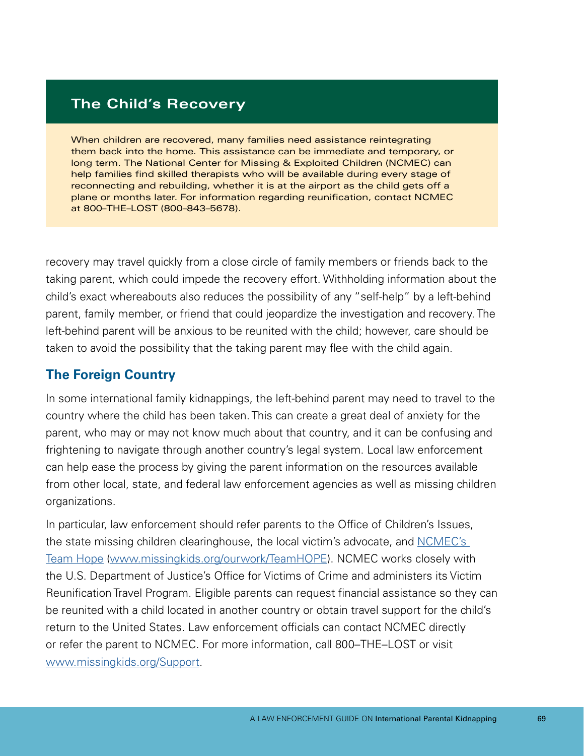## The Child's Recovery

When children are recovered, many families need assistance reintegrating them back into the home. This assistance can be immediate and temporary, or long term. The National Center for Missing & Exploited Children (NCMEC) can help families find skilled therapists who will be available during every stage of reconnecting and rebuilding, whether it is at the airport as the child gets off a plane or months later. For information regarding reunification, contact NCMEC at 800–THE–LOST (800–843–5678).

recovery may travel quickly from a close circle of family members or friends back to the taking parent, which could impede the recovery effort. Withholding information about the child's exact whereabouts also reduces the possibility of any "self-help" by a left-behind parent, family member, or friend that could jeopardize the investigation and recovery. The left-behind parent will be anxious to be reunited with the child; however, care should be taken to avoid the possibility that the taking parent may flee with the child again.

### The Foreign Country

In some international family kidnappings, the left-behind parent may need to travel to the country where the child has been taken. This can create a great deal of anxiety for the parent, who may or may not know much about that country, and it can be confusing and frightening to navigate through another country's legal system. Local law enforcement can help ease the process by giving the parent information on the resources available from other local, state, and federal law enforcement agencies as well as missing children organizations.

In particular, law enforcement should refer parents to the Office of Children's Issues, the state missing children clearinghouse, the local victim's advocate, and NCMEC's Team Hope (www.missingkids.org/ourwork/TeamHOPE). NCMEC works closely with the U.S. Department of Justice's Office for Victims of Crime and administers its Victim Reunification Travel Program. Eligible parents can request financial assistance so they can be reunited with a child located in another country or obtain travel support for the child's return to the United States. Law enforcement officials can contact NCMEC directly or refer the parent to NCMEC. For more information, call 800–THE–LOST or visit www.missingkids.org/Support.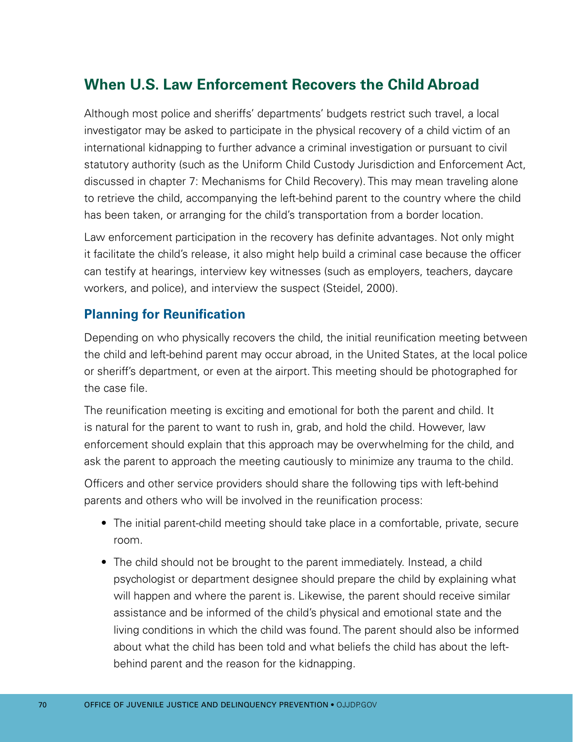## When U.S. Law Enforcement Recovers the Child Abroad

Although most police and sheriffs' departments' budgets restrict such travel, a local investigator may be asked to participate in the physical recovery of a child victim of an international kidnapping to further advance a criminal investigation or pursuant to civil statutory authority (such as the Uniform Child Custody Jurisdiction and Enforcement Act, discussed in chapter 7: Mechanisms for Child Recovery). This may mean traveling alone to retrieve the child, accompanying the left-behind parent to the country where the child has been taken, or arranging for the child's transportation from a border location.

Law enforcement participation in the recovery has definite advantages. Not only might it facilitate the child's release, it also might help build a criminal case because the officer can testify at hearings, interview key witnesses (such as employers, teachers, daycare workers, and police), and interview the suspect (Steidel, 2000).

### Planning for Reunification

Depending on who physically recovers the child, the initial reunification meeting between the child and left-behind parent may occur abroad, in the United States, at the local police or sheriff's department, or even at the airport. This meeting should be photographed for the case file.

The reunification meeting is exciting and emotional for both the parent and child. It is natural for the parent to want to rush in, grab, and hold the child. However, law enforcement should explain that this approach may be overwhelming for the child, and ask the parent to approach the meeting cautiously to minimize any trauma to the child.

Officers and other service providers should share the following tips with left-behind parents and others who will be involved in the reunification process:

- The initial parent-child meeting should take place in a comfortable, private, secure room.
- The child should not be brought to the parent immediately. Instead, a child psychologist or department designee should prepare the child by explaining what will happen and where the parent is. Likewise, the parent should receive similar assistance and be informed of the child's physical and emotional state and the living conditions in which the child was found. The parent should also be informed about what the child has been told and what beliefs the child has about the left-behind parent and the reason for the kidnapping.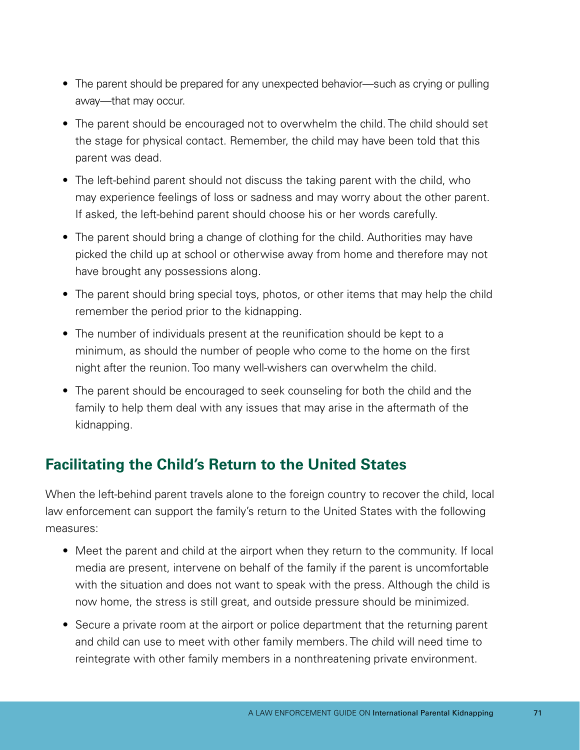- The parent should be prepared for any unexpected behavior—such as crying or pulling away—that may occur.
- The parent should be encouraged not to overwhelm the child. The child should set the stage for physical contact. Remember, the child may have been told that this parent was dead.
- The left-behind parent should not discuss the taking parent with the child, who may experience feelings of loss or sadness and may worry about the other parent. If asked, the left-behind parent should choose his or her words carefully.
- The parent should bring a change of clothing for the child. Authorities may have picked the child up at school or otherwise away from home and therefore may not have brought any possessions along.
- The parent should bring special toys, photos, or other items that may help the child remember the period prior to the kidnapping.
- The number of individuals present at the reunification should be kept to a minimum, as should the number of people who come to the home on the first night after the reunion. Too many well-wishers can overwhelm the child.
- The parent should be encouraged to seek counseling for both the child and the family to help them deal with any issues that may arise in the aftermath of the kidnapping.

## Facilitating the Child's Return to the United States

When the left-behind parent travels alone to the foreign country to recover the child, local law enforcement can support the family's return to the United States with the following measures:

- Meet the parent and child at the airport when they return to the community. If local media are present, intervene on behalf of the family if the parent is uncomfortable with the situation and does not want to speak with the press. Although the child is now home, the stress is still great, and outside pressure should be minimized.
- Secure a private room at the airport or police department that the returning parent and child can use to meet with other family members. The child will need time to reintegrate with other family members in a nonthreatening private environment.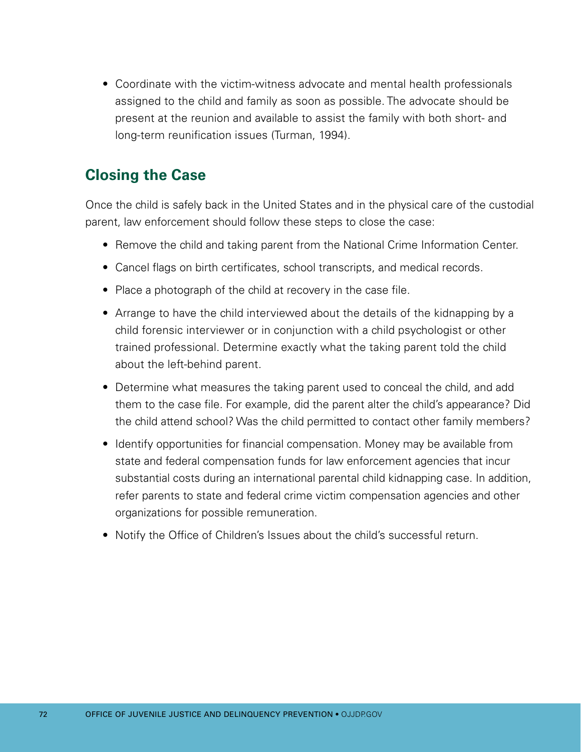- Coordinate with the victim-witness advocate and mental health professionals assigned to the child and family as soon as possible. The advocate should be present at the reunion and available to assist the family with both short- and long-term reunification issues (Turman, 1994).

## Closing the Case

Once the child is safely back in the United States and in the physical care of the custodial parent, law enforcement should follow these steps to close the case:

- Remove the child and taking parent from the National Crime Information Center.
- Cancel flags on birth certificates, school transcripts, and medical records.
- Place a photograph of the child at recovery in the case file.
- Arrange to have the child interviewed about the details of the kidnapping by a child forensic interviewer or in conjunction with a child psychologist or other trained professional. Determine exactly what the taking parent told the child about the left-behind parent.
- Determine what measures the taking parent used to conceal the child, and add them to the case file. For example, did the parent alter the child's appearance? Did the child attend school? Was the child permitted to contact other family members?
- Identify opportunities for financial compensation. Money may be available from state and federal compensation funds for law enforcement agencies that incur substantial costs during an international parental child kidnapping case. In addition, refer parents to state and federal crime victim compensation agencies and other organizations for possible remuneration.
- Notify the Office of Children's Issues about the child's successful return.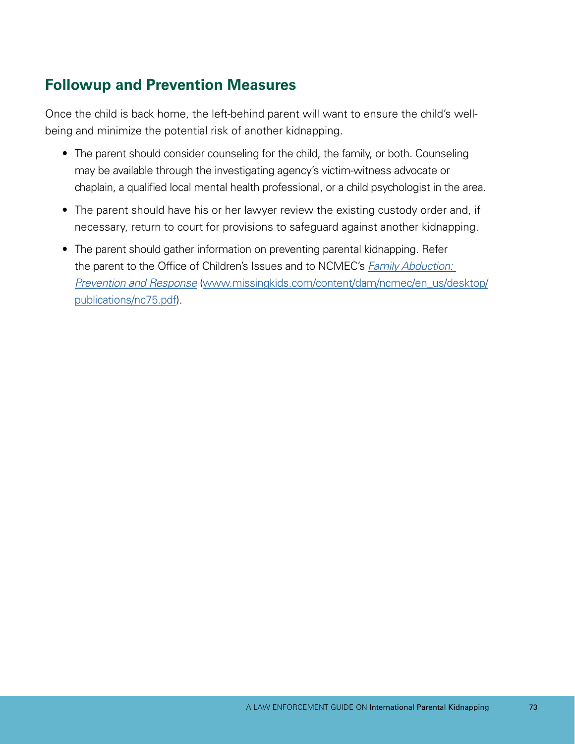## Followup and Prevention Measures

Once the child is back home, the left-behind parent will want to ensure the child's well-being and minimize the potential risk of another kidnapping.

- The parent should consider counseling for the child, the family, or both. Counseling may be available through the investigating agency's victim-witness advocate or chaplain, a qualified local mental health professional, or a child psychologist in the area.
- The parent should have his or her lawyer review the existing custody order and, if necessary, return to court for provisions to safeguard against another kidnapping.
- The parent should gather information on preventing parental kidnapping. Refer the parent to the Office of Children's Issues and to NCMEC's *Family Abduction: Prevention and Response* (www.missingkids.com/content/dam/ncmec/en_us/desktop/publications/nc75.pdf).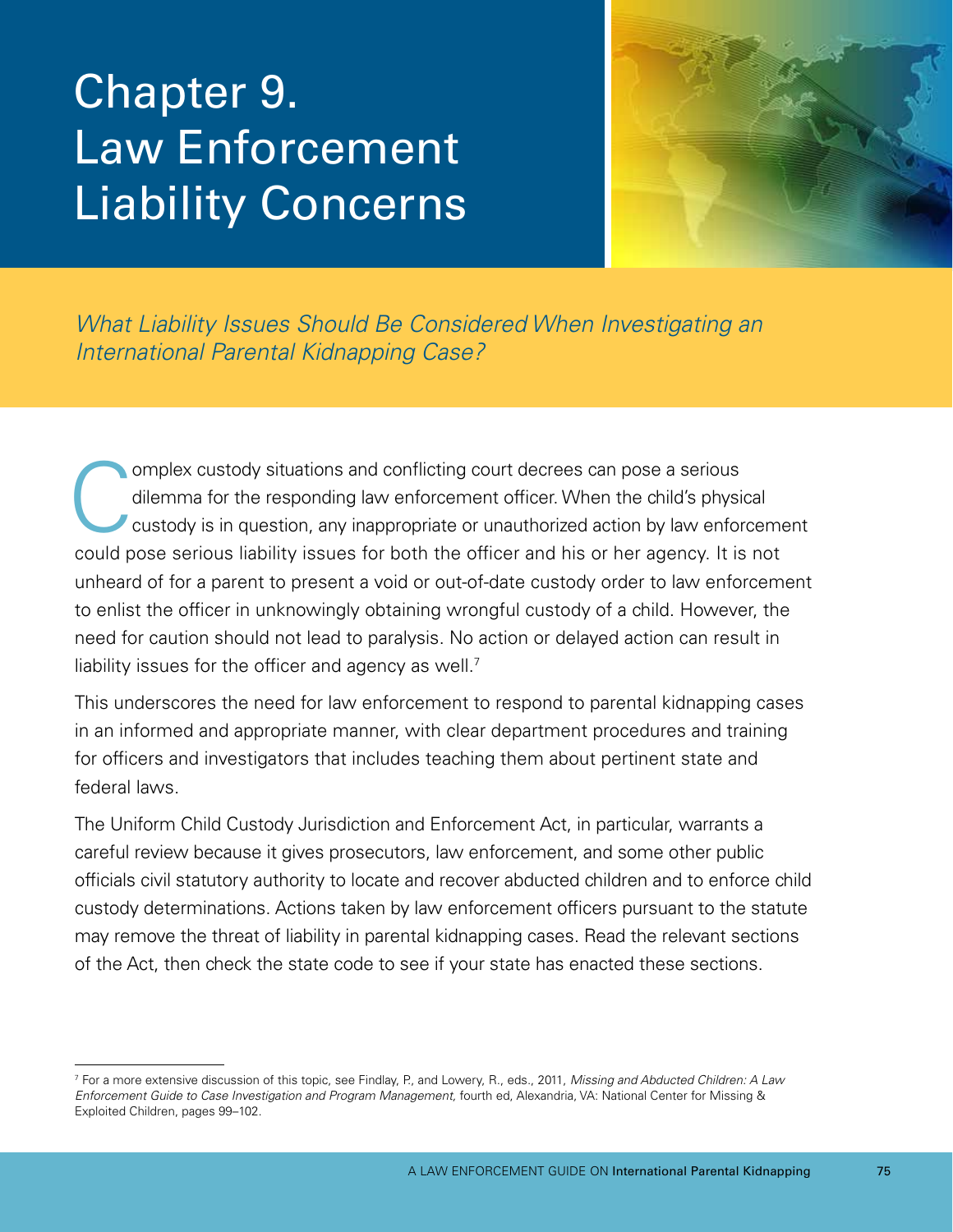# Chapter 9. Law Enforcement Liability Concerns

*What Liability Issues Should Be Considered When Investigating an International Parental Kidnapping Case?*

Complex custody situations and conflicting court decrees can pose a serious dilemma for the responding law enforcement officer. When the child's physical custody is in question, any inappropriate or unauthorized action by law enforcement could pose serious liability issues for both the officer and his or her agency. It is not unheard of for a parent to present a void or out-of-date custody order to law enforcement to enlist the officer in unknowingly obtaining wrongful custody of a child. However, the need for caution should not lead to paralysis. No action or delayed action can result in liability issues for the officer and agency as well.[7]

This underscores the need for law enforcement to respond to parental kidnapping cases in an informed and appropriate manner, with clear department procedures and training for officers and investigators that includes teaching them about pertinent state and federal laws.

The Uniform Child Custody Jurisdiction and Enforcement Act, in particular, warrants a careful review because it gives prosecutors, law enforcement, and some other public officials civil statutory authority to locate and recover abducted children and to enforce child custody determinations. Actions taken by law enforcement officers pursuant to the statute may remove the threat of liability in parental kidnapping cases. Read the relevant sections of the Act, then check the state code to see if your state has enacted these sections.

---

[7] For a more extensive discussion of this topic, see Findlay, P., and Lowery, R., eds., 2011, *Missing and Abducted Children: A Law Enforcement Guide to Case Investigation and Program Management,* fourth ed, Alexandria, VA: National Center for Missing & Exploited Children, pages 99–102.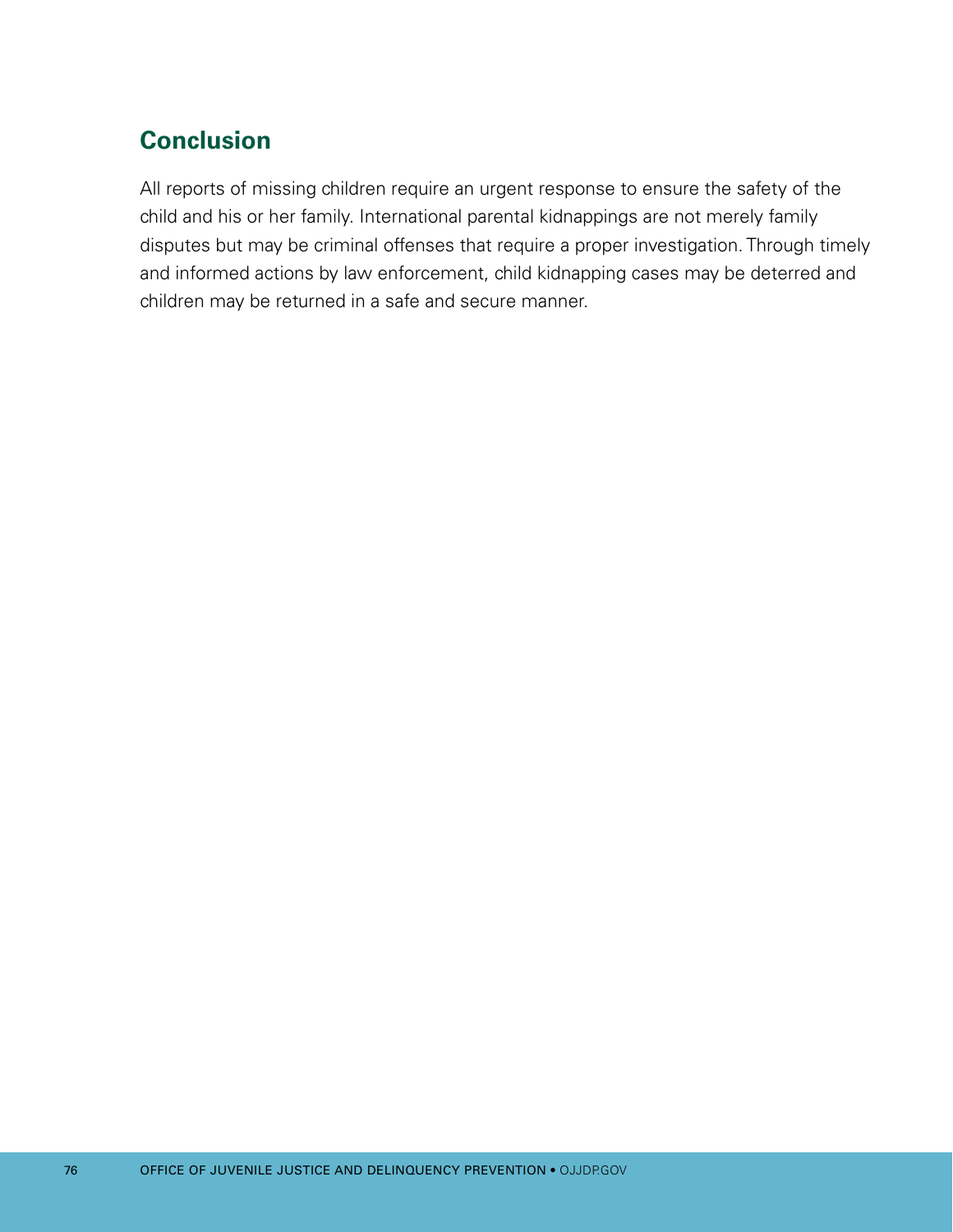## Conclusion

All reports of missing children require an urgent response to ensure the safety of the child and his or her family. International parental kidnappings are not merely family disputes but may be criminal offenses that require a proper investigation. Through timely and informed actions by law enforcement, child kidnapping cases may be deterred and children may be returned in a safe and secure manner.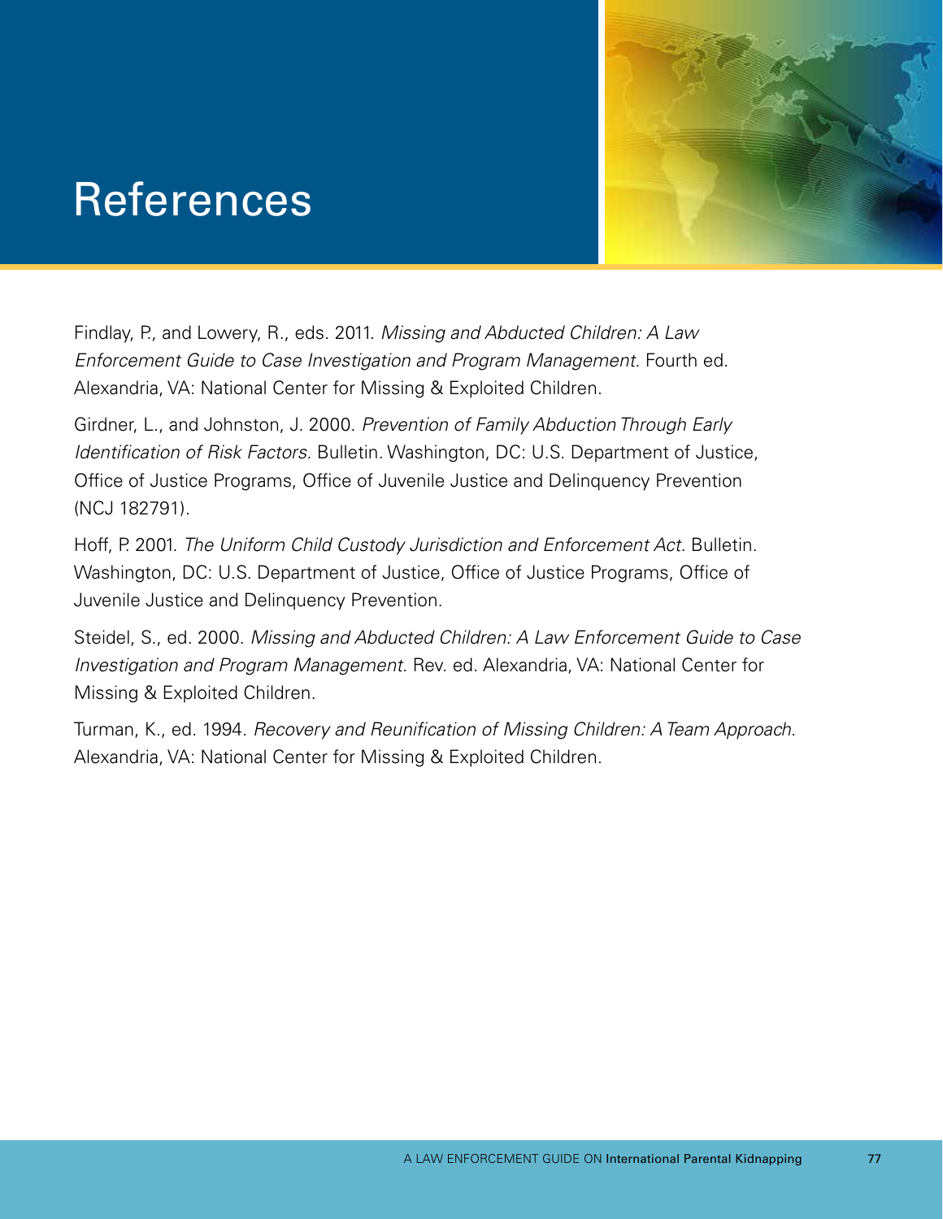# References

Findlay, P., and Lowery, R., eds. 2011. *Missing and Abducted Children: A Law Enforcement Guide to Case Investigation and Program Management.* Fourth ed. Alexandria, VA: National Center for Missing & Exploited Children.

Girdner, L., and Johnston, J. 2000. *Prevention of Family Abduction Through Early Identification of Risk Factors.* Bulletin. Washington, DC: U.S. Department of Justice, Office of Justice Programs, Office of Juvenile Justice and Delinquency Prevention (NCJ 182791).

Hoff, P. 2001. *The Uniform Child Custody Jurisdiction and Enforcement Act.* Bulletin. Washington, DC: U.S. Department of Justice, Office of Justice Programs, Office of Juvenile Justice and Delinquency Prevention.

Steidel, S., ed. 2000. *Missing and Abducted Children: A Law Enforcement Guide to Case Investigation and Program Management.* Rev. ed. Alexandria, VA: National Center for Missing & Exploited Children.

Turman, K., ed. 1994. *Recovery and Reunification of Missing Children: A Team Approach.* Alexandria, VA: National Center for Missing & Exploited Children.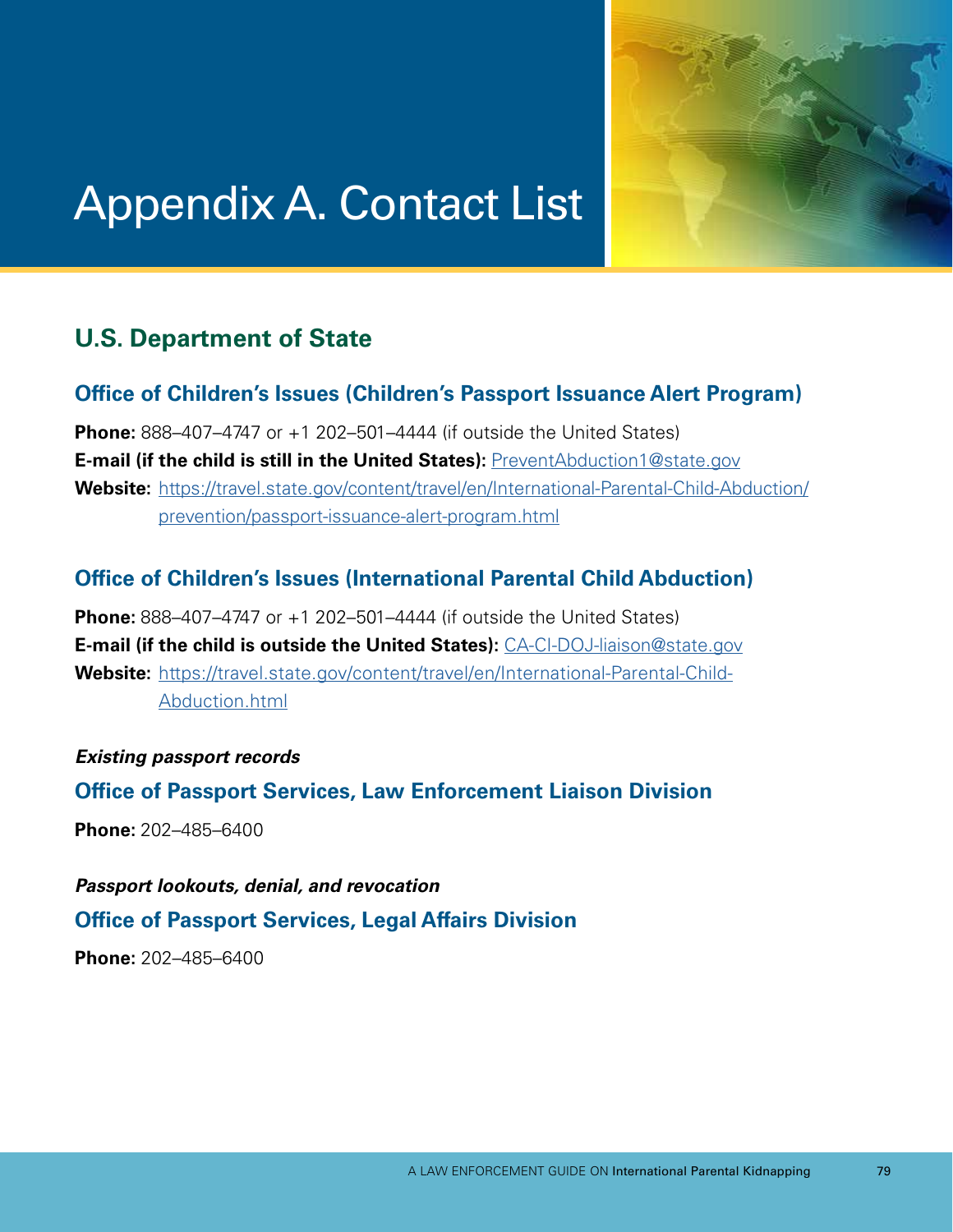# Appendix A. Contact List

## U.S. Department of State

### Office of Children's Issues (Children's Passport Issuance Alert Program)

**Phone:** 888–407–4747 or +1 202–501–4444 (if outside the United States)
**E-mail (if the child is still in the United States):** PreventAbduction1@state.gov
**Website:** https://travel.state.gov/content/travel/en/International-Parental-Child-Abduction/prevention/passport-issuance-alert-program.html

### Office of Children's Issues (International Parental Child Abduction)

**Phone:** 888–407–4747 or +1 202–501–4444 (if outside the United States)
**E-mail (if the child is outside the United States):** CA-CI-DOJ-liaison@state.gov
**Website:** https://travel.state.gov/content/travel/en/International-Parental-Child-Abduction.html

***Existing passport records***

### Office of Passport Services, Law Enforcement Liaison Division

**Phone:** 202–485–6400

***Passport lookouts, denial, and revocation***

### Office of Passport Services, Legal Affairs Division

**Phone:** 202–485–6400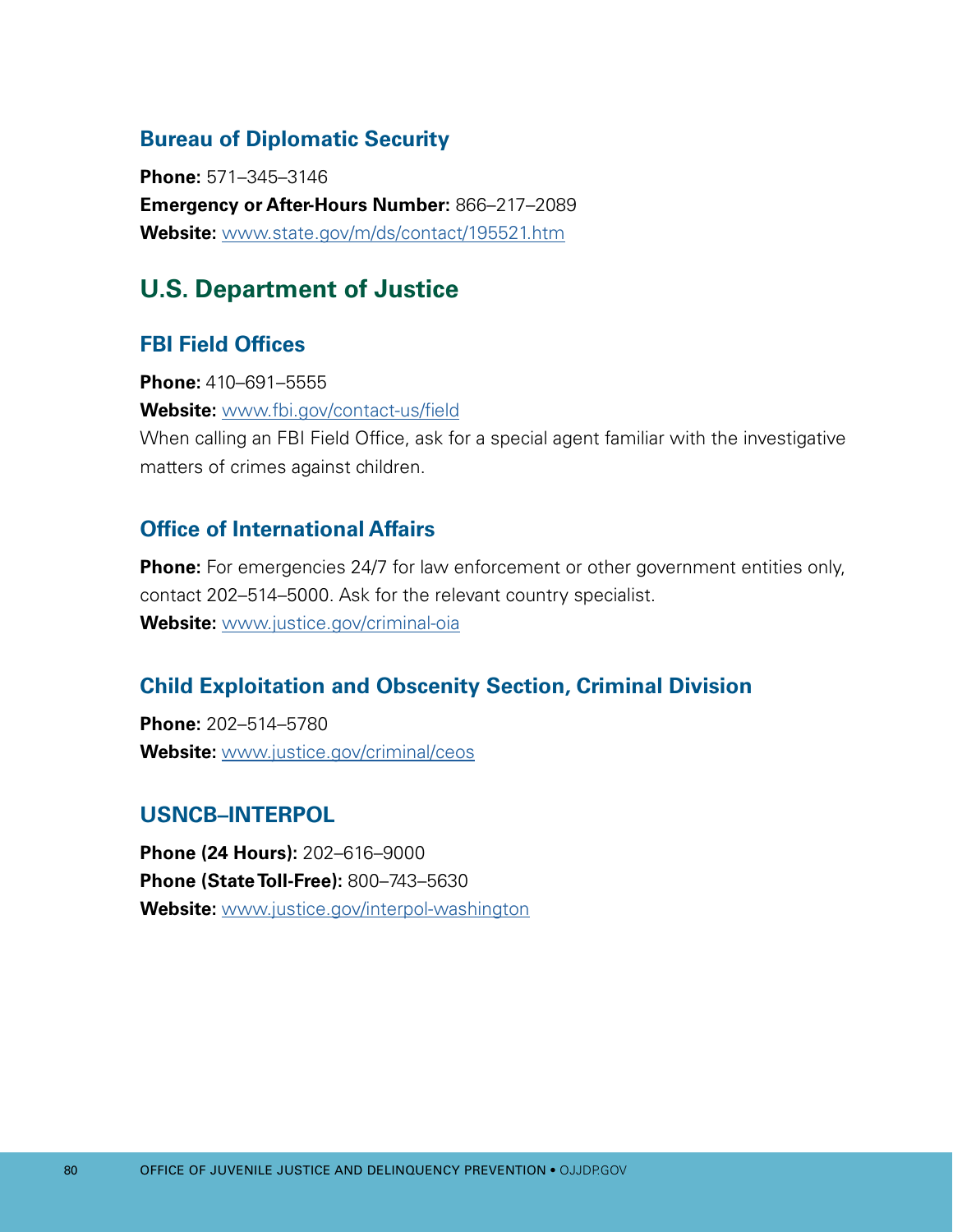### Bureau of Diplomatic Security

**Phone:** 571–345–3146
**Emergency or After-Hours Number:** 866–217–2089
**Website:** www.state.gov/m/ds/contact/195521.htm

## U.S. Department of Justice

### FBI Field Offices

**Phone:** 410–691–5555
**Website:** www.fbi.gov/contact-us/field
When calling an FBI Field Office, ask for a special agent familiar with the investigative matters of crimes against children.

### Office of International Affairs

**Phone:** For emergencies 24/7 for law enforcement or other government entities only, contact 202–514–5000. Ask for the relevant country specialist.
**Website:** www.justice.gov/criminal-oia

### Child Exploitation and Obscenity Section, Criminal Division

**Phone:** 202–514–5780
**Website:** www.justice.gov/criminal/ceos

### USNCB–INTERPOL

**Phone (24 Hours):** 202–616–9000
**Phone (State Toll-Free):** 800–743–5630
**Website:** www.justice.gov/interpol-washington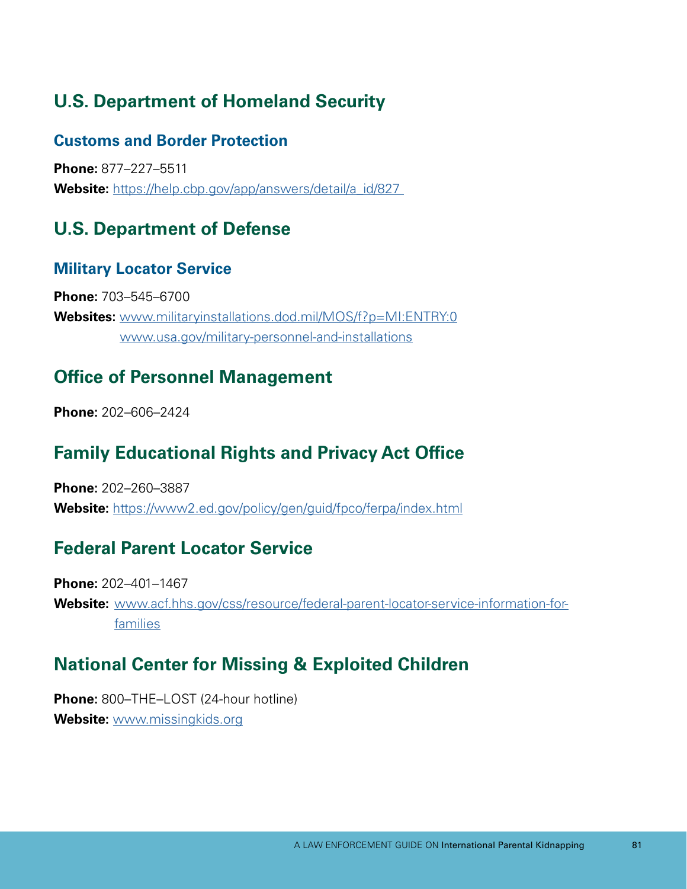## U.S. Department of Homeland Security

### Customs and Border Protection

**Phone:** 877–227–5511
**Website:** https://help.cbp.gov/app/answers/detail/a_id/827

## U.S. Department of Defense

### Military Locator Service

**Phone:** 703–545–6700
**Websites:** www.militaryinstallations.dod.mil/MOS/f?p=MI:ENTRY:0
www.usa.gov/military-personnel-and-installations

## Office of Personnel Management

**Phone:** 202–606–2424

## Family Educational Rights and Privacy Act Office

**Phone:** 202–260–3887
**Website:** https://www2.ed.gov/policy/gen/guid/fpco/ferpa/index.html

## Federal Parent Locator Service

**Phone:** 202–401–1467
**Website:** www.acf.hhs.gov/css/resource/federal-parent-locator-service-information-for-families

## National Center for Missing & Exploited Children

**Phone:** 800–THE–LOST (24-hour hotline)
**Website:** www.missingkids.org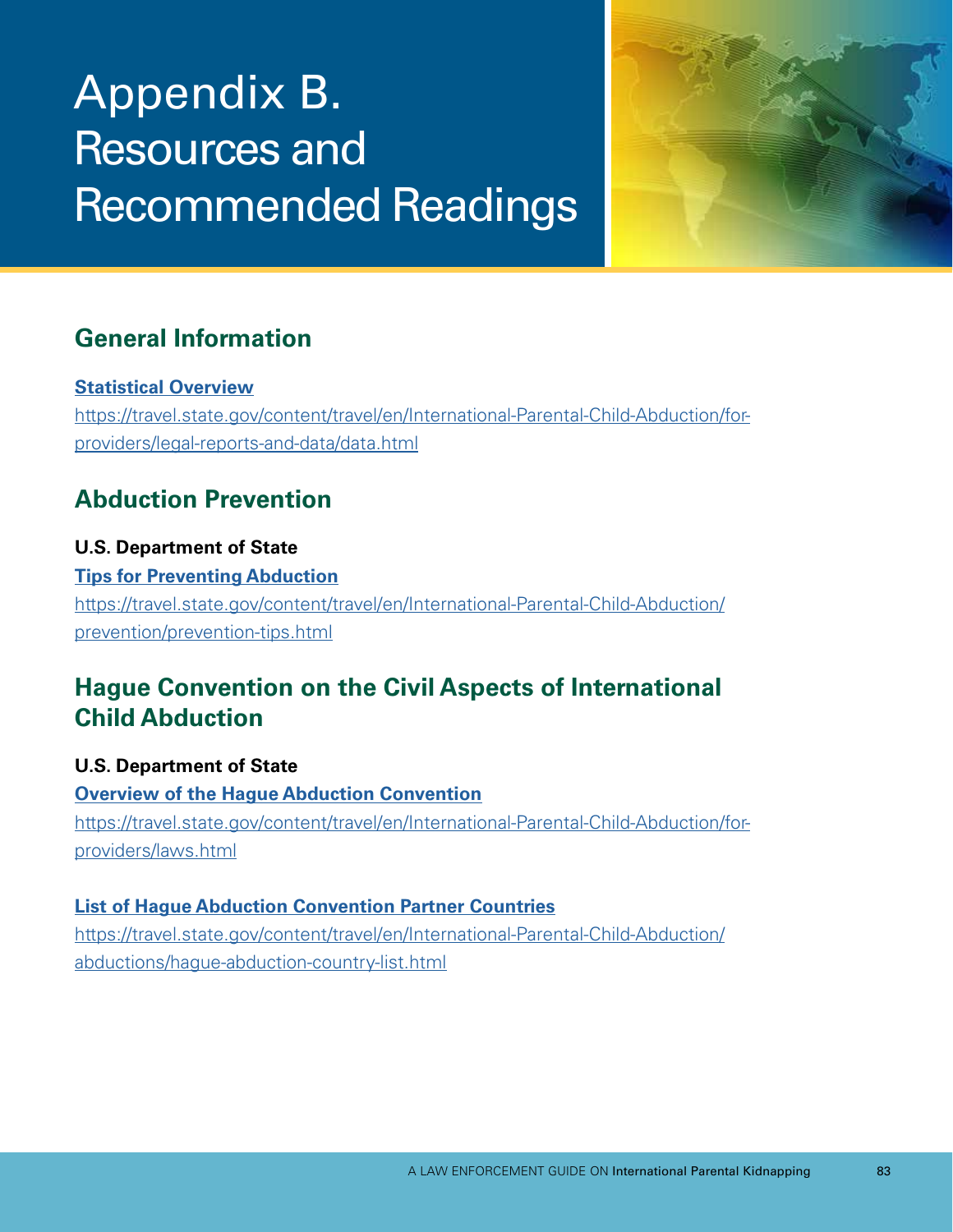# Appendix B. Resources and Recommended Readings

## General Information

**Statistical Overview**

https://travel.state.gov/content/travel/en/International-Parental-Child-Abduction/for-providers/legal-reports-and-data/data.html

## Abduction Prevention

**U.S. Department of State**

**Tips for Preventing Abduction**

https://travel.state.gov/content/travel/en/International-Parental-Child-Abduction/prevention/prevention-tips.html

## Hague Convention on the Civil Aspects of International Child Abduction

**U.S. Department of State**

**Overview of the Hague Abduction Convention**

https://travel.state.gov/content/travel/en/International-Parental-Child-Abduction/for-providers/laws.html

**List of Hague Abduction Convention Partner Countries**

https://travel.state.gov/content/travel/en/International-Parental-Child-Abduction/abductions/hague-abduction-country-list.html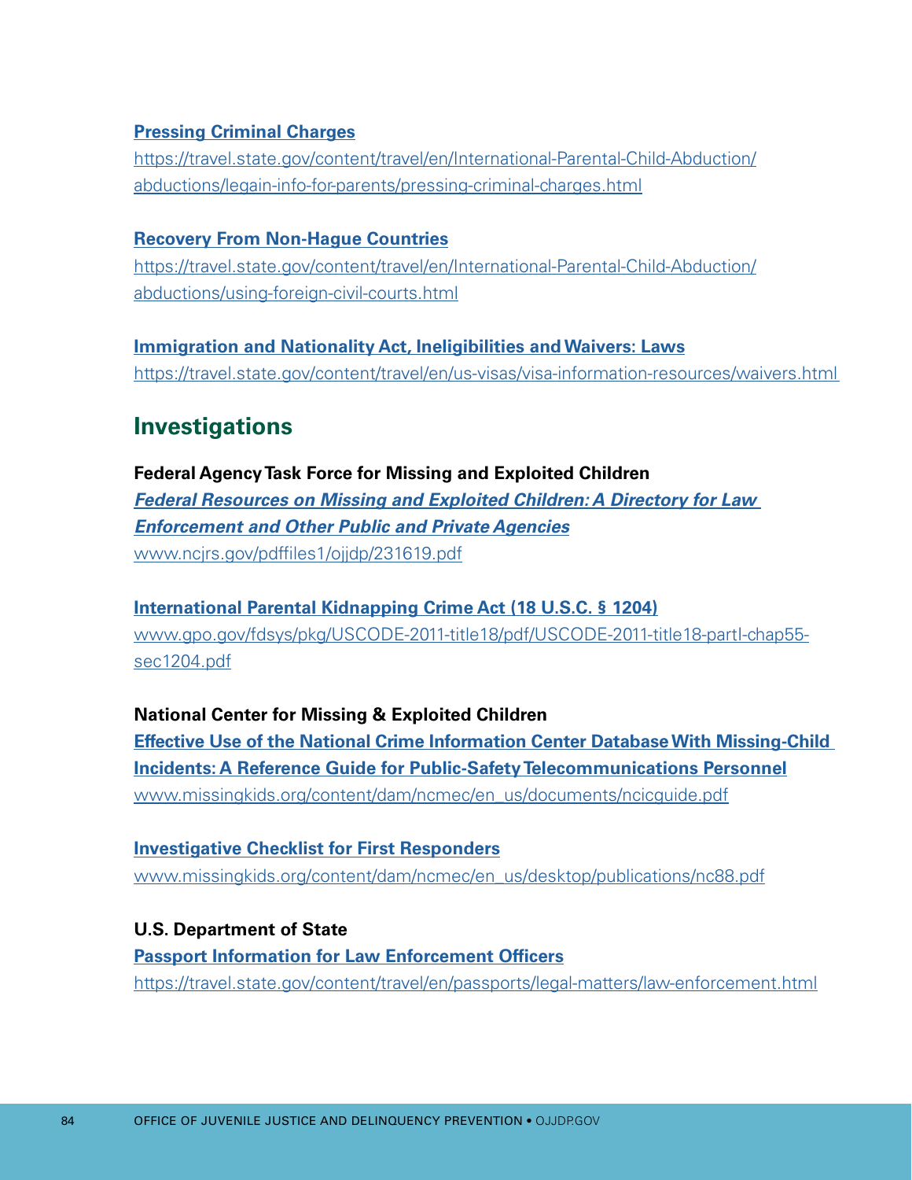**Pressing Criminal Charges**
https://travel.state.gov/content/travel/en/International-Parental-Child-Abduction/abductions/legain-info-for-parents/pressing-criminal-charges.html

**Recovery From Non-Hague Countries**
https://travel.state.gov/content/travel/en/International-Parental-Child-Abduction/abductions/using-foreign-civil-courts.html

**Immigration and Nationality Act, Ineligibilities and Waivers: Laws**
https://travel.state.gov/content/travel/en/us-visas/visa-information-resources/waivers.html

## Investigations

**Federal Agency Task Force for Missing and Exploited Children**

***Federal Resources on Missing and Exploited Children: A Directory for Law Enforcement and Other Public and Private Agencies***
www.ncjrs.gov/pdffiles1/ojjdp/231619.pdf

**International Parental Kidnapping Crime Act (18 U.S.C. § 1204)**
www.gpo.gov/fdsys/pkg/USCODE-2011-title18/pdf/USCODE-2011-title18-partI-chap55-sec1204.pdf

**National Center for Missing & Exploited Children**

**Effective Use of the National Crime Information Center Database With Missing-Child Incidents: A Reference Guide for Public-Safety Telecommunications Personnel**
www.missingkids.org/content/dam/ncmec/en_us/documents/ncicguide.pdf

**Investigative Checklist for First Responders**
www.missingkids.org/content/dam/ncmec/en_us/desktop/publications/nc88.pdf

**U.S. Department of State**

**Passport Information for Law Enforcement Officers**
https://travel.state.gov/content/travel/en/passports/legal-matters/law-enforcement.html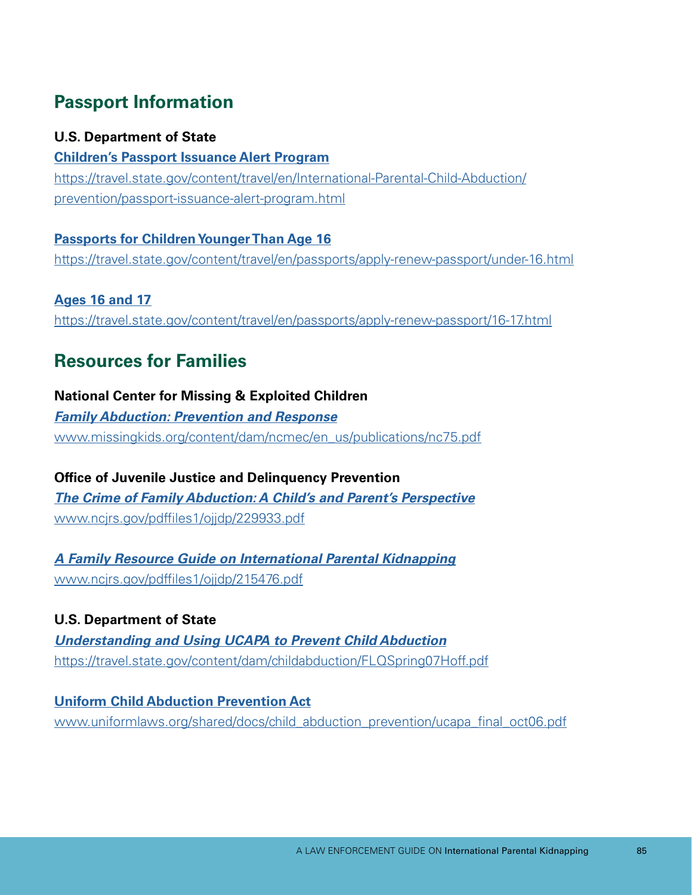## Passport Information

**U.S. Department of State**

**Children's Passport Issuance Alert Program**

https://travel.state.gov/content/travel/en/International-Parental-Child-Abduction/prevention/passport-issuance-alert-program.html

**Passports for Children Younger Than Age 16**

https://travel.state.gov/content/travel/en/passports/apply-renew-passport/under-16.html

**Ages 16 and 17**

https://travel.state.gov/content/travel/en/passports/apply-renew-passport/16-17.html

## Resources for Families

**National Center for Missing & Exploited Children**

***Family Abduction: Prevention and Response***

www.missingkids.org/content/dam/ncmec/en_us/publications/nc75.pdf

**Office of Juvenile Justice and Delinquency Prevention**

***The Crime of Family Abduction: A Child's and Parent's Perspective***

www.ncjrs.gov/pdffiles1/ojjdp/229933.pdf

***A Family Resource Guide on International Parental Kidnapping***

www.ncjrs.gov/pdffiles1/ojjdp/215476.pdf

**U.S. Department of State**

***Understanding and Using UCAPA to Prevent Child Abduction***

https://travel.state.gov/content/dam/childabduction/FLQSpring07Hoff.pdf

**Uniform Child Abduction Prevention Act**

www.uniformlaws.org/shared/docs/child_abduction_prevention/ucapa_final_oct06.pdf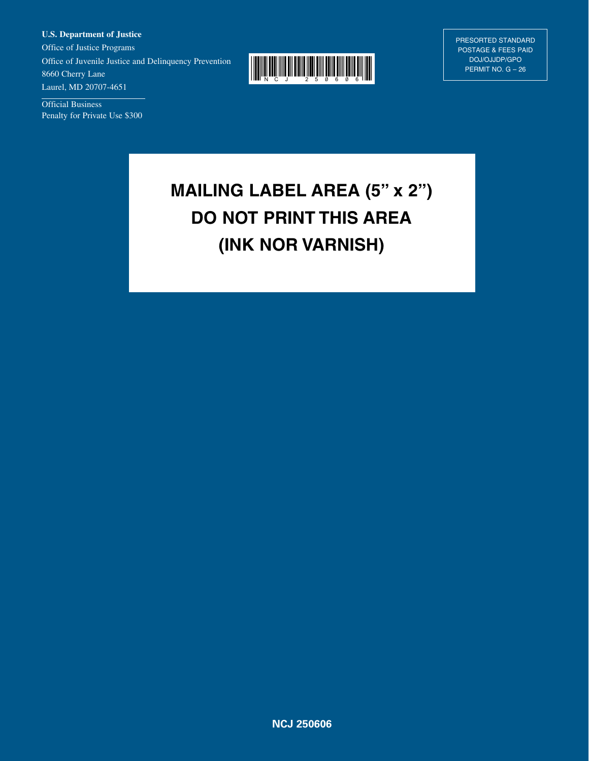**U.S. Department of Justice**

Office of Justice Programs

Office of Juvenile Justice and Delinquency Prevention

8660 Cherry Lane

Laurel, MD 20707-4651

Official Business

Penalty for Private Use $300

NCJ 250606

PRESORTED STANDARD
POSTAGE & FEES PAID
DOJ/OJJDP/GPO
PERMIT NO. G – 26

**MAILING LABEL AREA (5" x 2")**
**DO NOT PRINT THIS AREA**
**(INK NOR VARNISH)**

**NCJ 250606**